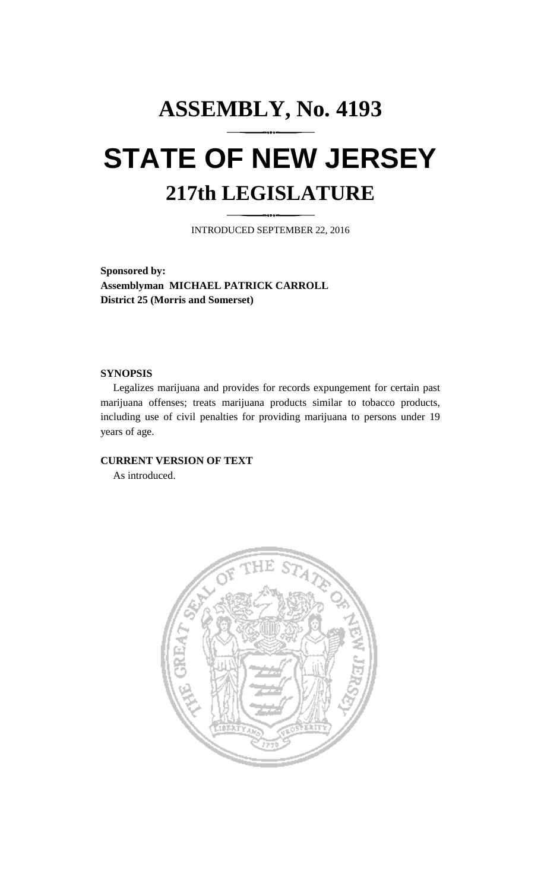# ASSEMBLY, No. 4193

# STATE OF NEW JERSEY

## 217th LEGISLATURE

INTRODUCED SEPTEMBER 22, 2016

**Sponsored by:**
**Assemblyman MICHAEL PATRICK CARROLL**
**District 25 (Morris and Somerset)**

**SYNOPSIS**

Legalizes marijuana and provides for records expungement for certain past marijuana offenses; treats marijuana products similar to tobacco products, including use of civil penalties for providing marijuana to persons under 19 years of age.

**CURRENT VERSION OF TEXT**

As introduced.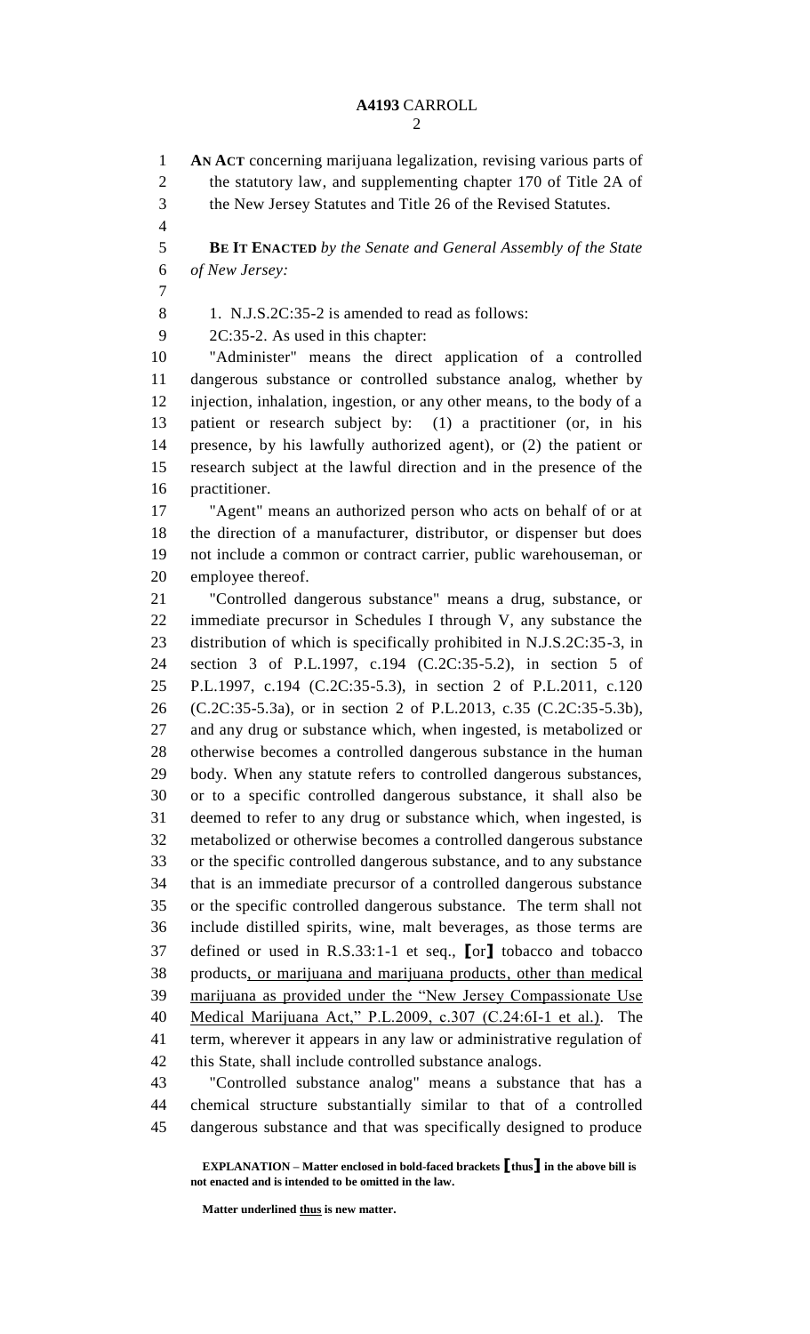**AN ACT** concerning marijuana legalization, revising various parts of the statutory law, and supplementing chapter 170 of Title 2A of the New Jersey Statutes and Title 26 of the Revised Statutes.

**BE IT ENACTED** *by the Senate and General Assembly of the State of New Jersey:*

1. N.J.S.2C:35-2 is amended to read as follows:

2C:35-2. As used in this chapter:

"Administer" means the direct application of a controlled dangerous substance or controlled substance analog, whether by injection, inhalation, ingestion, or any other means, to the body of a patient or research subject by: (1) a practitioner (or, in his presence, by his lawfully authorized agent), or (2) the patient or research subject at the lawful direction and in the presence of the practitioner.

"Agent" means an authorized person who acts on behalf of or at the direction of a manufacturer, distributor, or dispenser but does not include a common or contract carrier, public warehouseman, or employee thereof.

"Controlled dangerous substance" means a drug, substance, or immediate precursor in Schedules I through V, any substance the distribution of which is specifically prohibited in N.J.S.2C:35-3, in section 3 of P.L.1997, c.194 (C.2C:35-5.2), in section 5 of P.L.1997, c.194 (C.2C:35-5.3), in section 2 of P.L.2011, c.120 (C.2C:35-5.3a), or in section 2 of P.L.2013, c.35 (C.2C:35-5.3b), and any drug or substance which, when ingested, is metabolized or otherwise becomes a controlled dangerous substance in the human body. When any statute refers to controlled dangerous substances, or to a specific controlled dangerous substance, it shall also be deemed to refer to any drug or substance which, when ingested, is metabolized or otherwise becomes a controlled dangerous substance or the specific controlled dangerous substance, and to any substance that is an immediate precursor of a controlled dangerous substance or the specific controlled dangerous substance. The term shall not include distilled spirits, wine, malt beverages, as those terms are defined or used in R.S.33:1-1 et seq., **[**or**]** tobacco and tobacco products<u>, or marijuana and marijuana products, other than medical marijuana as provided under the "New Jersey Compassionate Use Medical Marijuana Act," P.L.2009, c.307 (C.24:6I-1 et al.)</u>. The term, wherever it appears in any law or administrative regulation of this State, shall include controlled substance analogs.

"Controlled substance analog" means a substance that has a chemical structure substantially similar to that of a controlled dangerous substance and that was specifically designed to produce

**EXPLANATION – Matter enclosed in bold-faced brackets [thus] in the above bill is not enacted and is intended to be omitted in the law.**

**Matter underlined <u>thus</u> is new matter.**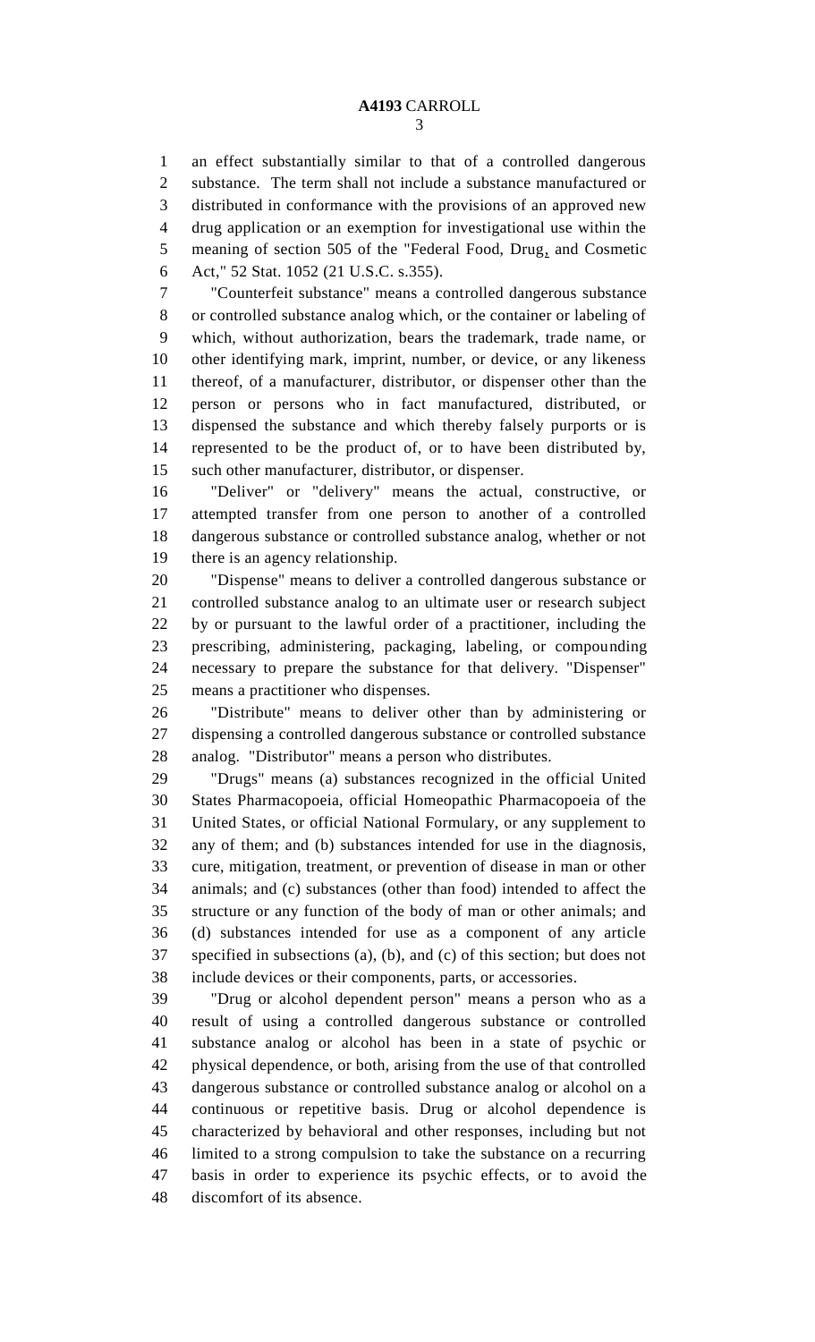an effect substantially similar to that of a controlled dangerous substance. The term shall not include a substance manufactured or distributed in conformance with the provisions of an approved new drug application or an exemption for investigational use within the meaning of section 505 of the "Federal Food, Drug, and Cosmetic Act," 52 Stat. 1052 (21 U.S.C. s.355).

"Counterfeit substance" means a controlled dangerous substance or controlled substance analog which, or the container or labeling of which, without authorization, bears the trademark, trade name, or other identifying mark, imprint, number, or device, or any likeness thereof, of a manufacturer, distributor, or dispenser other than the person or persons who in fact manufactured, distributed, or dispensed the substance and which thereby falsely purports or is represented to be the product of, or to have been distributed by, such other manufacturer, distributor, or dispenser.

"Deliver" or "delivery" means the actual, constructive, or attempted transfer from one person to another of a controlled dangerous substance or controlled substance analog, whether or not there is an agency relationship.

"Dispense" means to deliver a controlled dangerous substance or controlled substance analog to an ultimate user or research subject by or pursuant to the lawful order of a practitioner, including the prescribing, administering, packaging, labeling, or compounding necessary to prepare the substance for that delivery. "Dispenser" means a practitioner who dispenses.

"Distribute" means to deliver other than by administering or dispensing a controlled dangerous substance or controlled substance analog. "Distributor" means a person who distributes.

"Drugs" means (a) substances recognized in the official United States Pharmacopoeia, official Homeopathic Pharmacopoeia of the United States, or official National Formulary, or any supplement to any of them; and (b) substances intended for use in the diagnosis, cure, mitigation, treatment, or prevention of disease in man or other animals; and (c) substances (other than food) intended to affect the structure or any function of the body of man or other animals; and (d) substances intended for use as a component of any article specified in subsections (a), (b), and (c) of this section; but does not include devices or their components, parts, or accessories.

"Drug or alcohol dependent person" means a person who as a result of using a controlled dangerous substance or controlled substance analog or alcohol has been in a state of psychic or physical dependence, or both, arising from the use of that controlled dangerous substance or controlled substance analog or alcohol on a continuous or repetitive basis. Drug or alcohol dependence is characterized by behavioral and other responses, including but not limited to a strong compulsion to take the substance on a recurring basis in order to experience its psychic effects, or to avoid the discomfort of its absence.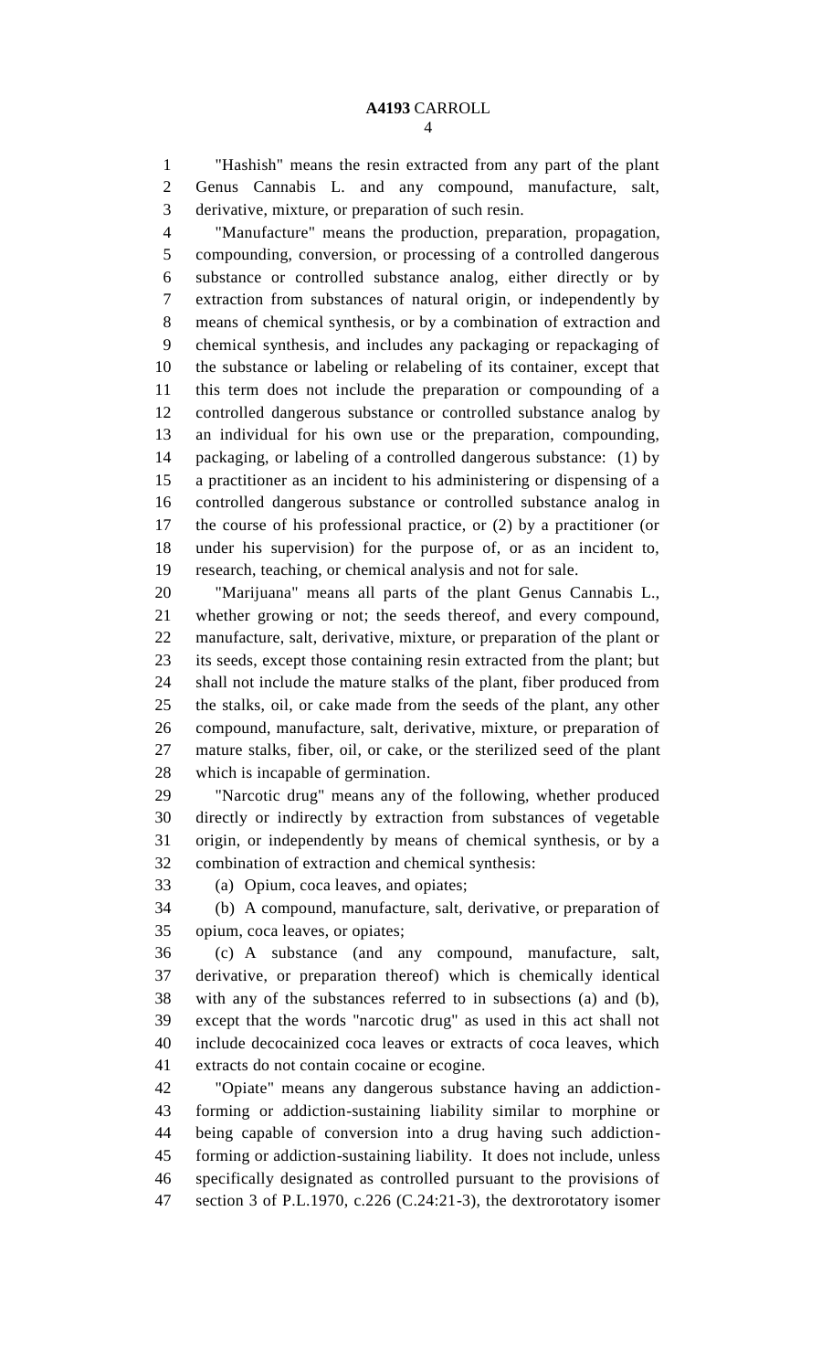"Hashish" means the resin extracted from any part of the plant Genus Cannabis L. and any compound, manufacture, salt, derivative, mixture, or preparation of such resin.

"Manufacture" means the production, preparation, propagation, compounding, conversion, or processing of a controlled dangerous substance or controlled substance analog, either directly or by extraction from substances of natural origin, or independently by means of chemical synthesis, or by a combination of extraction and chemical synthesis, and includes any packaging or repackaging of the substance or labeling or relabeling of its container, except that this term does not include the preparation or compounding of a controlled dangerous substance or controlled substance analog by an individual for his own use or the preparation, compounding, packaging, or labeling of a controlled dangerous substance: (1) by a practitioner as an incident to his administering or dispensing of a controlled dangerous substance or controlled substance analog in the course of his professional practice, or (2) by a practitioner (or under his supervision) for the purpose of, or as an incident to, research, teaching, or chemical analysis and not for sale.

"Marijuana" means all parts of the plant Genus Cannabis L., whether growing or not; the seeds thereof, and every compound, manufacture, salt, derivative, mixture, or preparation of the plant or its seeds, except those containing resin extracted from the plant; but shall not include the mature stalks of the plant, fiber produced from the stalks, oil, or cake made from the seeds of the plant, any other compound, manufacture, salt, derivative, mixture, or preparation of mature stalks, fiber, oil, or cake, or the sterilized seed of the plant which is incapable of germination.

"Narcotic drug" means any of the following, whether produced directly or indirectly by extraction from substances of vegetable origin, or independently by means of chemical synthesis, or by a combination of extraction and chemical synthesis:

(a) Opium, coca leaves, and opiates;

(b) A compound, manufacture, salt, derivative, or preparation of opium, coca leaves, or opiates;

(c) A substance (and any compound, manufacture, salt, derivative, or preparation thereof) which is chemically identical with any of the substances referred to in subsections (a) and (b), except that the words "narcotic drug" as used in this act shall not include decocainized coca leaves or extracts of coca leaves, which extracts do not contain cocaine or ecogine.

"Opiate" means any dangerous substance having an addiction-forming or addiction-sustaining liability similar to morphine or being capable of conversion into a drug having such addiction-forming or addiction-sustaining liability. It does not include, unless specifically designated as controlled pursuant to the provisions of section 3 of P.L.1970, c.226 (C.24:21-3), the dextrorotatory isomer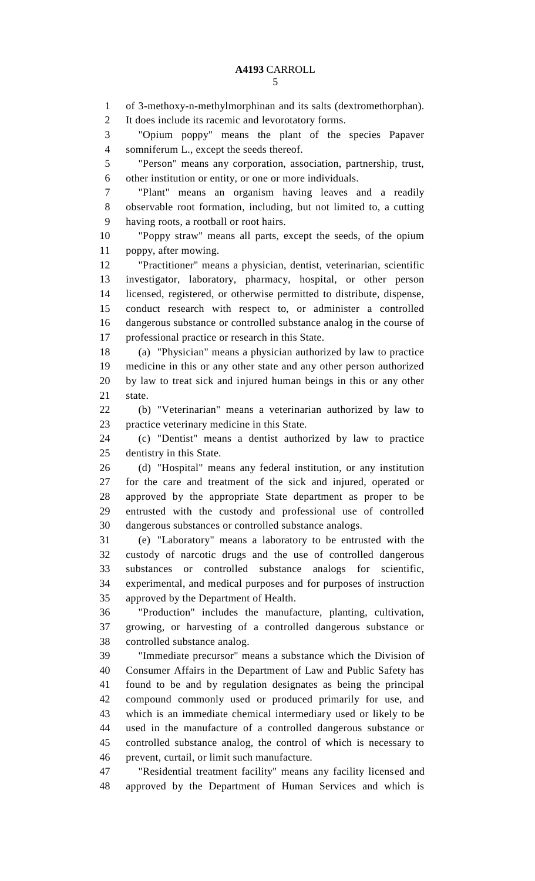of 3-methoxy-n-methylmorphinan and its salts (dextromethorphan). It does include its racemic and levorotatory forms.

"Opium poppy" means the plant of the species Papaver somniferum L., except the seeds thereof.

"Person" means any corporation, association, partnership, trust, other institution or entity, or one or more individuals.

"Plant" means an organism having leaves and a readily observable root formation, including, but not limited to, a cutting having roots, a rootball or root hairs.

"Poppy straw" means all parts, except the seeds, of the opium poppy, after mowing.

"Practitioner" means a physician, dentist, veterinarian, scientific investigator, laboratory, pharmacy, hospital, or other person licensed, registered, or otherwise permitted to distribute, dispense, conduct research with respect to, or administer a controlled dangerous substance or controlled substance analog in the course of professional practice or research in this State.

(a) "Physician" means a physician authorized by law to practice medicine in this or any other state and any other person authorized by law to treat sick and injured human beings in this or any other state.

(b) "Veterinarian" means a veterinarian authorized by law to practice veterinary medicine in this State.

(c) "Dentist" means a dentist authorized by law to practice dentistry in this State.

(d) "Hospital" means any federal institution, or any institution for the care and treatment of the sick and injured, operated or approved by the appropriate State department as proper to be entrusted with the custody and professional use of controlled dangerous substances or controlled substance analogs.

(e) "Laboratory" means a laboratory to be entrusted with the custody of narcotic drugs and the use of controlled dangerous substances or controlled substance analogs for scientific, experimental, and medical purposes and for purposes of instruction approved by the Department of Health.

"Production" includes the manufacture, planting, cultivation, growing, or harvesting of a controlled dangerous substance or controlled substance analog.

"Immediate precursor" means a substance which the Division of Consumer Affairs in the Department of Law and Public Safety has found to be and by regulation designates as being the principal compound commonly used or produced primarily for use, and which is an immediate chemical intermediary used or likely to be used in the manufacture of a controlled dangerous substance or controlled substance analog, the control of which is necessary to prevent, curtail, or limit such manufacture.

"Residential treatment facility" means any facility licensed and approved by the Department of Human Services and which is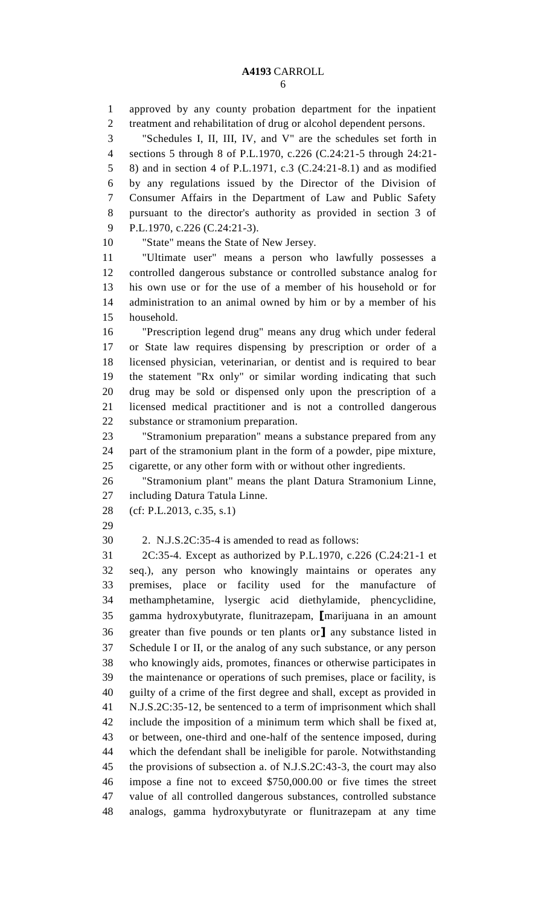approved by any county probation department for the inpatient treatment and rehabilitation of drug or alcohol dependent persons.

"Schedules I, II, III, IV, and V" are the schedules set forth in sections 5 through 8 of P.L.1970, c.226 (C.24:21-5 through 24:21-8) and in section 4 of P.L.1971, c.3 (C.24:21-8.1) and as modified by any regulations issued by the Director of the Division of Consumer Affairs in the Department of Law and Public Safety pursuant to the director's authority as provided in section 3 of P.L.1970, c.226 (C.24:21-3).

"State" means the State of New Jersey.

"Ultimate user" means a person who lawfully possesses a controlled dangerous substance or controlled substance analog for his own use or for the use of a member of his household or for administration to an animal owned by him or by a member of his household.

"Prescription legend drug" means any drug which under federal or State law requires dispensing by prescription or order of a licensed physician, veterinarian, or dentist and is required to bear the statement "Rx only" or similar wording indicating that such drug may be sold or dispensed only upon the prescription of a licensed medical practitioner and is not a controlled dangerous substance or stramonium preparation.

"Stramonium preparation" means a substance prepared from any part of the stramonium plant in the form of a powder, pipe mixture, cigarette, or any other form with or without other ingredients.

"Stramonium plant" means the plant Datura Stramonium Linne, including Datura Tatula Linne.

(cf: P.L.2013, c.35, s.1)

2. N.J.S.2C:35-4 is amended to read as follows:

2C:35-4. Except as authorized by P.L.1970, c.226 (C.24:21-1 et seq.), any person who knowingly maintains or operates any premises, place or facility used for the manufacture of methamphetamine, lysergic acid diethylamide, phencyclidine, gamma hydroxybutyrate, flunitrazepam, ⟦marijuana in an amount greater than five pounds or ten plants or⟧ any substance listed in Schedule I or II, or the analog of any such substance, or any person who knowingly aids, promotes, finances or otherwise participates in the maintenance or operations of such premises, place or facility, is guilty of a crime of the first degree and shall, except as provided in N.J.S.2C:35-12, be sentenced to a term of imprisonment which shall include the imposition of a minimum term which shall be fixed at, or between, one-third and one-half of the sentence imposed, during which the defendant shall be ineligible for parole. Notwithstanding the provisions of subsection a. of N.J.S.2C:43-3, the court may also impose a fine not to exceed $750,000.00 or five times the street value of all controlled dangerous substances, controlled substance analogs, gamma hydroxybutyrate or flunitrazepam at any time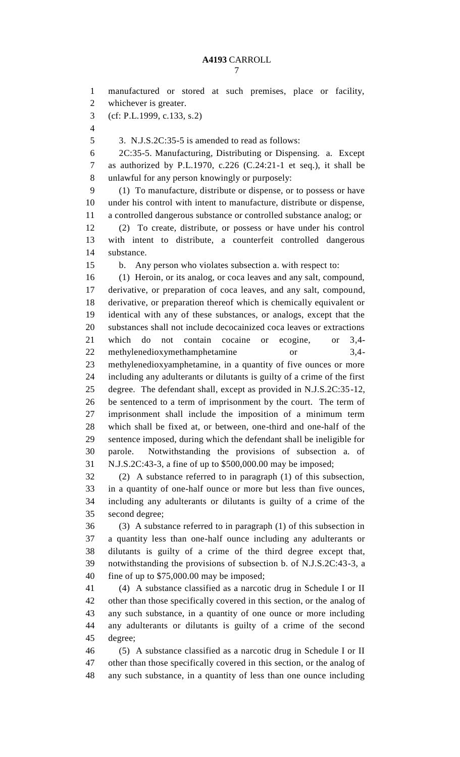manufactured or stored at such premises, place or facility, whichever is greater.

(cf: P.L.1999, c.133, s.2)

3. N.J.S.2C:35-5 is amended to read as follows:

2C:35-5. Manufacturing, Distributing or Dispensing. a. Except as authorized by P.L.1970, c.226 (C.24:21-1 et seq.), it shall be unlawful for any person knowingly or purposely:

(1) To manufacture, distribute or dispense, or to possess or have under his control with intent to manufacture, distribute or dispense, a controlled dangerous substance or controlled substance analog; or

(2) To create, distribute, or possess or have under his control with intent to distribute, a counterfeit controlled dangerous substance.

b. Any person who violates subsection a. with respect to:

(1) Heroin, or its analog, or coca leaves and any salt, compound, derivative, or preparation of coca leaves, and any salt, compound, derivative, or preparation thereof which is chemically equivalent or identical with any of these substances, or analogs, except that the substances shall not include decocainized coca leaves or extractions which do not contain cocaine or ecogine, or 3,4-methylenedioxymethamphetamine or 3,4-methylenedioxyamphetamine, in a quantity of five ounces or more including any adulterants or dilutants is guilty of a crime of the first degree. The defendant shall, except as provided in N.J.S.2C:35-12, be sentenced to a term of imprisonment by the court. The term of imprisonment shall include the imposition of a minimum term which shall be fixed at, or between, one-third and one-half of the sentence imposed, during which the defendant shall be ineligible for parole. Notwithstanding the provisions of subsection a. of N.J.S.2C:43-3, a fine of up to $500,000.00 may be imposed;

(2) A substance referred to in paragraph (1) of this subsection, in a quantity of one-half ounce or more but less than five ounces, including any adulterants or dilutants is guilty of a crime of the second degree;

(3) A substance referred to in paragraph (1) of this subsection in a quantity less than one-half ounce including any adulterants or dilutants is guilty of a crime of the third degree except that, notwithstanding the provisions of subsection b. of N.J.S.2C:43-3, a fine of up to $75,000.00 may be imposed;

(4) A substance classified as a narcotic drug in Schedule I or II other than those specifically covered in this section, or the analog of any such substance, in a quantity of one ounce or more including any adulterants or dilutants is guilty of a crime of the second degree;

(5) A substance classified as a narcotic drug in Schedule I or II other than those specifically covered in this section, or the analog of any such substance, in a quantity of less than one ounce including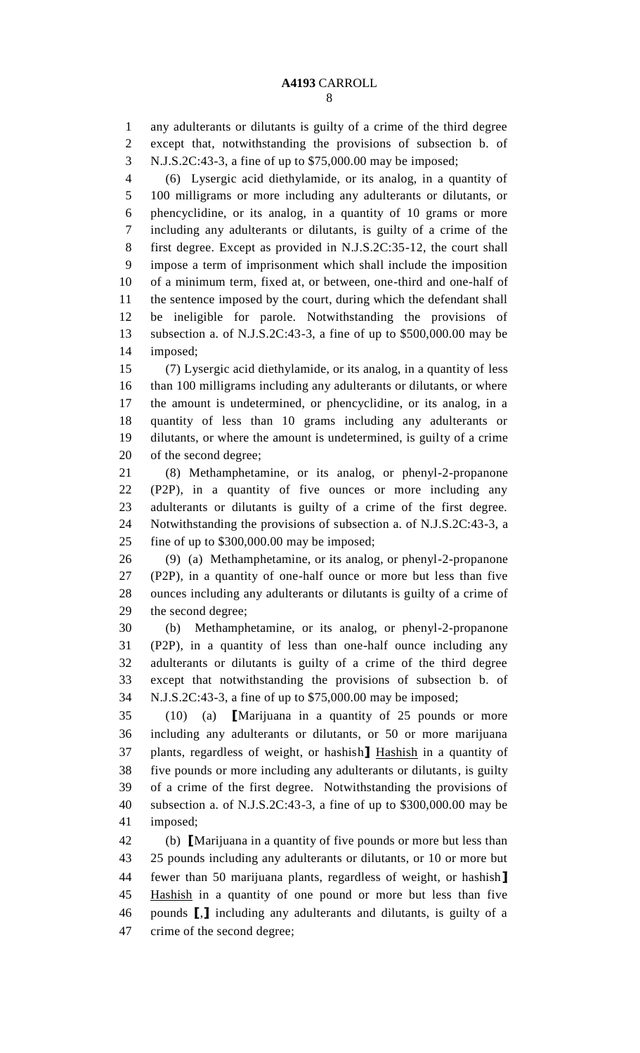any adulterants or dilutants is guilty of a crime of the third degree except that, notwithstanding the provisions of subsection b. of N.J.S.2C:43-3, a fine of up to $75,000.00 may be imposed;

(6) Lysergic acid diethylamide, or its analog, in a quantity of 100 milligrams or more including any adulterants or dilutants, or phencyclidine, or its analog, in a quantity of 10 grams or more including any adulterants or dilutants, is guilty of a crime of the first degree. Except as provided in N.J.S.2C:35-12, the court shall impose a term of imprisonment which shall include the imposition of a minimum term, fixed at, or between, one-third and one-half of the sentence imposed by the court, during which the defendant shall be ineligible for parole. Notwithstanding the provisions of subsection a. of N.J.S.2C:43-3, a fine of up to $500,000.00 may be imposed;

(7) Lysergic acid diethylamide, or its analog, in a quantity of less than 100 milligrams including any adulterants or dilutants, or where the amount is undetermined, or phencyclidine, or its analog, in a quantity of less than 10 grams including any adulterants or dilutants, or where the amount is undetermined, is guilty of a crime of the second degree;

(8) Methamphetamine, or its analog, or phenyl-2-propanone (P2P), in a quantity of five ounces or more including any adulterants or dilutants is guilty of a crime of the first degree. Notwithstanding the provisions of subsection a. of N.J.S.2C:43-3, a fine of up to $300,000.00 may be imposed;

(9) (a) Methamphetamine, or its analog, or phenyl-2-propanone (P2P), in a quantity of one-half ounce or more but less than five ounces including any adulterants or dilutants is guilty of a crime of the second degree;

(b) Methamphetamine, or its analog, or phenyl-2-propanone (P2P), in a quantity of less than one-half ounce including any adulterants or dilutants is guilty of a crime of the third degree except that notwithstanding the provisions of subsection b. of N.J.S.2C:43-3, a fine of up to $75,000.00 may be imposed;

(10) (a) ⟦Marijuana in a quantity of 25 pounds or more including any adulterants or dilutants, or 50 or more marijuana plants, regardless of weight, or hashish⟧ <u>Hashish</u> in a quantity of five pounds or more including any adulterants or dilutants, is guilty of a crime of the first degree. Notwithstanding the provisions of subsection a. of N.J.S.2C:43-3, a fine of up to $300,000.00 may be imposed;

(b) ⟦Marijuana in a quantity of five pounds or more but less than 25 pounds including any adulterants or dilutants, or 10 or more but fewer than 50 marijuana plants, regardless of weight, or hashish⟧ <u>Hashish</u> in a quantity of one pound or more but less than five pounds ⟦,⟧ including any adulterants and dilutants, is guilty of a crime of the second degree;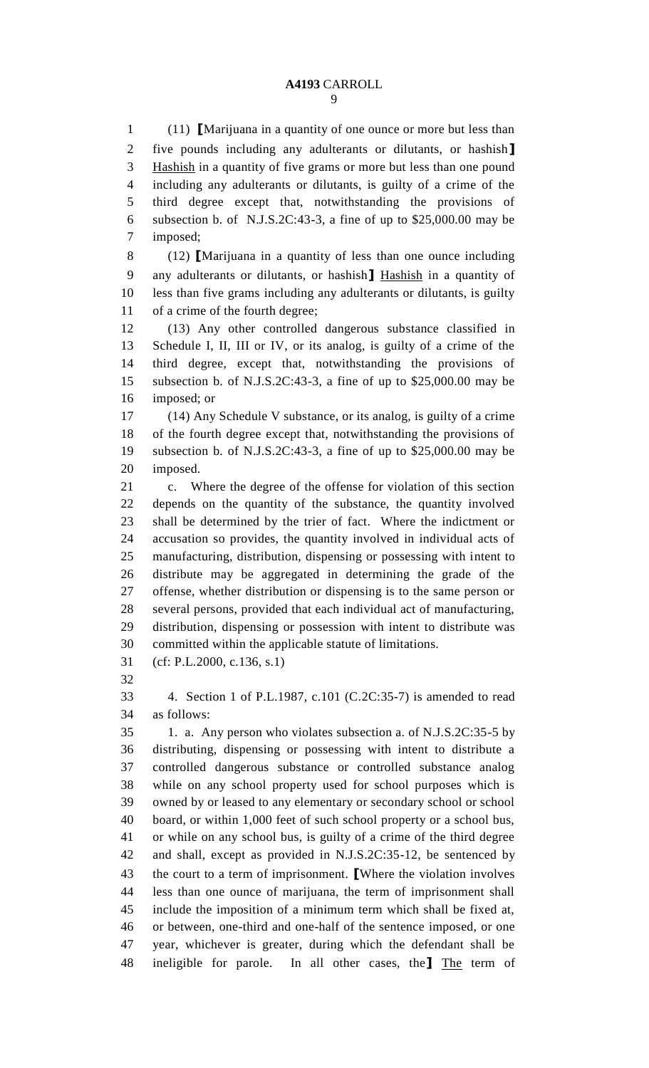(11) [Marijuana in a quantity of one ounce or more but less than five pounds including any adulterants or dilutants, or hashish] Hashish in a quantity of five grams or more but less than one pound including any adulterants or dilutants, is guilty of a crime of the third degree except that, notwithstanding the provisions of subsection b. of N.J.S.2C:43-3, a fine of up to $25,000.00 may be imposed;

(12) [Marijuana in a quantity of less than one ounce including any adulterants or dilutants, or hashish] Hashish in a quantity of less than five grams including any adulterants or dilutants, is guilty of a crime of the fourth degree;

(13) Any other controlled dangerous substance classified in Schedule I, II, III or IV, or its analog, is guilty of a crime of the third degree, except that, notwithstanding the provisions of subsection b. of N.J.S.2C:43-3, a fine of up to $25,000.00 may be imposed; or

(14) Any Schedule V substance, or its analog, is guilty of a crime of the fourth degree except that, notwithstanding the provisions of subsection b. of N.J.S.2C:43-3, a fine of up to $25,000.00 may be imposed.

c. Where the degree of the offense for violation of this section depends on the quantity of the substance, the quantity involved shall be determined by the trier of fact. Where the indictment or accusation so provides, the quantity involved in individual acts of manufacturing, distribution, dispensing or possessing with intent to distribute may be aggregated in determining the grade of the offense, whether distribution or dispensing is to the same person or several persons, provided that each individual act of manufacturing, distribution, dispensing or possession with intent to distribute was committed within the applicable statute of limitations.

(cf: P.L.2000, c.136, s.1)

4. Section 1 of P.L.1987, c.101 (C.2C:35-7) is amended to read as follows:

1. a. Any person who violates subsection a. of N.J.S.2C:35-5 by distributing, dispensing or possessing with intent to distribute a controlled dangerous substance or controlled substance analog while on any school property used for school purposes which is owned by or leased to any elementary or secondary school or school board, or within 1,000 feet of such school property or a school bus, or while on any school bus, is guilty of a crime of the third degree and shall, except as provided in N.J.S.2C:35-12, be sentenced by the court to a term of imprisonment. [Where the violation involves less than one ounce of marijuana, the term of imprisonment shall include the imposition of a minimum term which shall be fixed at, or between, one-third and one-half of the sentence imposed, or one year, whichever is greater, during which the defendant shall be ineligible for parole. In all other cases, the] The term of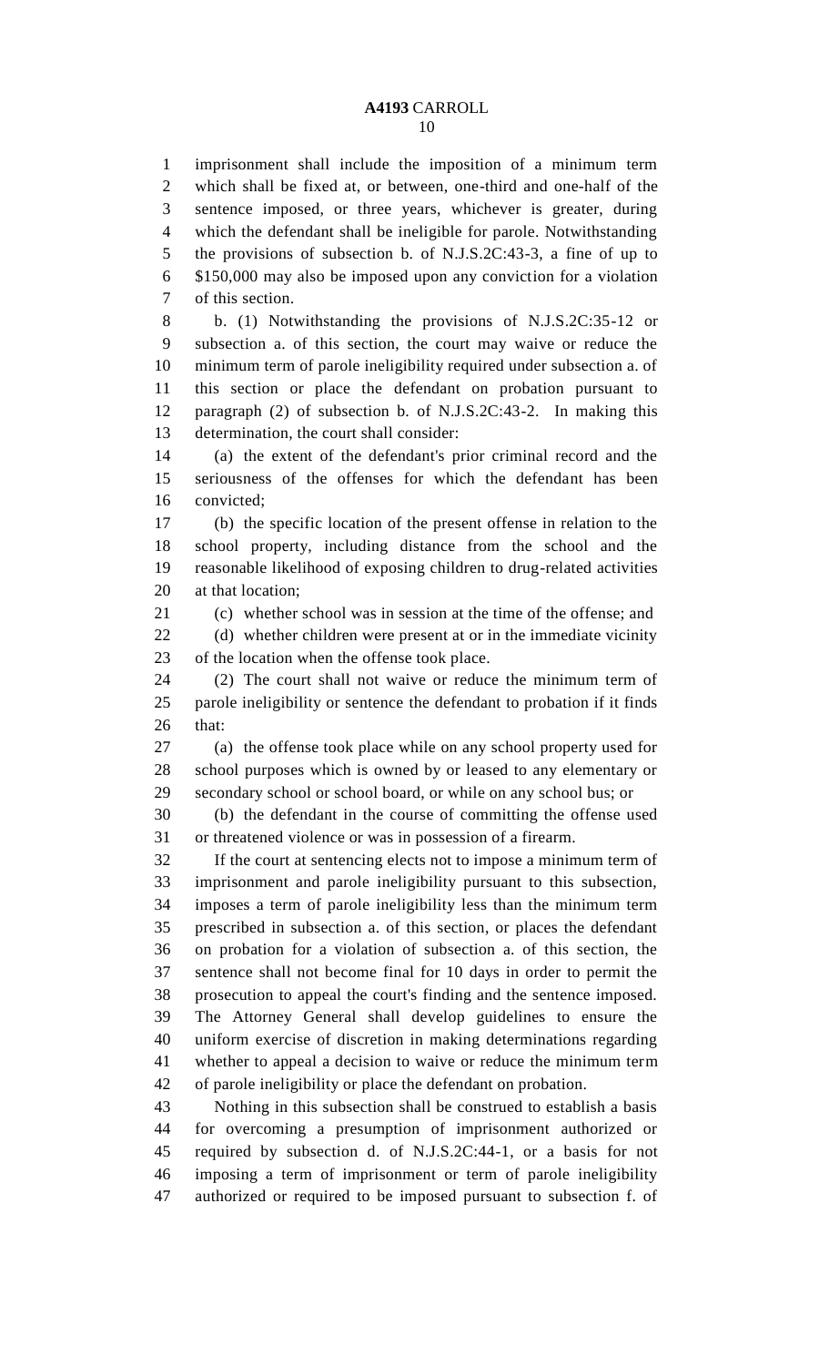imprisonment shall include the imposition of a minimum term which shall be fixed at, or between, one-third and one-half of the sentence imposed, or three years, whichever is greater, during which the defendant shall be ineligible for parole. Notwithstanding the provisions of subsection b. of N.J.S.2C:43-3, a fine of up to $150,000 may also be imposed upon any conviction for a violation of this section.

b. (1) Notwithstanding the provisions of N.J.S.2C:35-12 or subsection a. of this section, the court may waive or reduce the minimum term of parole ineligibility required under subsection a. of this section or place the defendant on probation pursuant to paragraph (2) of subsection b. of N.J.S.2C:43-2. In making this determination, the court shall consider:

(a) the extent of the defendant's prior criminal record and the seriousness of the offenses for which the defendant has been convicted;

(b) the specific location of the present offense in relation to the school property, including distance from the school and the reasonable likelihood of exposing children to drug-related activities at that location;

(c) whether school was in session at the time of the offense; and

(d) whether children were present at or in the immediate vicinity of the location when the offense took place.

(2) The court shall not waive or reduce the minimum term of parole ineligibility or sentence the defendant to probation if it finds that:

(a) the offense took place while on any school property used for school purposes which is owned by or leased to any elementary or secondary school or school board, or while on any school bus; or

(b) the defendant in the course of committing the offense used or threatened violence or was in possession of a firearm.

If the court at sentencing elects not to impose a minimum term of imprisonment and parole ineligibility pursuant to this subsection, imposes a term of parole ineligibility less than the minimum term prescribed in subsection a. of this section, or places the defendant on probation for a violation of subsection a. of this section, the sentence shall not become final for 10 days in order to permit the prosecution to appeal the court's finding and the sentence imposed. The Attorney General shall develop guidelines to ensure the uniform exercise of discretion in making determinations regarding whether to appeal a decision to waive or reduce the minimum term of parole ineligibility or place the defendant on probation.

Nothing in this subsection shall be construed to establish a basis for overcoming a presumption of imprisonment authorized or required by subsection d. of N.J.S.2C:44-1, or a basis for not imposing a term of imprisonment or term of parole ineligibility authorized or required to be imposed pursuant to subsection f. of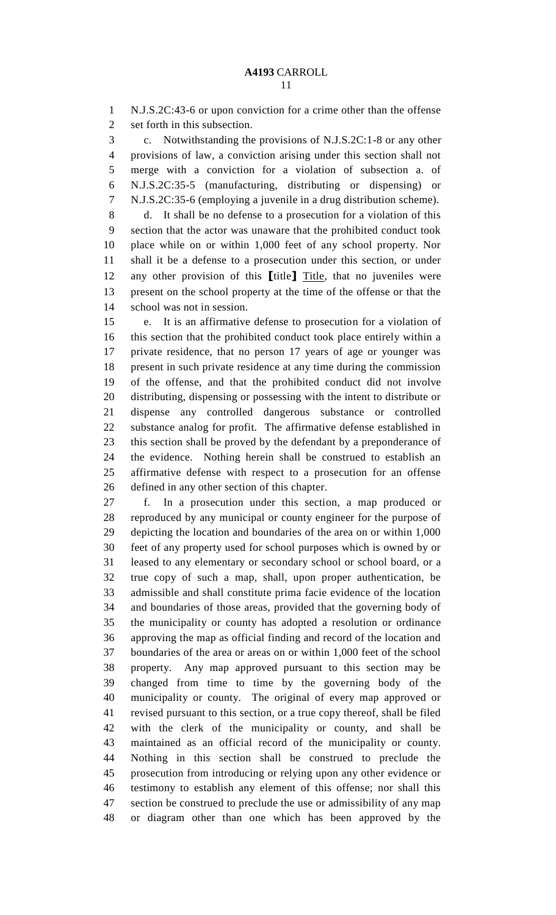N.J.S.2C:43-6 or upon conviction for a crime other than the offense set forth in this subsection.

c. Notwithstanding the provisions of N.J.S.2C:1-8 or any other provisions of law, a conviction arising under this section shall not merge with a conviction for a violation of subsection a. of N.J.S.2C:35-5 (manufacturing, distributing or dispensing) or N.J.S.2C:35-6 (employing a juvenile in a drug distribution scheme).

d. It shall be no defense to a prosecution for a violation of this section that the actor was unaware that the prohibited conduct took place while on or within 1,000 feet of any school property. Nor shall it be a defense to a prosecution under this section, or under any other provision of this [title] Title, that no juveniles were present on the school property at the time of the offense or that the school was not in session.

e. It is an affirmative defense to prosecution for a violation of this section that the prohibited conduct took place entirely within a private residence, that no person 17 years of age or younger was present in such private residence at any time during the commission of the offense, and that the prohibited conduct did not involve distributing, dispensing or possessing with the intent to distribute or dispense any controlled dangerous substance or controlled substance analog for profit. The affirmative defense established in this section shall be proved by the defendant by a preponderance of the evidence. Nothing herein shall be construed to establish an affirmative defense with respect to a prosecution for an offense defined in any other section of this chapter.

f. In a prosecution under this section, a map produced or reproduced by any municipal or county engineer for the purpose of depicting the location and boundaries of the area on or within 1,000 feet of any property used for school purposes which is owned by or leased to any elementary or secondary school or school board, or a true copy of such a map, shall, upon proper authentication, be admissible and shall constitute prima facie evidence of the location and boundaries of those areas, provided that the governing body of the municipality or county has adopted a resolution or ordinance approving the map as official finding and record of the location and boundaries of the area or areas on or within 1,000 feet of the school property. Any map approved pursuant to this section may be changed from time to time by the governing body of the municipality or county. The original of every map approved or revised pursuant to this section, or a true copy thereof, shall be filed with the clerk of the municipality or county, and shall be maintained as an official record of the municipality or county. Nothing in this section shall be construed to preclude the prosecution from introducing or relying upon any other evidence or testimony to establish any element of this offense; nor shall this section be construed to preclude the use or admissibility of any map or diagram other than one which has been approved by the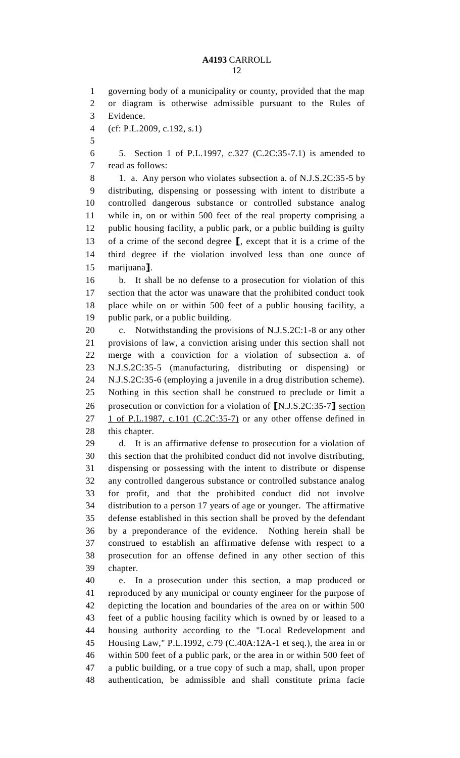governing body of a municipality or county, provided that the map or diagram is otherwise admissible pursuant to the Rules of Evidence.

(cf: P.L.2009, c.192, s.1)

5. Section 1 of P.L.1997, c.327 (C.2C:35-7.1) is amended to read as follows:

1. a. Any person who violates subsection a. of N.J.S.2C:35-5 by distributing, dispensing or possessing with intent to distribute a controlled dangerous substance or controlled substance analog while in, on or within 500 feet of the real property comprising a public housing facility, a public park, or a public building is guilty of a crime of the second degree **[**, except that it is a crime of the third degree if the violation involved less than one ounce of marijuana**]**.

b. It shall be no defense to a prosecution for violation of this section that the actor was unaware that the prohibited conduct took place while on or within 500 feet of a public housing facility, a public park, or a public building.

c. Notwithstanding the provisions of N.J.S.2C:1-8 or any other provisions of law, a conviction arising under this section shall not merge with a conviction for a violation of subsection a. of N.J.S.2C:35-5 (manufacturing, distributing or dispensing) or N.J.S.2C:35-6 (employing a juvenile in a drug distribution scheme). Nothing in this section shall be construed to preclude or limit a prosecution or conviction for a violation of **[**N.J.S.2C:35-7**]** <u>section 1 of P.L.1987, c.101 (C.2C:35-7)</u> or any other offense defined in this chapter.

d. It is an affirmative defense to prosecution for a violation of this section that the prohibited conduct did not involve distributing, dispensing or possessing with the intent to distribute or dispense any controlled dangerous substance or controlled substance analog for profit, and that the prohibited conduct did not involve distribution to a person 17 years of age or younger. The affirmative defense established in this section shall be proved by the defendant by a preponderance of the evidence. Nothing herein shall be construed to establish an affirmative defense with respect to a prosecution for an offense defined in any other section of this chapter.

e. In a prosecution under this section, a map produced or reproduced by any municipal or county engineer for the purpose of depicting the location and boundaries of the area on or within 500 feet of a public housing facility which is owned by or leased to a housing authority according to the "Local Redevelopment and Housing Law," P.L.1992, c.79 (C.40A:12A-1 et seq.), the area in or within 500 feet of a public park, or the area in or within 500 feet of a public building, or a true copy of such a map, shall, upon proper authentication, be admissible and shall constitute prima facie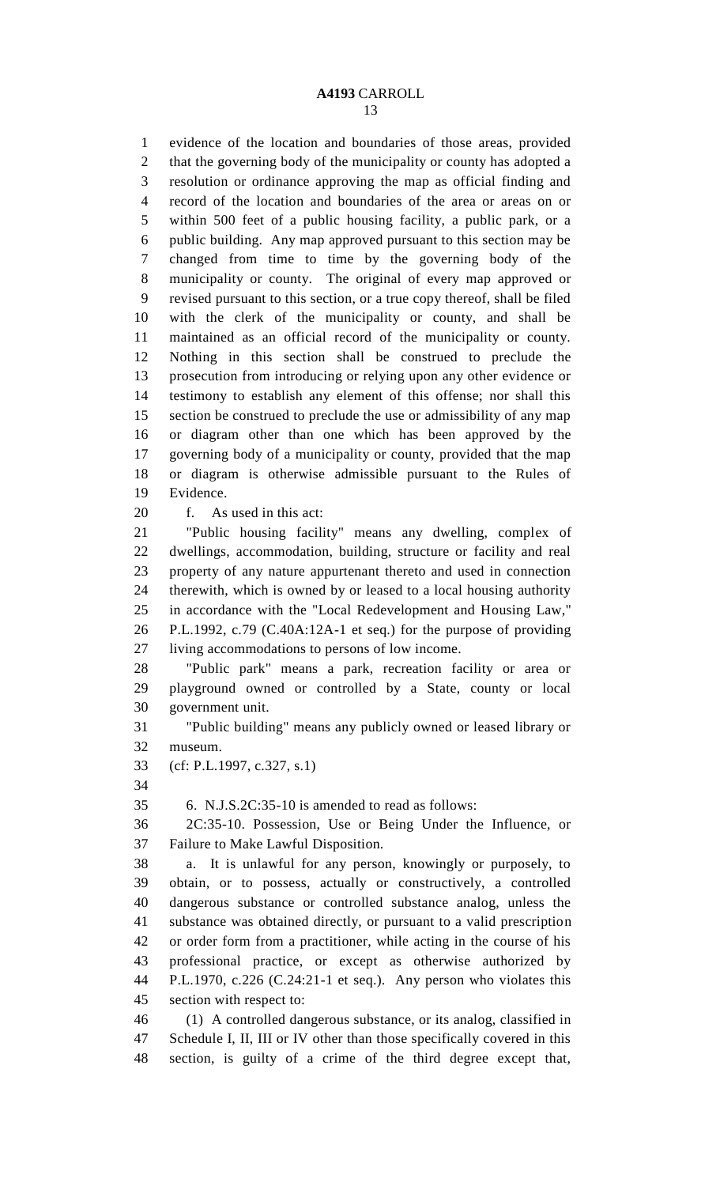evidence of the location and boundaries of those areas, provided that the governing body of the municipality or county has adopted a resolution or ordinance approving the map as official finding and record of the location and boundaries of the area or areas on or within 500 feet of a public housing facility, a public park, or a public building. Any map approved pursuant to this section may be changed from time to time by the governing body of the municipality or county. The original of every map approved or revised pursuant to this section, or a true copy thereof, shall be filed with the clerk of the municipality or county, and shall be maintained as an official record of the municipality or county. Nothing in this section shall be construed to preclude the prosecution from introducing or relying upon any other evidence or testimony to establish any element of this offense; nor shall this section be construed to preclude the use or admissibility of any map or diagram other than one which has been approved by the governing body of a municipality or county, provided that the map or diagram is otherwise admissible pursuant to the Rules of Evidence.

f. As used in this act:

"Public housing facility" means any dwelling, complex of dwellings, accommodation, building, structure or facility and real property of any nature appurtenant thereto and used in connection therewith, which is owned by or leased to a local housing authority in accordance with the "Local Redevelopment and Housing Law," P.L.1992, c.79 (C.40A:12A-1 et seq.) for the purpose of providing living accommodations to persons of low income.

"Public park" means a park, recreation facility or area or playground owned or controlled by a State, county or local government unit.

"Public building" means any publicly owned or leased library or museum.

(cf: P.L.1997, c.327, s.1)

6. N.J.S.2C:35-10 is amended to read as follows:

2C:35-10. Possession, Use or Being Under the Influence, or Failure to Make Lawful Disposition.

a. It is unlawful for any person, knowingly or purposely, to obtain, or to possess, actually or constructively, a controlled dangerous substance or controlled substance analog, unless the substance was obtained directly, or pursuant to a valid prescription or order form from a practitioner, while acting in the course of his professional practice, or except as otherwise authorized by P.L.1970, c.226 (C.24:21-1 et seq.). Any person who violates this section with respect to:

(1) A controlled dangerous substance, or its analog, classified in Schedule I, II, III or IV other than those specifically covered in this section, is guilty of a crime of the third degree except that,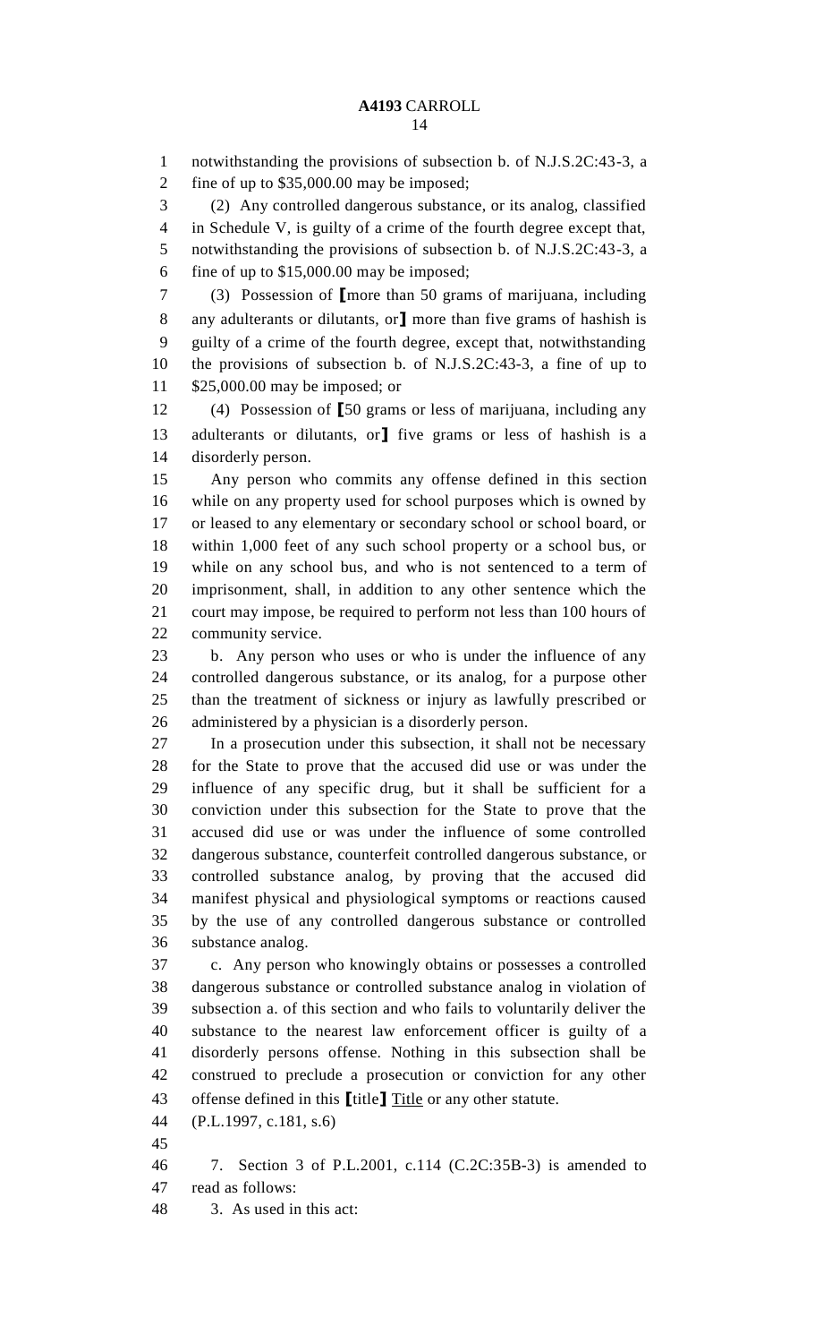notwithstanding the provisions of subsection b. of N.J.S.2C:43-3, a fine of up to $35,000.00 may be imposed;

(2) Any controlled dangerous substance, or its analog, classified in Schedule V, is guilty of a crime of the fourth degree except that, notwithstanding the provisions of subsection b. of N.J.S.2C:43-3, a fine of up to $15,000.00 may be imposed;

(3) Possession of ⟦more than 50 grams of marijuana, including any adulterants or dilutants, or⟧ more than five grams of hashish is guilty of a crime of the fourth degree, except that, notwithstanding the provisions of subsection b. of N.J.S.2C:43-3, a fine of up to $25,000.00 may be imposed; or

(4) Possession of ⟦50 grams or less of marijuana, including any adulterants or dilutants, or⟧ five grams or less of hashish is a disorderly person.

Any person who commits any offense defined in this section while on any property used for school purposes which is owned by or leased to any elementary or secondary school or school board, or within 1,000 feet of any such school property or a school bus, or while on any school bus, and who is not sentenced to a term of imprisonment, shall, in addition to any other sentence which the court may impose, be required to perform not less than 100 hours of community service.

b. Any person who uses or who is under the influence of any controlled dangerous substance, or its analog, for a purpose other than the treatment of sickness or injury as lawfully prescribed or administered by a physician is a disorderly person.

In a prosecution under this subsection, it shall not be necessary for the State to prove that the accused did use or was under the influence of any specific drug, but it shall be sufficient for a conviction under this subsection for the State to prove that the accused did use or was under the influence of some controlled dangerous substance, counterfeit controlled dangerous substance, or controlled substance analog, by proving that the accused did manifest physical and physiological symptoms or reactions caused by the use of any controlled dangerous substance or controlled substance analog.

c. Any person who knowingly obtains or possesses a controlled dangerous substance or controlled substance analog in violation of subsection a. of this section and who fails to voluntarily deliver the substance to the nearest law enforcement officer is guilty of a disorderly persons offense. Nothing in this subsection shall be construed to preclude a prosecution or conviction for any other offense defined in this ⟦title⟧ <u>Title</u> or any other statute.

(P.L.1997, c.181, s.6)

7. Section 3 of P.L.2001, c.114 (C.2C:35B-3) is amended to read as follows:

3. As used in this act: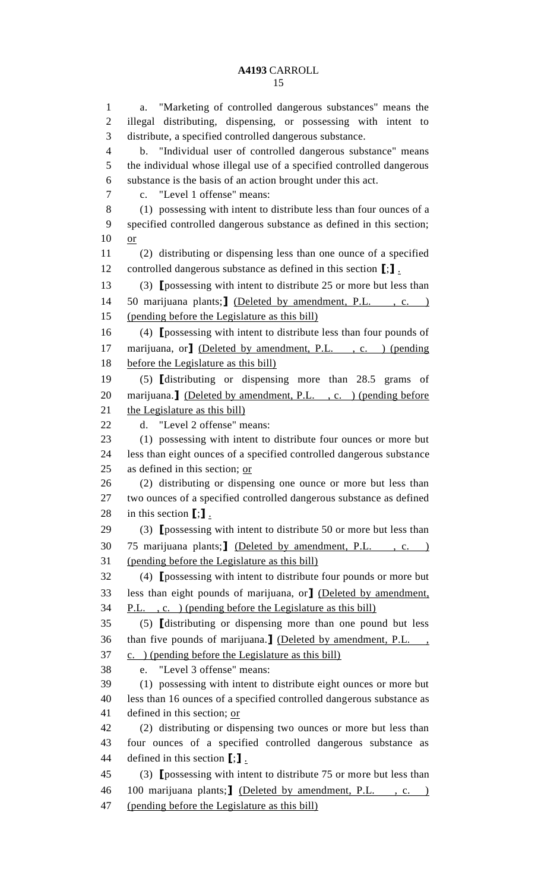a. "Marketing of controlled dangerous substances" means the illegal distributing, dispensing, or possessing with intent to distribute, a specified controlled dangerous substance.

b. "Individual user of controlled dangerous substance" means the individual whose illegal use of a specified controlled dangerous substance is the basis of an action brought under this act.

c. "Level 1 offense" means:

(1) possessing with intent to distribute less than four ounces of a specified controlled dangerous substance as defined in this section; or

(2) distributing or dispensing less than one ounce of a specified controlled dangerous substance as defined in this section [;] .

(3) [possessing with intent to distribute 25 or more but less than 50 marijuana plants;] (Deleted by amendment, P.L. , c. ) (pending before the Legislature as this bill)

(4) [possessing with intent to distribute less than four pounds of marijuana, or] (Deleted by amendment, P.L. , c. ) (pending before the Legislature as this bill)

(5) [distributing or dispensing more than 28.5 grams of marijuana.] (Deleted by amendment, P.L. , c. ) (pending before the Legislature as this bill)

d. "Level 2 offense" means:

(1) possessing with intent to distribute four ounces or more but less than eight ounces of a specified controlled dangerous substance as defined in this section; or

(2) distributing or dispensing one ounce or more but less than two ounces of a specified controlled dangerous substance as defined in this section [;] .

(3) [possessing with intent to distribute 50 or more but less than 75 marijuana plants;] (Deleted by amendment, P.L. , c. ) (pending before the Legislature as this bill)

(4) [possessing with intent to distribute four pounds or more but less than eight pounds of marijuana, or] (Deleted by amendment, P.L. , c. ) (pending before the Legislature as this bill)

(5) [distributing or dispensing more than one pound but less than five pounds of marijuana.] (Deleted by amendment, P.L. , c. ) (pending before the Legislature as this bill)

e. "Level 3 offense" means:

(1) possessing with intent to distribute eight ounces or more but less than 16 ounces of a specified controlled dangerous substance as defined in this section; or

(2) distributing or dispensing two ounces or more but less than four ounces of a specified controlled dangerous substance as defined in this section [;] .

(3) [possessing with intent to distribute 75 or more but less than 100 marijuana plants;] (Deleted by amendment, P.L. , c. ) (pending before the Legislature as this bill)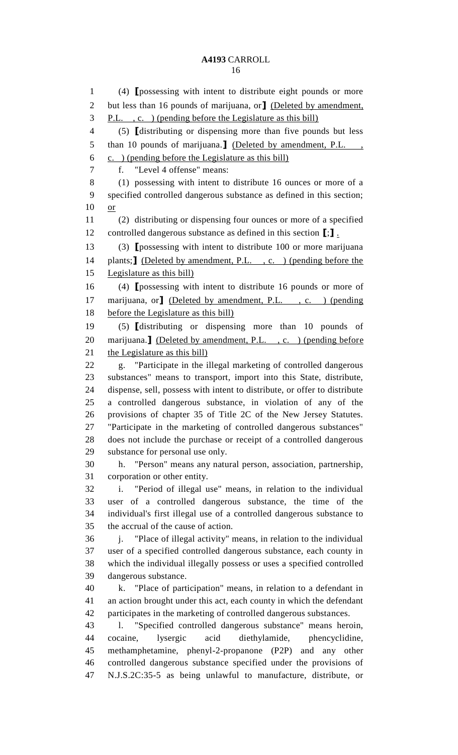(4) ⟦possessing with intent to distribute eight pounds or more but less than 16 pounds of marijuana, or⟧ <u>(Deleted by amendment, P.L. , c. ) (pending before the Legislature as this bill)</u>

(5) ⟦distributing or dispensing more than five pounds but less than 10 pounds of marijuana.⟧ <u>(Deleted by amendment, P.L. , c. ) (pending before the Legislature as this bill)</u>

f. "Level 4 offense" means:

(1) possessing with intent to distribute 16 ounces or more of a specified controlled dangerous substance as defined in this section; <u>or</u>

(2) distributing or dispensing four ounces or more of a specified controlled dangerous substance as defined in this section ⟦;⟧ <u>.</u>

(3) ⟦possessing with intent to distribute 100 or more marijuana plants;⟧ <u>(Deleted by amendment, P.L. , c. ) (pending before the Legislature as this bill)</u>

(4) ⟦possessing with intent to distribute 16 pounds or more of marijuana, or⟧ <u>(Deleted by amendment, P.L. , c. ) (pending before the Legislature as this bill)</u>

(5) ⟦distributing or dispensing more than 10 pounds of marijuana.⟧ <u>(Deleted by amendment, P.L. , c. ) (pending before the Legislature as this bill)</u>

g. "Participate in the illegal marketing of controlled dangerous substances" means to transport, import into this State, distribute, dispense, sell, possess with intent to distribute, or offer to distribute a controlled dangerous substance, in violation of any of the provisions of chapter 35 of Title 2C of the New Jersey Statutes. "Participate in the marketing of controlled dangerous substances" does not include the purchase or receipt of a controlled dangerous substance for personal use only.

h. "Person" means any natural person, association, partnership, corporation or other entity.

i. "Period of illegal use" means, in relation to the individual user of a controlled dangerous substance, the time of the individual's first illegal use of a controlled dangerous substance to the accrual of the cause of action.

j. "Place of illegal activity" means, in relation to the individual user of a specified controlled dangerous substance, each county in which the individual illegally possess or uses a specified controlled dangerous substance.

k. "Place of participation" means, in relation to a defendant in an action brought under this act, each county in which the defendant participates in the marketing of controlled dangerous substances.

l. "Specified controlled dangerous substance" means heroin, cocaine, lysergic acid diethylamide, phencyclidine, methamphetamine, phenyl-2-propanone (P2P) and any other controlled dangerous substance specified under the provisions of N.J.S.2C:35-5 as being unlawful to manufacture, distribute, or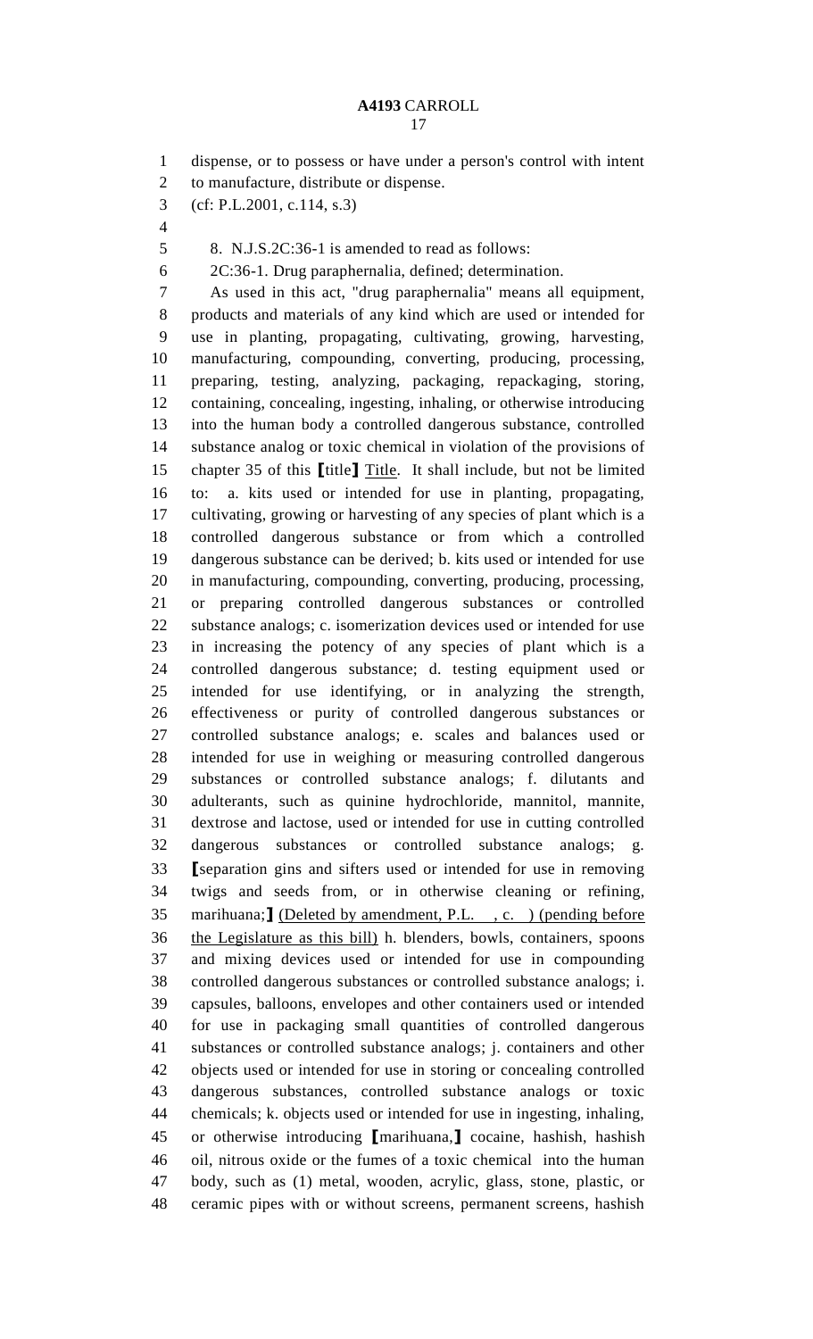dispense, or to possess or have under a person's control with intent to manufacture, distribute or dispense.

(cf: P.L.2001, c.114, s.3)

8. N.J.S.2C:36-1 is amended to read as follows:

2C:36-1. Drug paraphernalia, defined; determination.

As used in this act, "drug paraphernalia" means all equipment, products and materials of any kind which are used or intended for use in planting, propagating, cultivating, growing, harvesting, manufacturing, compounding, converting, producing, processing, preparing, testing, analyzing, packaging, repackaging, storing, containing, concealing, ingesting, inhaling, or otherwise introducing into the human body a controlled dangerous substance, controlled substance analog or toxic chemical in violation of the provisions of chapter 35 of this [title] Title. It shall include, but not be limited to: a. kits used or intended for use in planting, propagating, cultivating, growing or harvesting of any species of plant which is a controlled dangerous substance or from which a controlled dangerous substance can be derived; b. kits used or intended for use in manufacturing, compounding, converting, producing, processing, or preparing controlled dangerous substances or controlled substance analogs; c. isomerization devices used or intended for use in increasing the potency of any species of plant which is a controlled dangerous substance; d. testing equipment used or intended for use identifying, or in analyzing the strength, effectiveness or purity of controlled dangerous substances or controlled substance analogs; e. scales and balances used or intended for use in weighing or measuring controlled dangerous substances or controlled substance analogs; f. dilutants and adulterants, such as quinine hydrochloride, mannitol, mannite, dextrose and lactose, used or intended for use in cutting controlled dangerous substances or controlled substance analogs; g. [separation gins and sifters used or intended for use in removing twigs and seeds from, or in otherwise cleaning or refining, marihuana;] (Deleted by amendment, P.L. , c. ) (pending before the Legislature as this bill) h. blenders, bowls, containers, spoons and mixing devices used or intended for use in compounding controlled dangerous substances or controlled substance analogs; i. capsules, balloons, envelopes and other containers used or intended for use in packaging small quantities of controlled dangerous substances or controlled substance analogs; j. containers and other objects used or intended for use in storing or concealing controlled dangerous substances, controlled substance analogs or toxic chemicals; k. objects used or intended for use in ingesting, inhaling, or otherwise introducing [marihuana,] cocaine, hashish, hashish oil, nitrous oxide or the fumes of a toxic chemical into the human body, such as (1) metal, wooden, acrylic, glass, stone, plastic, or ceramic pipes with or without screens, permanent screens, hashish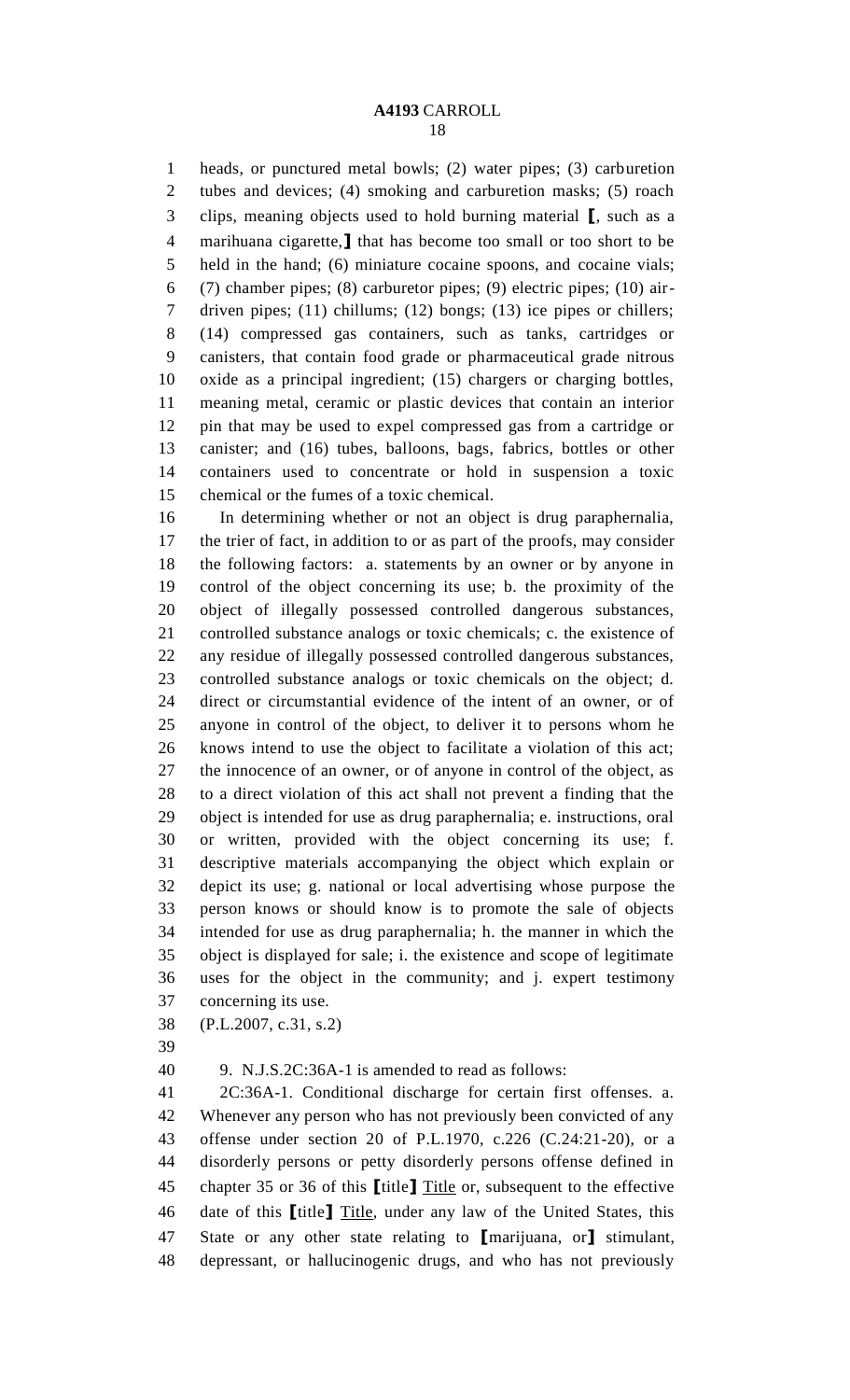heads, or punctured metal bowls; (2) water pipes; (3) carburetion tubes and devices; (4) smoking and carburetion masks; (5) roach clips, meaning objects used to hold burning material [, such as a marihuana cigarette,] that has become too small or too short to be held in the hand; (6) miniature cocaine spoons, and cocaine vials; (7) chamber pipes; (8) carburetor pipes; (9) electric pipes; (10) air-driven pipes; (11) chillums; (12) bongs; (13) ice pipes or chillers; (14) compressed gas containers, such as tanks, cartridges or canisters, that contain food grade or pharmaceutical grade nitrous oxide as a principal ingredient; (15) chargers or charging bottles, meaning metal, ceramic or plastic devices that contain an interior pin that may be used to expel compressed gas from a cartridge or canister; and (16) tubes, balloons, bags, fabrics, bottles or other containers used to concentrate or hold in suspension a toxic chemical or the fumes of a toxic chemical.

In determining whether or not an object is drug paraphernalia, the trier of fact, in addition to or as part of the proofs, may consider the following factors: a. statements by an owner or by anyone in control of the object concerning its use; b. the proximity of the object of illegally possessed controlled dangerous substances, controlled substance analogs or toxic chemicals; c. the existence of any residue of illegally possessed controlled dangerous substances, controlled substance analogs or toxic chemicals on the object; d. direct or circumstantial evidence of the intent of an owner, or of anyone in control of the object, to deliver it to persons whom he knows intend to use the object to facilitate a violation of this act; the innocence of an owner, or of anyone in control of the object, as to a direct violation of this act shall not prevent a finding that the object is intended for use as drug paraphernalia; e. instructions, oral or written, provided with the object concerning its use; f. descriptive materials accompanying the object which explain or depict its use; g. national or local advertising whose purpose the person knows or should know is to promote the sale of objects intended for use as drug paraphernalia; h. the manner in which the object is displayed for sale; i. the existence and scope of legitimate uses for the object in the community; and j. expert testimony concerning its use.

(P.L.2007, c.31, s.2)

9. N.J.S.2C:36A-1 is amended to read as follows:

2C:36A-1. Conditional discharge for certain first offenses. a. Whenever any person who has not previously been convicted of any offense under section 20 of P.L.1970, c.226 (C.24:21-20), or a disorderly persons or petty disorderly persons offense defined in chapter 35 or 36 of this [title] <u>Title</u> or, subsequent to the effective date of this [title] <u>Title</u>, under any law of the United States, this State or any other state relating to [marijuana, or] stimulant, depressant, or hallucinogenic drugs, and who has not previously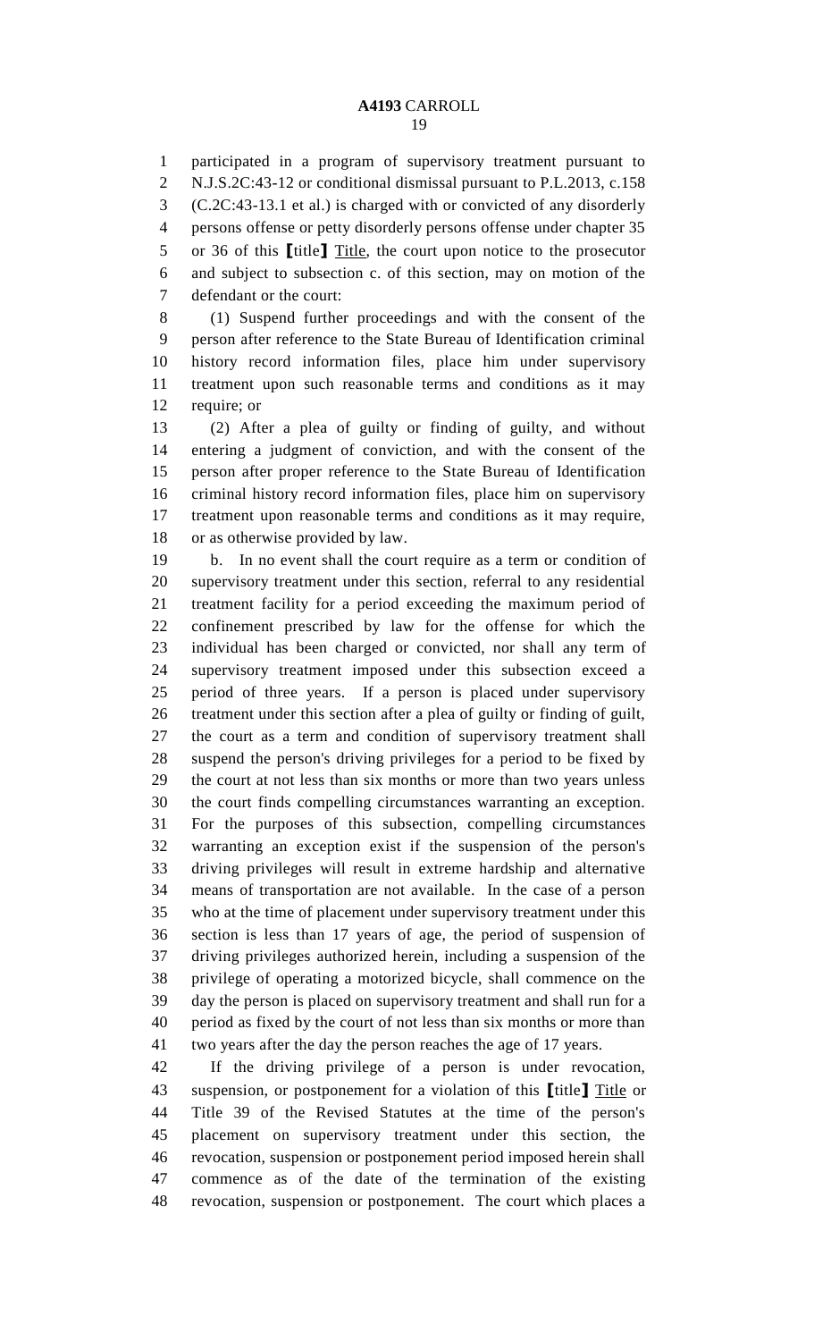participated in a program of supervisory treatment pursuant to N.J.S.2C:43-12 or conditional dismissal pursuant to P.L.2013, c.158 (C.2C:43-13.1 et al.) is charged with or convicted of any disorderly persons offense or petty disorderly persons offense under chapter 35 or 36 of this [title] Title, the court upon notice to the prosecutor and subject to subsection c. of this section, may on motion of the defendant or the court:

(1) Suspend further proceedings and with the consent of the person after reference to the State Bureau of Identification criminal history record information files, place him under supervisory treatment upon such reasonable terms and conditions as it may require; or

(2) After a plea of guilty or finding of guilty, and without entering a judgment of conviction, and with the consent of the person after proper reference to the State Bureau of Identification criminal history record information files, place him on supervisory treatment upon reasonable terms and conditions as it may require, or as otherwise provided by law.

b. In no event shall the court require as a term or condition of supervisory treatment under this section, referral to any residential treatment facility for a period exceeding the maximum period of confinement prescribed by law for the offense for which the individual has been charged or convicted, nor shall any term of supervisory treatment imposed under this subsection exceed a period of three years. If a person is placed under supervisory treatment under this section after a plea of guilty or finding of guilt, the court as a term and condition of supervisory treatment shall suspend the person's driving privileges for a period to be fixed by the court at not less than six months or more than two years unless the court finds compelling circumstances warranting an exception. For the purposes of this subsection, compelling circumstances warranting an exception exist if the suspension of the person's driving privileges will result in extreme hardship and alternative means of transportation are not available. In the case of a person who at the time of placement under supervisory treatment under this section is less than 17 years of age, the period of suspension of driving privileges authorized herein, including a suspension of the privilege of operating a motorized bicycle, shall commence on the day the person is placed on supervisory treatment and shall run for a period as fixed by the court of not less than six months or more than two years after the day the person reaches the age of 17 years.

If the driving privilege of a person is under revocation, suspension, or postponement for a violation of this [title] Title or Title 39 of the Revised Statutes at the time of the person's placement on supervisory treatment under this section, the revocation, suspension or postponement period imposed herein shall commence as of the date of the termination of the existing revocation, suspension or postponement. The court which places a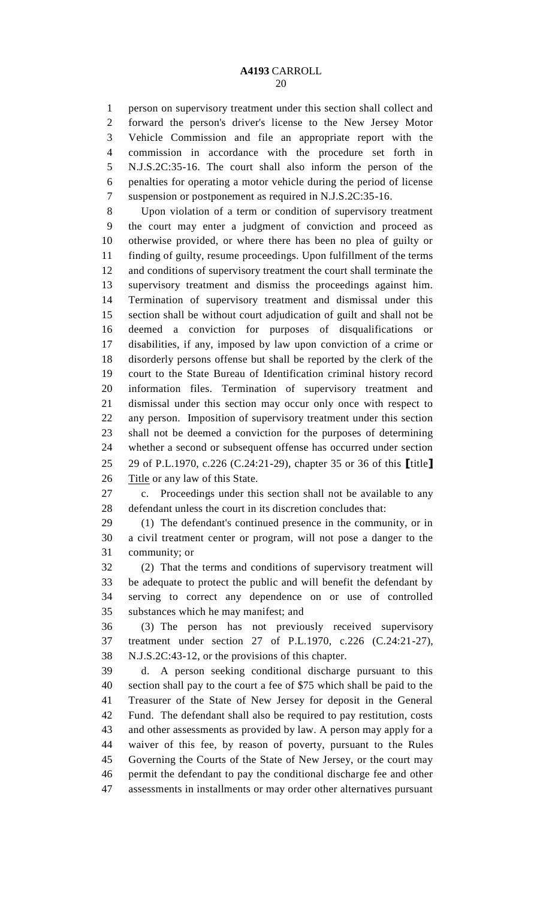person on supervisory treatment under this section shall collect and forward the person's driver's license to the New Jersey Motor Vehicle Commission and file an appropriate report with the commission in accordance with the procedure set forth in N.J.S.2C:35-16. The court shall also inform the person of the penalties for operating a motor vehicle during the period of license suspension or postponement as required in N.J.S.2C:35-16.

Upon violation of a term or condition of supervisory treatment the court may enter a judgment of conviction and proceed as otherwise provided, or where there has been no plea of guilty or finding of guilty, resume proceedings. Upon fulfillment of the terms and conditions of supervisory treatment the court shall terminate the supervisory treatment and dismiss the proceedings against him. Termination of supervisory treatment and dismissal under this section shall be without court adjudication of guilt and shall not be deemed a conviction for purposes of disqualifications or disabilities, if any, imposed by law upon conviction of a crime or disorderly persons offense but shall be reported by the clerk of the court to the State Bureau of Identification criminal history record information files. Termination of supervisory treatment and dismissal under this section may occur only once with respect to any person. Imposition of supervisory treatment under this section shall not be deemed a conviction for the purposes of determining whether a second or subsequent offense has occurred under section 29 of P.L.1970, c.226 (C.24:21-29), chapter 35 or 36 of this [title] Title or any law of this State.

c. Proceedings under this section shall not be available to any defendant unless the court in its discretion concludes that:

(1) The defendant's continued presence in the community, or in a civil treatment center or program, will not pose a danger to the community; or

(2) That the terms and conditions of supervisory treatment will be adequate to protect the public and will benefit the defendant by serving to correct any dependence on or use of controlled substances which he may manifest; and

(3) The person has not previously received supervisory treatment under section 27 of P.L.1970, c.226 (C.24:21-27), N.J.S.2C:43-12, or the provisions of this chapter.

d. A person seeking conditional discharge pursuant to this section shall pay to the court a fee of $75 which shall be paid to the Treasurer of the State of New Jersey for deposit in the General Fund. The defendant shall also be required to pay restitution, costs and other assessments as provided by law. A person may apply for a waiver of this fee, by reason of poverty, pursuant to the Rules Governing the Courts of the State of New Jersey, or the court may permit the defendant to pay the conditional discharge fee and other assessments in installments or may order other alternatives pursuant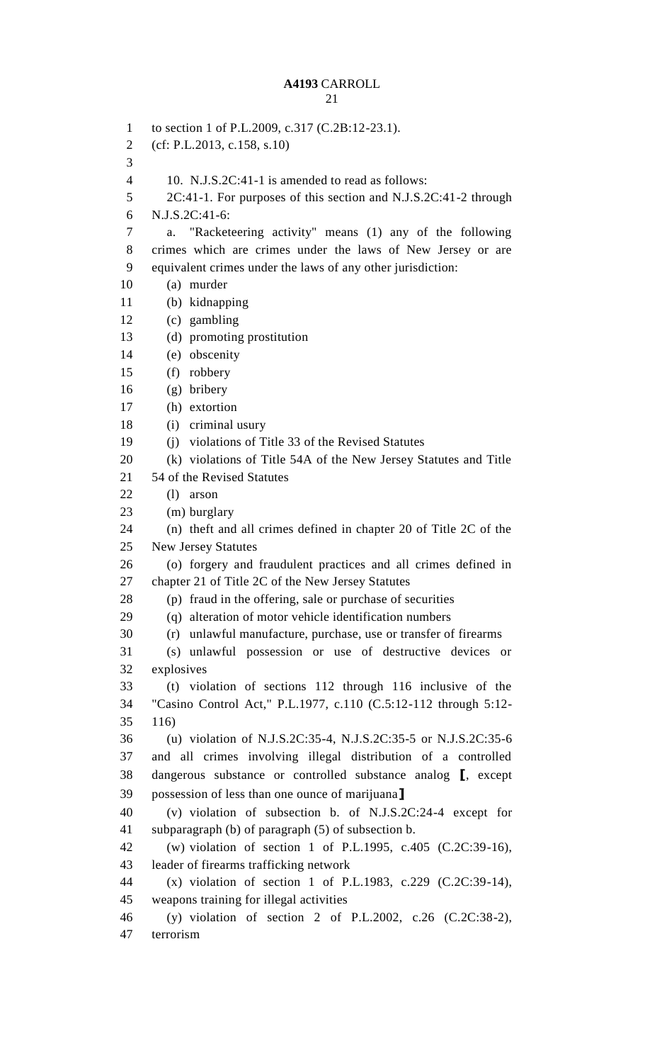to section 1 of P.L.2009, c.317 (C.2B:12-23.1).

(cf: P.L.2013, c.158, s.10)

10. N.J.S.2C:41-1 is amended to read as follows:

2C:41-1. For purposes of this section and N.J.S.2C:41-2 through N.J.S.2C:41-6:

a. "Racketeering activity" means (1) any of the following crimes which are crimes under the laws of New Jersey or are equivalent crimes under the laws of any other jurisdiction:

(a) murder

(b) kidnapping

(c) gambling

(d) promoting prostitution

(e) obscenity

(f) robbery

(g) bribery

(h) extortion

(i) criminal usury

(j) violations of Title 33 of the Revised Statutes

(k) violations of Title 54A of the New Jersey Statutes and Title 54 of the Revised Statutes

(l) arson

(m) burglary

(n) theft and all crimes defined in chapter 20 of Title 2C of the New Jersey Statutes

(o) forgery and fraudulent practices and all crimes defined in chapter 21 of Title 2C of the New Jersey Statutes

(p) fraud in the offering, sale or purchase of securities

(q) alteration of motor vehicle identification numbers

(r) unlawful manufacture, purchase, use or transfer of firearms

(s) unlawful possession or use of destructive devices or explosives

(t) violation of sections 112 through 116 inclusive of the "Casino Control Act," P.L.1977, c.110 (C.5:12-112 through 5:12-116)

(u) violation of N.J.S.2C:35-4, N.J.S.2C:35-5 or N.J.S.2C:35-6 and all crimes involving illegal distribution of a controlled dangerous substance or controlled substance analog ⟦, except possession of less than one ounce of marijuana⟧

(v) violation of subsection b. of N.J.S.2C:24-4 except for subparagraph (b) of paragraph (5) of subsection b.

(w) violation of section 1 of P.L.1995, c.405 (C.2C:39-16), leader of firearms trafficking network

(x) violation of section 1 of P.L.1983, c.229 (C.2C:39-14), weapons training for illegal activities

(y) violation of section 2 of P.L.2002, c.26 (C.2C:38-2), terrorism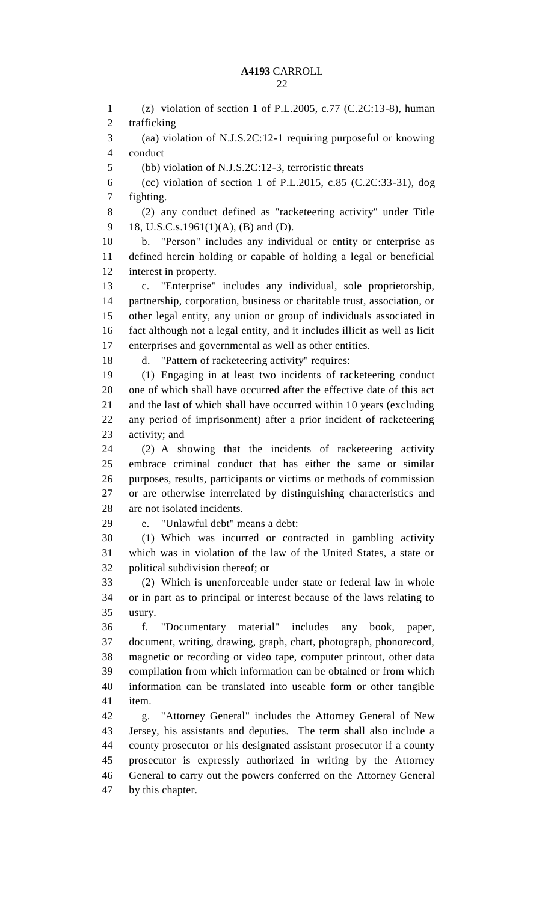(z) violation of section 1 of P.L.2005, c.77 (C.2C:13-8), human trafficking

(aa) violation of N.J.S.2C:12-1 requiring purposeful or knowing conduct

(bb) violation of N.J.S.2C:12-3, terroristic threats

(cc) violation of section 1 of P.L.2015, c.85 (C.2C:33-31), dog fighting.

(2) any conduct defined as "racketeering activity" under Title 18, U.S.C.s.1961(1)(A), (B) and (D).

b. "Person" includes any individual or entity or enterprise as defined herein holding or capable of holding a legal or beneficial interest in property.

c. "Enterprise" includes any individual, sole proprietorship, partnership, corporation, business or charitable trust, association, or other legal entity, any union or group of individuals associated in fact although not a legal entity, and it includes illicit as well as licit enterprises and governmental as well as other entities.

d. "Pattern of racketeering activity" requires:

(1) Engaging in at least two incidents of racketeering conduct one of which shall have occurred after the effective date of this act and the last of which shall have occurred within 10 years (excluding any period of imprisonment) after a prior incident of racketeering activity; and

(2) A showing that the incidents of racketeering activity embrace criminal conduct that has either the same or similar purposes, results, participants or victims or methods of commission or are otherwise interrelated by distinguishing characteristics and are not isolated incidents.

e. "Unlawful debt" means a debt:

(1) Which was incurred or contracted in gambling activity which was in violation of the law of the United States, a state or political subdivision thereof; or

(2) Which is unenforceable under state or federal law in whole or in part as to principal or interest because of the laws relating to usury.

f. "Documentary material" includes any book, paper, document, writing, drawing, graph, chart, photograph, phonorecord, magnetic or recording or video tape, computer printout, other data compilation from which information can be obtained or from which information can be translated into useable form or other tangible item.

g. "Attorney General" includes the Attorney General of New Jersey, his assistants and deputies. The term shall also include a county prosecutor or his designated assistant prosecutor if a county prosecutor is expressly authorized in writing by the Attorney General to carry out the powers conferred on the Attorney General by this chapter.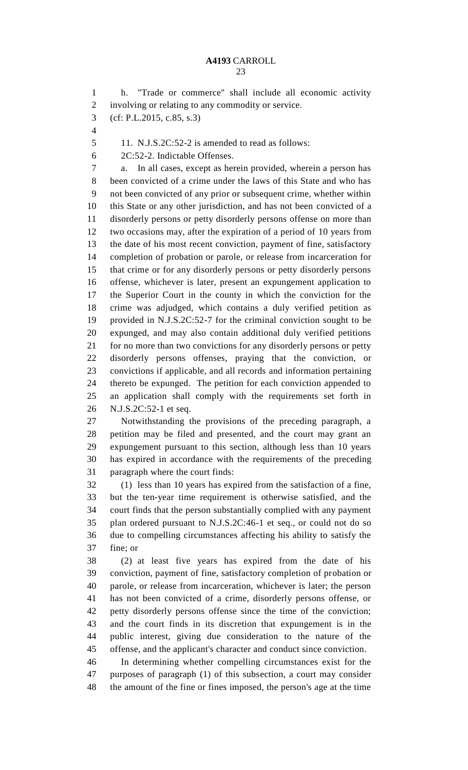h. "Trade or commerce" shall include all economic activity involving or relating to any commodity or service.

(cf: P.L.2015, c.85, s.3)

11. N.J.S.2C:52-2 is amended to read as follows:

2C:52-2. Indictable Offenses.

a. In all cases, except as herein provided, wherein a person has been convicted of a crime under the laws of this State and who has not been convicted of any prior or subsequent crime, whether within this State or any other jurisdiction, and has not been convicted of a disorderly persons or petty disorderly persons offense on more than two occasions may, after the expiration of a period of 10 years from the date of his most recent conviction, payment of fine, satisfactory completion of probation or parole, or release from incarceration for that crime or for any disorderly persons or petty disorderly persons offense, whichever is later, present an expungement application to the Superior Court in the county in which the conviction for the crime was adjudged, which contains a duly verified petition as provided in N.J.S.2C:52-7 for the criminal conviction sought to be expunged, and may also contain additional duly verified petitions for no more than two convictions for any disorderly persons or petty disorderly persons offenses, praying that the conviction, or convictions if applicable, and all records and information pertaining thereto be expunged. The petition for each conviction appended to an application shall comply with the requirements set forth in N.J.S.2C:52-1 et seq.

Notwithstanding the provisions of the preceding paragraph, a petition may be filed and presented, and the court may grant an expungement pursuant to this section, although less than 10 years has expired in accordance with the requirements of the preceding paragraph where the court finds:

(1) less than 10 years has expired from the satisfaction of a fine, but the ten-year time requirement is otherwise satisfied, and the court finds that the person substantially complied with any payment plan ordered pursuant to N.J.S.2C:46-1 et seq., or could not do so due to compelling circumstances affecting his ability to satisfy the fine; or

(2) at least five years has expired from the date of his conviction, payment of fine, satisfactory completion of probation or parole, or release from incarceration, whichever is later; the person has not been convicted of a crime, disorderly persons offense, or petty disorderly persons offense since the time of the conviction; and the court finds in its discretion that expungement is in the public interest, giving due consideration to the nature of the offense, and the applicant's character and conduct since conviction.

In determining whether compelling circumstances exist for the purposes of paragraph (1) of this subsection, a court may consider the amount of the fine or fines imposed, the person's age at the time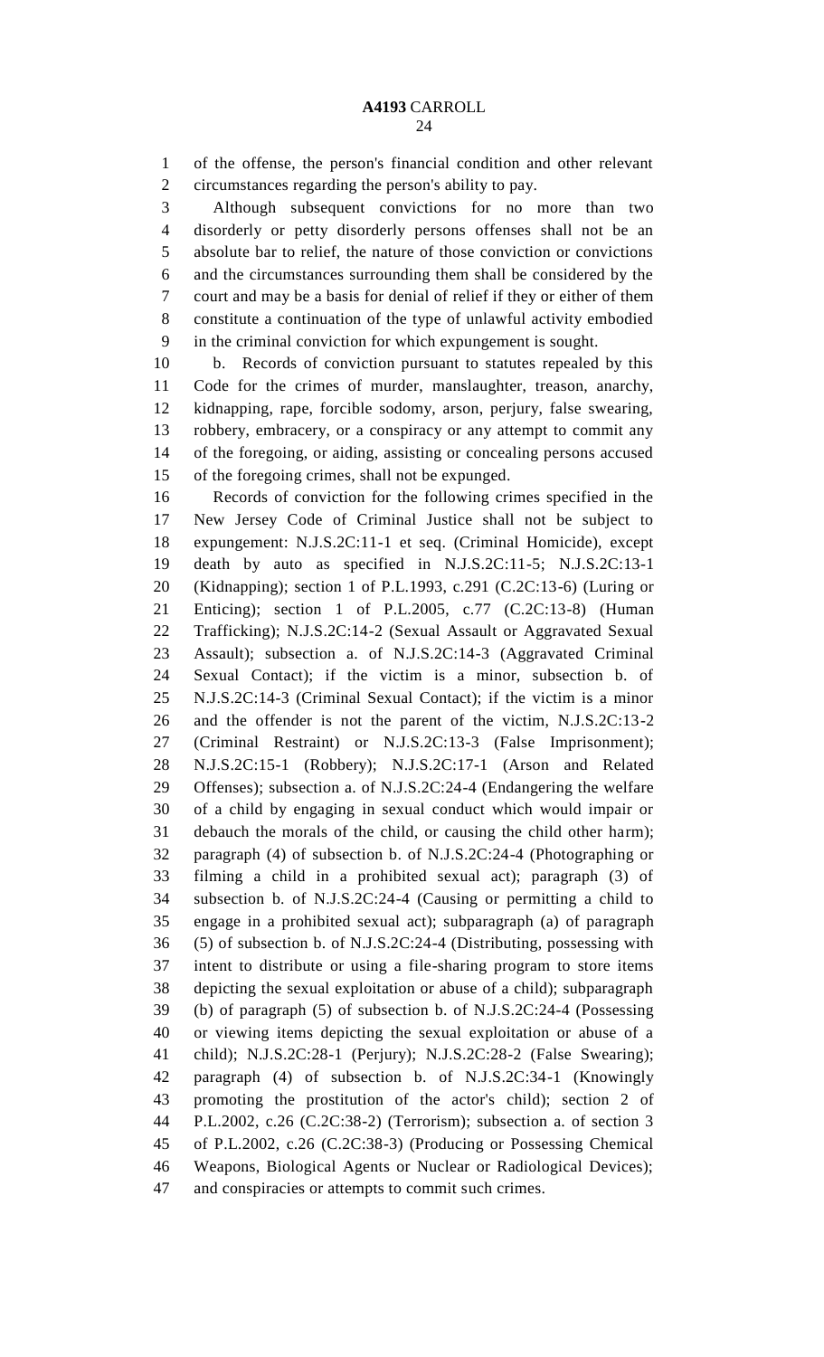of the offense, the person's financial condition and other relevant circumstances regarding the person's ability to pay.

Although subsequent convictions for no more than two disorderly or petty disorderly persons offenses shall not be an absolute bar to relief, the nature of those conviction or convictions and the circumstances surrounding them shall be considered by the court and may be a basis for denial of relief if they or either of them constitute a continuation of the type of unlawful activity embodied in the criminal conviction for which expungement is sought.

b. Records of conviction pursuant to statutes repealed by this Code for the crimes of murder, manslaughter, treason, anarchy, kidnapping, rape, forcible sodomy, arson, perjury, false swearing, robbery, embracery, or a conspiracy or any attempt to commit any of the foregoing, or aiding, assisting or concealing persons accused of the foregoing crimes, shall not be expunged.

Records of conviction for the following crimes specified in the New Jersey Code of Criminal Justice shall not be subject to expungement: N.J.S.2C:11-1 et seq. (Criminal Homicide), except death by auto as specified in N.J.S.2C:11-5; N.J.S.2C:13-1 (Kidnapping); section 1 of P.L.1993, c.291 (C.2C:13-6) (Luring or Enticing); section 1 of P.L.2005, c.77 (C.2C:13-8) (Human Trafficking); N.J.S.2C:14-2 (Sexual Assault or Aggravated Sexual Assault); subsection a. of N.J.S.2C:14-3 (Aggravated Criminal Sexual Contact); if the victim is a minor, subsection b. of N.J.S.2C:14-3 (Criminal Sexual Contact); if the victim is a minor and the offender is not the parent of the victim, N.J.S.2C:13-2 (Criminal Restraint) or N.J.S.2C:13-3 (False Imprisonment); N.J.S.2C:15-1 (Robbery); N.J.S.2C:17-1 (Arson and Related Offenses); subsection a. of N.J.S.2C:24-4 (Endangering the welfare of a child by engaging in sexual conduct which would impair or debauch the morals of the child, or causing the child other harm); paragraph (4) of subsection b. of N.J.S.2C:24-4 (Photographing or filming a child in a prohibited sexual act); paragraph (3) of subsection b. of N.J.S.2C:24-4 (Causing or permitting a child to engage in a prohibited sexual act); subparagraph (a) of paragraph (5) of subsection b. of N.J.S.2C:24-4 (Distributing, possessing with intent to distribute or using a file-sharing program to store items depicting the sexual exploitation or abuse of a child); subparagraph (b) of paragraph (5) of subsection b. of N.J.S.2C:24-4 (Possessing or viewing items depicting the sexual exploitation or abuse of a child); N.J.S.2C:28-1 (Perjury); N.J.S.2C:28-2 (False Swearing); paragraph (4) of subsection b. of N.J.S.2C:34-1 (Knowingly promoting the prostitution of the actor's child); section 2 of P.L.2002, c.26 (C.2C:38-2) (Terrorism); subsection a. of section 3 of P.L.2002, c.26 (C.2C:38-3) (Producing or Possessing Chemical Weapons, Biological Agents or Nuclear or Radiological Devices); and conspiracies or attempts to commit such crimes.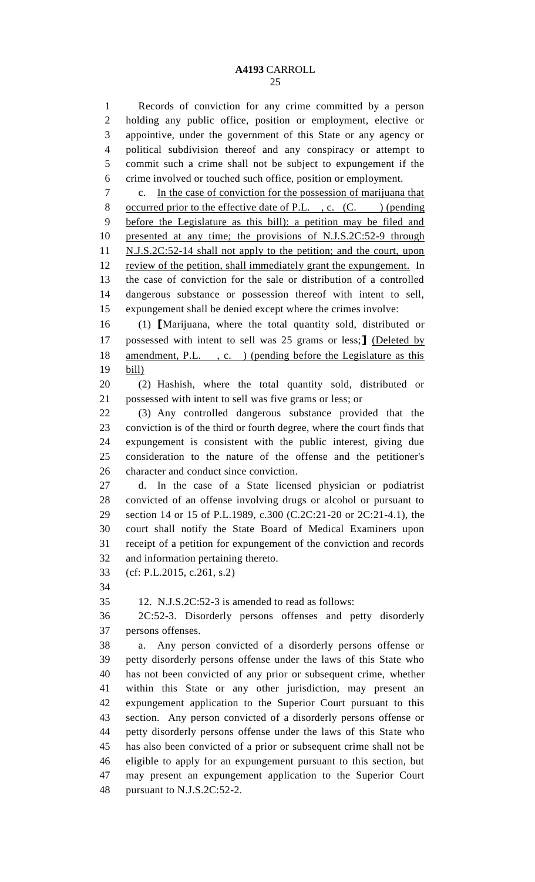Records of conviction for any crime committed by a person holding any public office, position or employment, elective or appointive, under the government of this State or any agency or political subdivision thereof and any conspiracy or attempt to commit such a crime shall not be subject to expungement if the crime involved or touched such office, position or employment.

c. <u>In the case of conviction for the possession of marijuana that occurred prior to the effective date of P.L. , c. (C. ) (pending before the Legislature as this bill): a petition may be filed and presented at any time; the provisions of N.J.S.2C:52-9 through N.J.S.2C:52-14 shall not apply to the petition; and the court, upon review of the petition, shall immediately grant the expungement.</u> In the case of conviction for the sale or distribution of a controlled dangerous substance or possession thereof with intent to sell, expungement shall be denied except where the crimes involve:

(1) ⟦Marijuana, where the total quantity sold, distributed or possessed with intent to sell was 25 grams or less;⟧ <u>(Deleted by amendment, P.L. , c. ) (pending before the Legislature as this bill)</u>

(2) Hashish, where the total quantity sold, distributed or possessed with intent to sell was five grams or less; or

(3) Any controlled dangerous substance provided that the conviction is of the third or fourth degree, where the court finds that expungement is consistent with the public interest, giving due consideration to the nature of the offense and the petitioner's character and conduct since conviction.

d. In the case of a State licensed physician or podiatrist convicted of an offense involving drugs or alcohol or pursuant to section 14 or 15 of P.L.1989, c.300 (C.2C:21-20 or 2C:21-4.1), the court shall notify the State Board of Medical Examiners upon receipt of a petition for expungement of the conviction and records and information pertaining thereto.

(cf: P.L.2015, c.261, s.2)

12. N.J.S.2C:52-3 is amended to read as follows:

2C:52-3. Disorderly persons offenses and petty disorderly persons offenses.

a. Any person convicted of a disorderly persons offense or petty disorderly persons offense under the laws of this State who has not been convicted of any prior or subsequent crime, whether within this State or any other jurisdiction, may present an expungement application to the Superior Court pursuant to this section. Any person convicted of a disorderly persons offense or petty disorderly persons offense under the laws of this State who has also been convicted of a prior or subsequent crime shall not be eligible to apply for an expungement pursuant to this section, but may present an expungement application to the Superior Court pursuant to N.J.S.2C:52-2.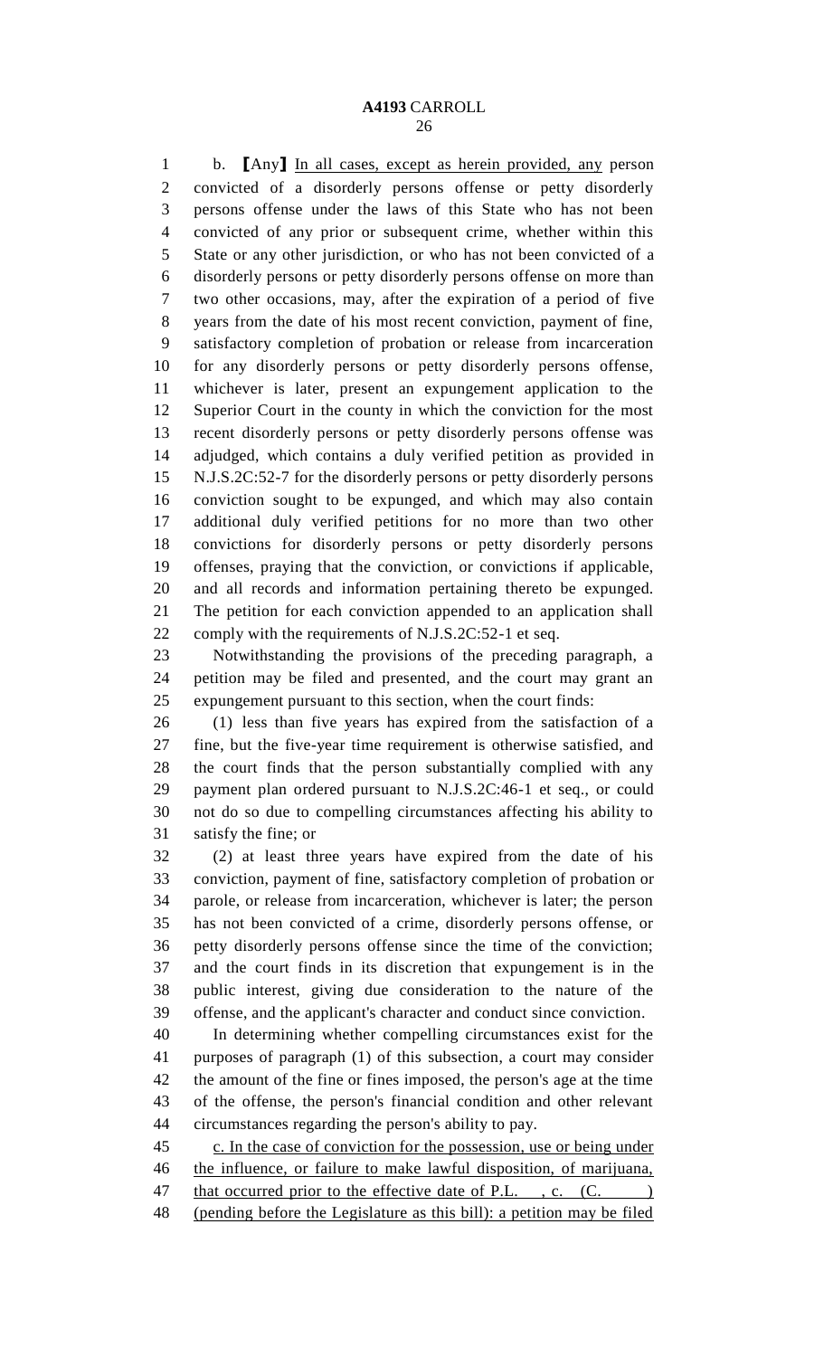b. [Any] <u>In all cases, except as herein provided, any</u> person convicted of a disorderly persons offense or petty disorderly persons offense under the laws of this State who has not been convicted of any prior or subsequent crime, whether within this State or any other jurisdiction, or who has not been convicted of a disorderly persons or petty disorderly persons offense on more than two other occasions, may, after the expiration of a period of five years from the date of his most recent conviction, payment of fine, satisfactory completion of probation or release from incarceration for any disorderly persons or petty disorderly persons offense, whichever is later, present an expungement application to the Superior Court in the county in which the conviction for the most recent disorderly persons or petty disorderly persons offense was adjudged, which contains a duly verified petition as provided in N.J.S.2C:52-7 for the disorderly persons or petty disorderly persons conviction sought to be expunged, and which may also contain additional duly verified petitions for no more than two other convictions for disorderly persons or petty disorderly persons offenses, praying that the conviction, or convictions if applicable, and all records and information pertaining thereto be expunged. The petition for each conviction appended to an application shall comply with the requirements of N.J.S.2C:52-1 et seq.

Notwithstanding the provisions of the preceding paragraph, a petition may be filed and presented, and the court may grant an expungement pursuant to this section, when the court finds:

(1) less than five years has expired from the satisfaction of a fine, but the five-year time requirement is otherwise satisfied, and the court finds that the person substantially complied with any payment plan ordered pursuant to N.J.S.2C:46-1 et seq., or could not do so due to compelling circumstances affecting his ability to satisfy the fine; or

(2) at least three years have expired from the date of his conviction, payment of fine, satisfactory completion of probation or parole, or release from incarceration, whichever is later; the person has not been convicted of a crime, disorderly persons offense, or petty disorderly persons offense since the time of the conviction; and the court finds in its discretion that expungement is in the public interest, giving due consideration to the nature of the offense, and the applicant's character and conduct since conviction.

In determining whether compelling circumstances exist for the purposes of paragraph (1) of this subsection, a court may consider the amount of the fine or fines imposed, the person's age at the time of the offense, the person's financial condition and other relevant circumstances regarding the person's ability to pay.

<u>c. In the case of conviction for the possession, use or being under the influence, or failure to make lawful disposition, of marijuana, that occurred prior to the effective date of P.L. , c. (C. ) (pending before the Legislature as this bill): a petition may be filed</u>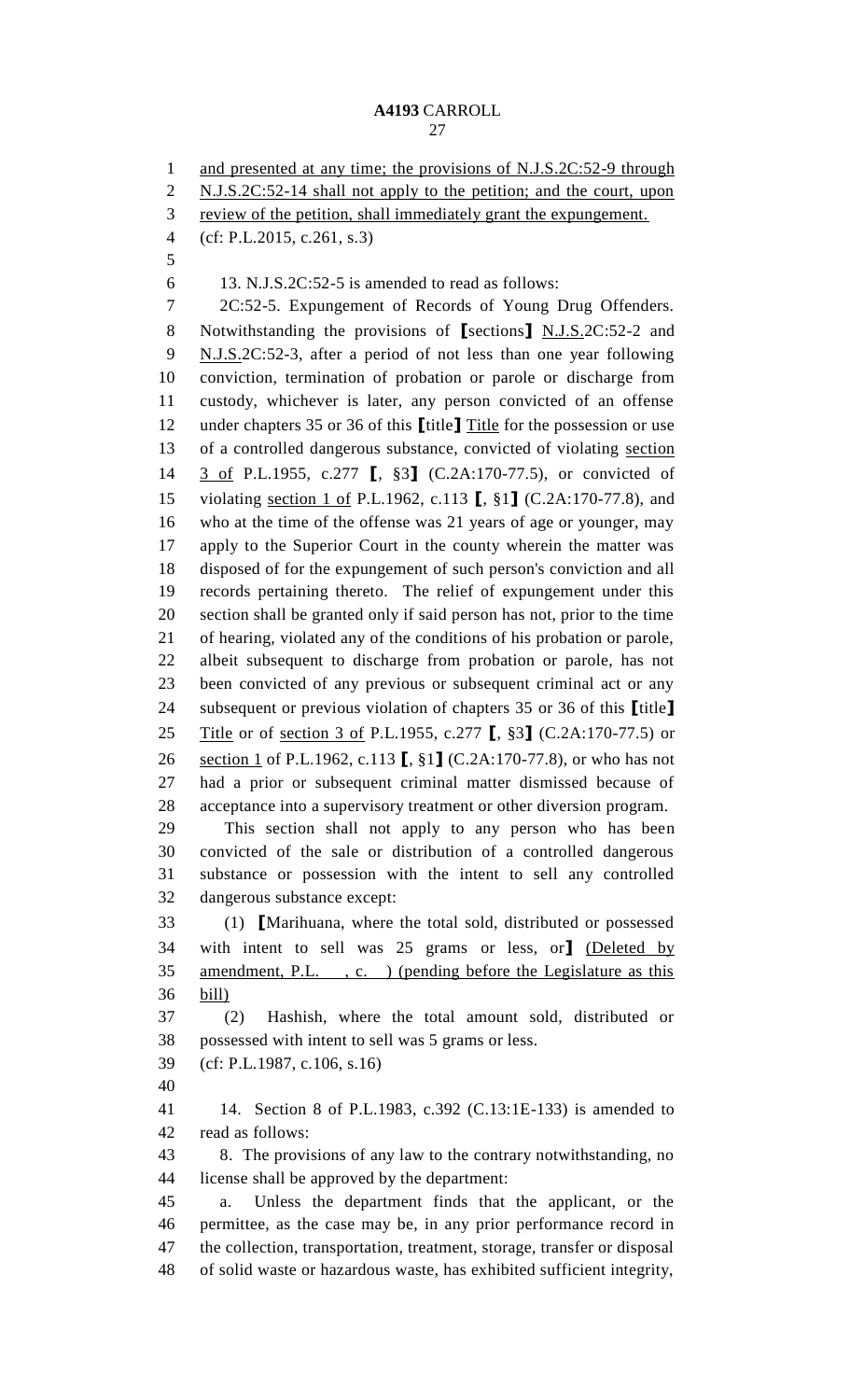and presented at any time; the provisions of N.J.S.2C:52-9 through N.J.S.2C:52-14 shall not apply to the petition; and the court, upon review of the petition, shall immediately grant the expungement.

(cf: P.L.2015, c.261, s.3)

13. N.J.S.2C:52-5 is amended to read as follows:

2C:52-5. Expungement of Records of Young Drug Offenders. Notwithstanding the provisions of ⟦sections⟧ N.J.S.2C:52-2 and N.J.S.2C:52-3, after a period of not less than one year following conviction, termination of probation or parole or discharge from custody, whichever is later, any person convicted of an offense under chapters 35 or 36 of this ⟦title⟧ Title for the possession or use of a controlled dangerous substance, convicted of violating section 3 of P.L.1955, c.277 ⟦, §3⟧ (C.2A:170-77.5), or convicted of violating section 1 of P.L.1962, c.113 ⟦, §1⟧ (C.2A:170-77.8), and who at the time of the offense was 21 years of age or younger, may apply to the Superior Court in the county wherein the matter was disposed of for the expungement of such person's conviction and all records pertaining thereto. The relief of expungement under this section shall be granted only if said person has not, prior to the time of hearing, violated any of the conditions of his probation or parole, albeit subsequent to discharge from probation or parole, has not been convicted of any previous or subsequent criminal act or any subsequent or previous violation of chapters 35 or 36 of this ⟦title⟧ Title or of section 3 of P.L.1955, c.277 ⟦, §3⟧ (C.2A:170-77.5) or section 1 of P.L.1962, c.113 ⟦, §1⟧ (C.2A:170-77.8), or who has not had a prior or subsequent criminal matter dismissed because of acceptance into a supervisory treatment or other diversion program.

This section shall not apply to any person who has been convicted of the sale or distribution of a controlled dangerous substance or possession with the intent to sell any controlled dangerous substance except:

(1) ⟦Marihuana, where the total sold, distributed or possessed with intent to sell was 25 grams or less, or⟧ (Deleted by amendment, P.L. , c. ) (pending before the Legislature as this bill)

(2) Hashish, where the total amount sold, distributed or possessed with intent to sell was 5 grams or less.

(cf: P.L.1987, c.106, s.16)

14. Section 8 of P.L.1983, c.392 (C.13:1E-133) is amended to read as follows:

8. The provisions of any law to the contrary notwithstanding, no license shall be approved by the department:

a. Unless the department finds that the applicant, or the permittee, as the case may be, in any prior performance record in the collection, transportation, treatment, storage, transfer or disposal of solid waste or hazardous waste, has exhibited sufficient integrity,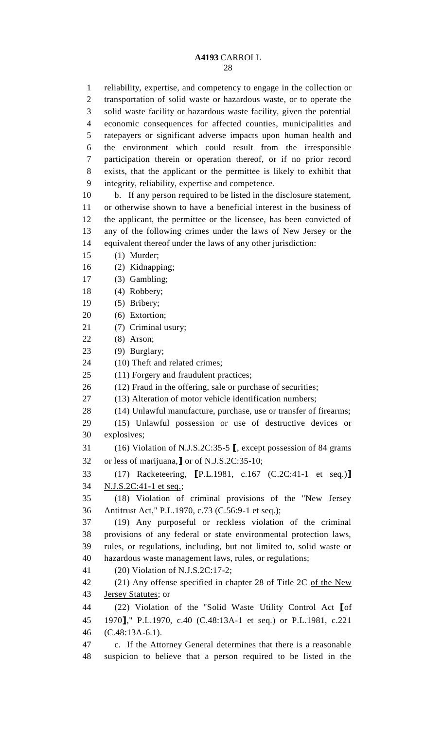reliability, expertise, and competency to engage in the collection or transportation of solid waste or hazardous waste, or to operate the solid waste facility or hazardous waste facility, given the potential economic consequences for affected counties, municipalities and ratepayers or significant adverse impacts upon human health and the environment which could result from the irresponsible participation therein or operation thereof, or if no prior record exists, that the applicant or the permittee is likely to exhibit that integrity, reliability, expertise and competence.

b. If any person required to be listed in the disclosure statement, or otherwise shown to have a beneficial interest in the business of the applicant, the permittee or the licensee, has been convicted of any of the following crimes under the laws of New Jersey or the equivalent thereof under the laws of any other jurisdiction:

(1) Murder;

(2) Kidnapping;

(3) Gambling;

(4) Robbery;

(5) Bribery;

(6) Extortion;

(7) Criminal usury;

(8) Arson;

(9) Burglary;

(10) Theft and related crimes;

(11) Forgery and fraudulent practices;

(12) Fraud in the offering, sale or purchase of securities;

(13) Alteration of motor vehicle identification numbers;

(14) Unlawful manufacture, purchase, use or transfer of firearms;

(15) Unlawful possession or use of destructive devices or explosives;

(16) Violation of N.J.S.2C:35-5 ⟦, except possession of 84 grams or less of marijuana,⟧ or of N.J.S.2C:35-10;

(17) Racketeering, ⟦P.L.1981, c.167 (C.2C:41-1 et seq.)⟧ <u>N.J.S.2C:41-1 et seq.</u>;

(18) Violation of criminal provisions of the "New Jersey Antitrust Act," P.L.1970, c.73 (C.56:9-1 et seq.);

(19) Any purposeful or reckless violation of the criminal provisions of any federal or state environmental protection laws, rules, or regulations, including, but not limited to, solid waste or hazardous waste management laws, rules, or regulations;

(20) Violation of N.J.S.2C:17-2;

(21) Any offense specified in chapter 28 of Title 2C <u>of the New Jersey Statutes</u>; or

(22) Violation of the "Solid Waste Utility Control Act ⟦of 1970⟧," P.L.1970, c.40 (C.48:13A-1 et seq.) or P.L.1981, c.221 (C.48:13A-6.1).

c. If the Attorney General determines that there is a reasonable suspicion to believe that a person required to be listed in the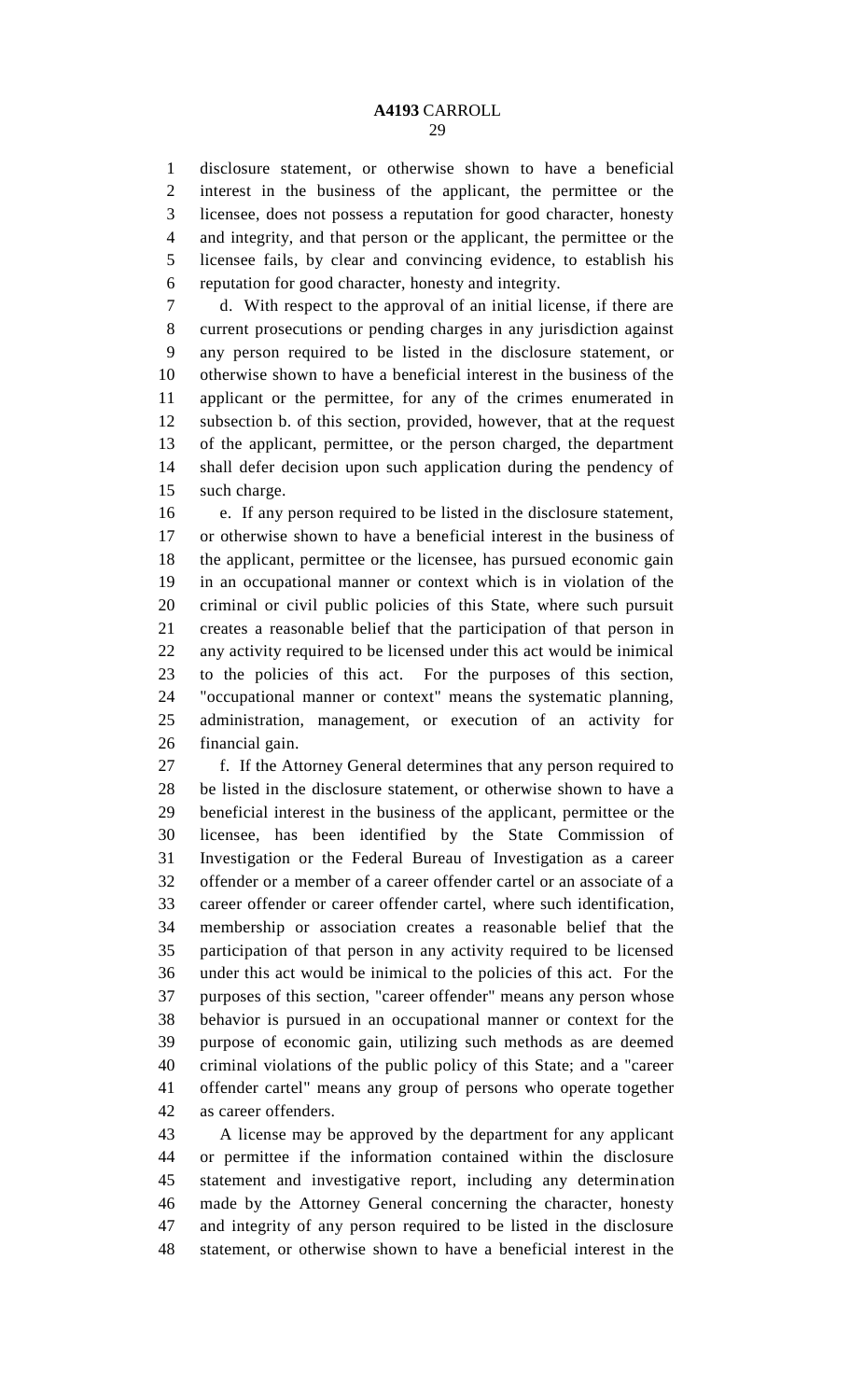disclosure statement, or otherwise shown to have a beneficial interest in the business of the applicant, the permittee or the licensee, does not possess a reputation for good character, honesty and integrity, and that person or the applicant, the permittee or the licensee fails, by clear and convincing evidence, to establish his reputation for good character, honesty and integrity.

d. With respect to the approval of an initial license, if there are current prosecutions or pending charges in any jurisdiction against any person required to be listed in the disclosure statement, or otherwise shown to have a beneficial interest in the business of the applicant or the permittee, for any of the crimes enumerated in subsection b. of this section, provided, however, that at the request of the applicant, permittee, or the person charged, the department shall defer decision upon such application during the pendency of such charge.

e. If any person required to be listed in the disclosure statement, or otherwise shown to have a beneficial interest in the business of the applicant, permittee or the licensee, has pursued economic gain in an occupational manner or context which is in violation of the criminal or civil public policies of this State, where such pursuit creates a reasonable belief that the participation of that person in any activity required to be licensed under this act would be inimical to the policies of this act. For the purposes of this section, "occupational manner or context" means the systematic planning, administration, management, or execution of an activity for financial gain.

f. If the Attorney General determines that any person required to be listed in the disclosure statement, or otherwise shown to have a beneficial interest in the business of the applicant, permittee or the licensee, has been identified by the State Commission of Investigation or the Federal Bureau of Investigation as a career offender or a member of a career offender cartel or an associate of a career offender or career offender cartel, where such identification, membership or association creates a reasonable belief that the participation of that person in any activity required to be licensed under this act would be inimical to the policies of this act. For the purposes of this section, "career offender" means any person whose behavior is pursued in an occupational manner or context for the purpose of economic gain, utilizing such methods as are deemed criminal violations of the public policy of this State; and a "career offender cartel" means any group of persons who operate together as career offenders.

A license may be approved by the department for any applicant or permittee if the information contained within the disclosure statement and investigative report, including any determination made by the Attorney General concerning the character, honesty and integrity of any person required to be listed in the disclosure statement, or otherwise shown to have a beneficial interest in the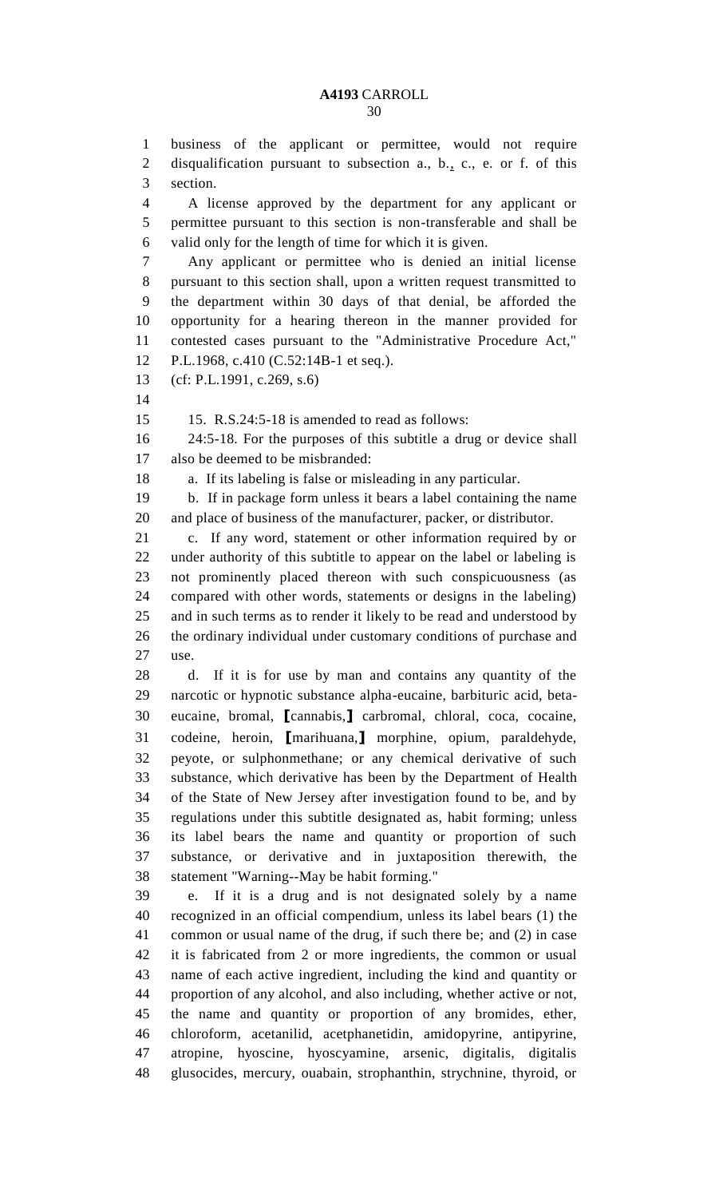business of the applicant or permittee, would not require disqualification pursuant to subsection a., b., c., e. or f. of this section.

A license approved by the department for any applicant or permittee pursuant to this section is non-transferable and shall be valid only for the length of time for which it is given.

Any applicant or permittee who is denied an initial license pursuant to this section shall, upon a written request transmitted to the department within 30 days of that denial, be afforded the opportunity for a hearing thereon in the manner provided for contested cases pursuant to the "Administrative Procedure Act," P.L.1968, c.410 (C.52:14B-1 et seq.).

(cf: P.L.1991, c.269, s.6)

15. R.S.24:5-18 is amended to read as follows:

24:5-18. For the purposes of this subtitle a drug or device shall also be deemed to be misbranded:

a. If its labeling is false or misleading in any particular.

b. If in package form unless it bears a label containing the name and place of business of the manufacturer, packer, or distributor.

c. If any word, statement or other information required by or under authority of this subtitle to appear on the label or labeling is not prominently placed thereon with such conspicuousness (as compared with other words, statements or designs in the labeling) and in such terms as to render it likely to be read and understood by the ordinary individual under customary conditions of purchase and use.

d. If it is for use by man and contains any quantity of the narcotic or hypnotic substance alpha-eucaine, barbituric acid, beta-eucaine, bromal, [cannabis,] carbromal, chloral, coca, cocaine, codeine, heroin, [marihuana,] morphine, opium, paraldehyde, peyote, or sulphonmethane; or any chemical derivative of such substance, which derivative has been by the Department of Health of the State of New Jersey after investigation found to be, and by regulations under this subtitle designated as, habit forming; unless its label bears the name and quantity or proportion of such substance, or derivative and in juxtaposition therewith, the statement "Warning--May be habit forming."

e. If it is a drug and is not designated solely by a name recognized in an official compendium, unless its label bears (1) the common or usual name of the drug, if such there be; and (2) in case it is fabricated from 2 or more ingredients, the common or usual name of each active ingredient, including the kind and quantity or proportion of any alcohol, and also including, whether active or not, the name and quantity or proportion of any bromides, ether, chloroform, acetanilid, acetphanetidin, amidopyrine, antipyrine, atropine, hyoscine, hyoscyamine, arsenic, digitalis, digitalis glusocides, mercury, ouabain, strophanthin, strychnine, thyroid, or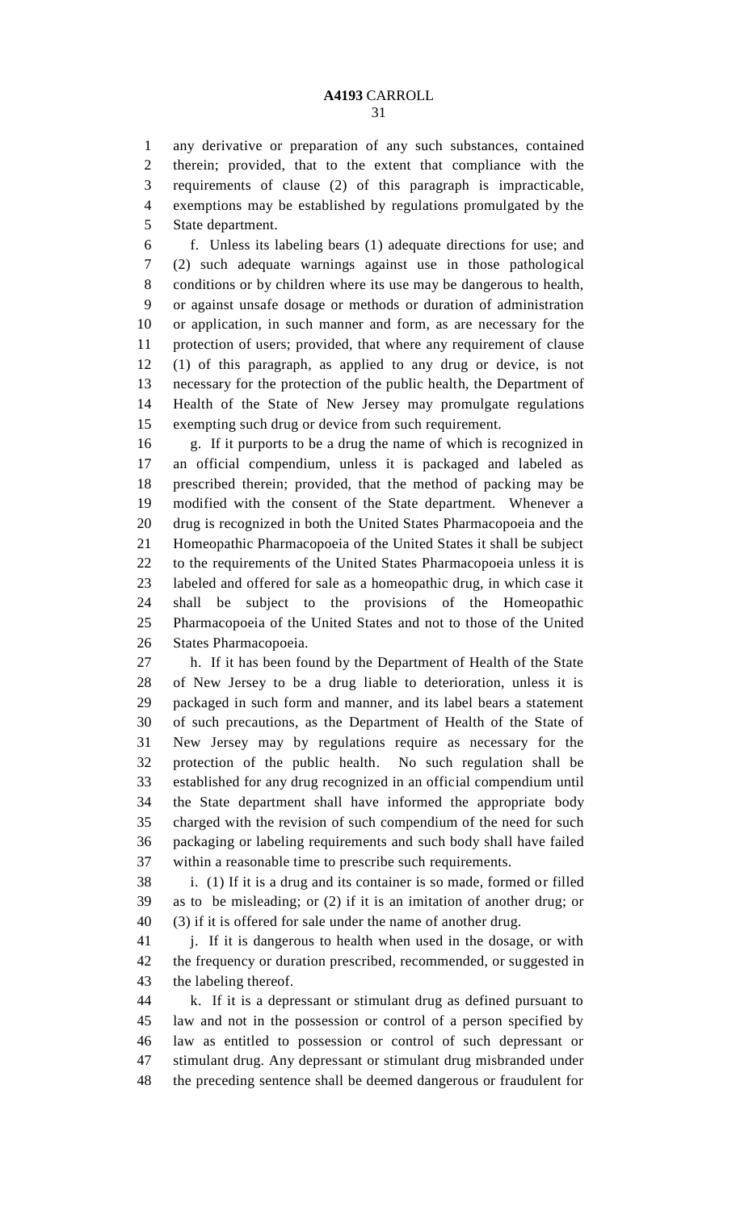any derivative or preparation of any such substances, contained therein; provided, that to the extent that compliance with the requirements of clause (2) of this paragraph is impracticable, exemptions may be established by regulations promulgated by the State department.

f. Unless its labeling bears (1) adequate directions for use; and (2) such adequate warnings against use in those pathological conditions or by children where its use may be dangerous to health, or against unsafe dosage or methods or duration of administration or application, in such manner and form, as are necessary for the protection of users; provided, that where any requirement of clause (1) of this paragraph, as applied to any drug or device, is not necessary for the protection of the public health, the Department of Health of the State of New Jersey may promulgate regulations exempting such drug or device from such requirement.

g. If it purports to be a drug the name of which is recognized in an official compendium, unless it is packaged and labeled as prescribed therein; provided, that the method of packing may be modified with the consent of the State department. Whenever a drug is recognized in both the United States Pharmacopoeia and the Homeopathic Pharmacopoeia of the United States it shall be subject to the requirements of the United States Pharmacopoeia unless it is labeled and offered for sale as a homeopathic drug, in which case it shall be subject to the provisions of the Homeopathic Pharmacopoeia of the United States and not to those of the United States Pharmacopoeia.

h. If it has been found by the Department of Health of the State of New Jersey to be a drug liable to deterioration, unless it is packaged in such form and manner, and its label bears a statement of such precautions, as the Department of Health of the State of New Jersey may by regulations require as necessary for the protection of the public health. No such regulation shall be established for any drug recognized in an official compendium until the State department shall have informed the appropriate body charged with the revision of such compendium of the need for such packaging or labeling requirements and such body shall have failed within a reasonable time to prescribe such requirements.

i. (1) If it is a drug and its container is so made, formed or filled as to be misleading; or (2) if it is an imitation of another drug; or (3) if it is offered for sale under the name of another drug.

j. If it is dangerous to health when used in the dosage, or with the frequency or duration prescribed, recommended, or suggested in the labeling thereof.

k. If it is a depressant or stimulant drug as defined pursuant to law and not in the possession or control of a person specified by law as entitled to possession or control of such depressant or stimulant drug. Any depressant or stimulant drug misbranded under the preceding sentence shall be deemed dangerous or fraudulent for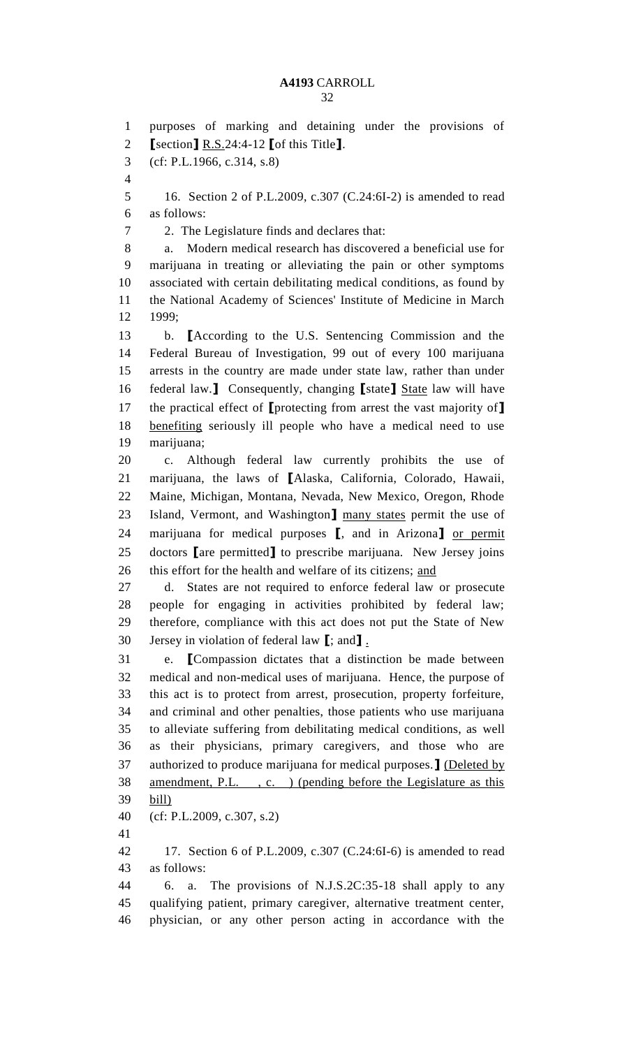purposes of marking and detaining under the provisions of 【section】 R.S.24:4-12 【of this Title】.

(cf: P.L.1966, c.314, s.8)

16. Section 2 of P.L.2009, c.307 (C.24:6I-2) is amended to read as follows:

2. The Legislature finds and declares that:

a. Modern medical research has discovered a beneficial use for marijuana in treating or alleviating the pain or other symptoms associated with certain debilitating medical conditions, as found by the National Academy of Sciences' Institute of Medicine in March 1999;

b. 【According to the U.S. Sentencing Commission and the Federal Bureau of Investigation, 99 out of every 100 marijuana arrests in the country are made under state law, rather than under federal law.】 Consequently, changing 【state】 State law will have the practical effect of 【protecting from arrest the vast majority of】 benefiting seriously ill people who have a medical need to use marijuana;

c. Although federal law currently prohibits the use of marijuana, the laws of 【Alaska, California, Colorado, Hawaii, Maine, Michigan, Montana, Nevada, New Mexico, Oregon, Rhode Island, Vermont, and Washington】 many states permit the use of marijuana for medical purposes 【, and in Arizona】 or permit doctors 【are permitted】 to prescribe marijuana. New Jersey joins this effort for the health and welfare of its citizens; and

d. States are not required to enforce federal law or prosecute people for engaging in activities prohibited by federal law; therefore, compliance with this act does not put the State of New Jersey in violation of federal law 【; and】 .

e. 【Compassion dictates that a distinction be made between medical and non-medical uses of marijuana. Hence, the purpose of this act is to protect from arrest, prosecution, property forfeiture, and criminal and other penalties, those patients who use marijuana to alleviate suffering from debilitating medical conditions, as well as their physicians, primary caregivers, and those who are authorized to produce marijuana for medical purposes.】 (Deleted by amendment, P.L. , c. ) (pending before the Legislature as this bill)

(cf: P.L.2009, c.307, s.2)

17. Section 6 of P.L.2009, c.307 (C.24:6I-6) is amended to read as follows:

6. a. The provisions of N.J.S.2C:35-18 shall apply to any qualifying patient, primary caregiver, alternative treatment center, physician, or any other person acting in accordance with the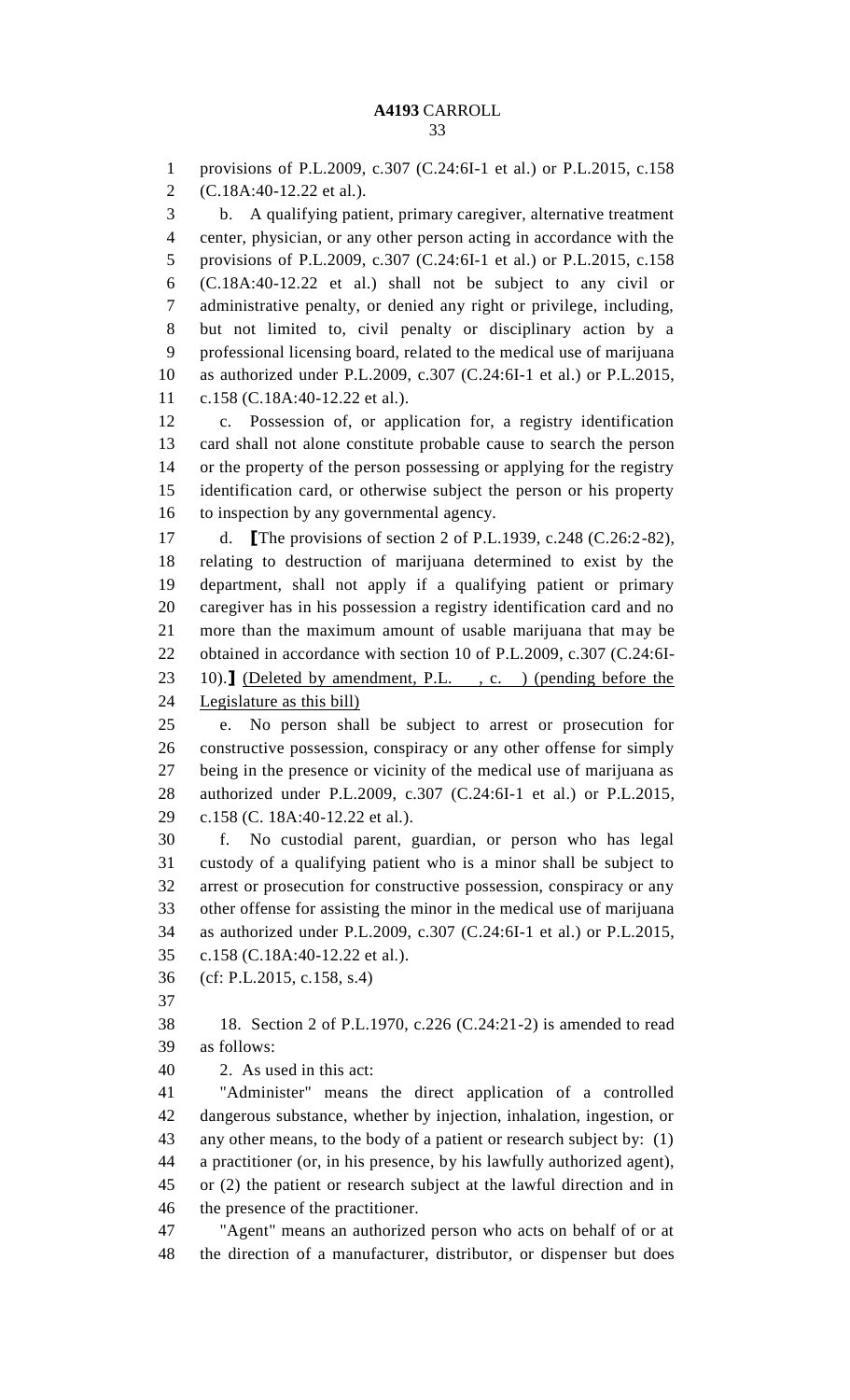provisions of P.L.2009, c.307 (C.24:6I-1 et al.) or P.L.2015, c.158 (C.18A:40-12.22 et al.).

b. A qualifying patient, primary caregiver, alternative treatment center, physician, or any other person acting in accordance with the provisions of P.L.2009, c.307 (C.24:6I-1 et al.) or P.L.2015, c.158 (C.18A:40-12.22 et al.) shall not be subject to any civil or administrative penalty, or denied any right or privilege, including, but not limited to, civil penalty or disciplinary action by a professional licensing board, related to the medical use of marijuana as authorized under P.L.2009, c.307 (C.24:6I-1 et al.) or P.L.2015, c.158 (C.18A:40-12.22 et al.).

c. Possession of, or application for, a registry identification card shall not alone constitute probable cause to search the person or the property of the person possessing or applying for the registry identification card, or otherwise subject the person or his property to inspection by any governmental agency.

d. [The provisions of section 2 of P.L.1939, c.248 (C.26:2-82), relating to destruction of marijuana determined to exist by the department, shall not apply if a qualifying patient or primary caregiver has in his possession a registry identification card and no more than the maximum amount of usable marijuana that may be obtained in accordance with section 10 of P.L.2009, c.307 (C.24:6I-10).] <u>(Deleted by amendment, P.L. , c. ) (pending before the Legislature as this bill)</u>

e. No person shall be subject to arrest or prosecution for constructive possession, conspiracy or any other offense for simply being in the presence or vicinity of the medical use of marijuana as authorized under P.L.2009, c.307 (C.24:6I-1 et al.) or P.L.2015, c.158 (C. 18A:40-12.22 et al.).

f. No custodial parent, guardian, or person who has legal custody of a qualifying patient who is a minor shall be subject to arrest or prosecution for constructive possession, conspiracy or any other offense for assisting the minor in the medical use of marijuana as authorized under P.L.2009, c.307 (C.24:6I-1 et al.) or P.L.2015, c.158 (C.18A:40-12.22 et al.).

(cf: P.L.2015, c.158, s.4)

18. Section 2 of P.L.1970, c.226 (C.24:21-2) is amended to read as follows:

2. As used in this act:

"Administer" means the direct application of a controlled dangerous substance, whether by injection, inhalation, ingestion, or any other means, to the body of a patient or research subject by: (1) a practitioner (or, in his presence, by his lawfully authorized agent), or (2) the patient or research subject at the lawful direction and in the presence of the practitioner.

"Agent" means an authorized person who acts on behalf of or at the direction of a manufacturer, distributor, or dispenser but does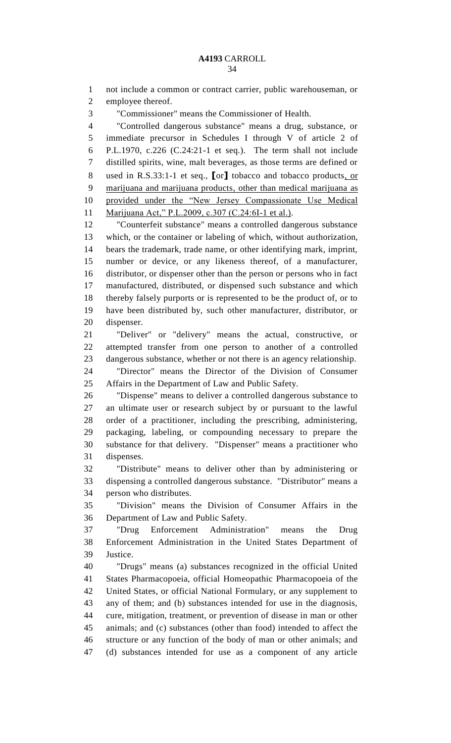not include a common or contract carrier, public warehouseman, or employee thereof.

"Commissioner" means the Commissioner of Health.

"Controlled dangerous substance" means a drug, substance, or immediate precursor in Schedules I through V of article 2 of P.L.1970, c.226 (C.24:21-1 et seq.). The term shall not include distilled spirits, wine, malt beverages, as those terms are defined or used in R.S.33:1-1 et seq., ⟦or⟧ tobacco and tobacco products, or marijuana and marijuana products, other than medical marijuana as provided under the "New Jersey Compassionate Use Medical Marijuana Act," P.L.2009, c.307 (C.24:6I-1 et al.).

"Counterfeit substance" means a controlled dangerous substance which, or the container or labeling of which, without authorization, bears the trademark, trade name, or other identifying mark, imprint, number or device, or any likeness thereof, of a manufacturer, distributor, or dispenser other than the person or persons who in fact manufactured, distributed, or dispensed such substance and which thereby falsely purports or is represented to be the product of, or to have been distributed by, such other manufacturer, distributor, or dispenser.

"Deliver" or "delivery" means the actual, constructive, or attempted transfer from one person to another of a controlled dangerous substance, whether or not there is an agency relationship.

"Director" means the Director of the Division of Consumer Affairs in the Department of Law and Public Safety.

"Dispense" means to deliver a controlled dangerous substance to an ultimate user or research subject by or pursuant to the lawful order of a practitioner, including the prescribing, administering, packaging, labeling, or compounding necessary to prepare the substance for that delivery. "Dispenser" means a practitioner who dispenses.

"Distribute" means to deliver other than by administering or dispensing a controlled dangerous substance. "Distributor" means a person who distributes.

"Division" means the Division of Consumer Affairs in the Department of Law and Public Safety.

"Drug Enforcement Administration" means the Drug Enforcement Administration in the United States Department of Justice.

"Drugs" means (a) substances recognized in the official United States Pharmacopoeia, official Homeopathic Pharmacopoeia of the United States, or official National Formulary, or any supplement to any of them; and (b) substances intended for use in the diagnosis, cure, mitigation, treatment, or prevention of disease in man or other animals; and (c) substances (other than food) intended to affect the structure or any function of the body of man or other animals; and (d) substances intended for use as a component of any article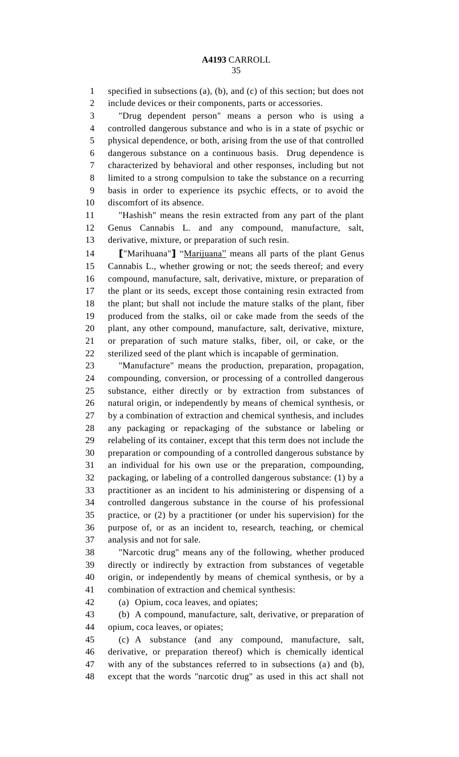specified in subsections (a), (b), and (c) of this section; but does not include devices or their components, parts or accessories.

"Drug dependent person" means a person who is using a controlled dangerous substance and who is in a state of psychic or physical dependence, or both, arising from the use of that controlled dangerous substance on a continuous basis. Drug dependence is characterized by behavioral and other responses, including but not limited to a strong compulsion to take the substance on a recurring basis in order to experience its psychic effects, or to avoid the discomfort of its absence.

"Hashish" means the resin extracted from any part of the plant Genus Cannabis L. and any compound, manufacture, salt, derivative, mixture, or preparation of such resin.

["Marihuana"] "Marijuana" means all parts of the plant Genus Cannabis L., whether growing or not; the seeds thereof; and every compound, manufacture, salt, derivative, mixture, or preparation of the plant or its seeds, except those containing resin extracted from the plant; but shall not include the mature stalks of the plant, fiber produced from the stalks, oil or cake made from the seeds of the plant, any other compound, manufacture, salt, derivative, mixture, or preparation of such mature stalks, fiber, oil, or cake, or the sterilized seed of the plant which is incapable of germination.

"Manufacture" means the production, preparation, propagation, compounding, conversion, or processing of a controlled dangerous substance, either directly or by extraction from substances of natural origin, or independently by means of chemical synthesis, or by a combination of extraction and chemical synthesis, and includes any packaging or repackaging of the substance or labeling or relabeling of its container, except that this term does not include the preparation or compounding of a controlled dangerous substance by an individual for his own use or the preparation, compounding, packaging, or labeling of a controlled dangerous substance: (1) by a practitioner as an incident to his administering or dispensing of a controlled dangerous substance in the course of his professional practice, or (2) by a practitioner (or under his supervision) for the purpose of, or as an incident to, research, teaching, or chemical analysis and not for sale.

"Narcotic drug" means any of the following, whether produced directly or indirectly by extraction from substances of vegetable origin, or independently by means of chemical synthesis, or by a combination of extraction and chemical synthesis:

(a) Opium, coca leaves, and opiates;

(b) A compound, manufacture, salt, derivative, or preparation of opium, coca leaves, or opiates;

(c) A substance (and any compound, manufacture, salt, derivative, or preparation thereof) which is chemically identical with any of the substances referred to in subsections (a) and (b), except that the words "narcotic drug" as used in this act shall not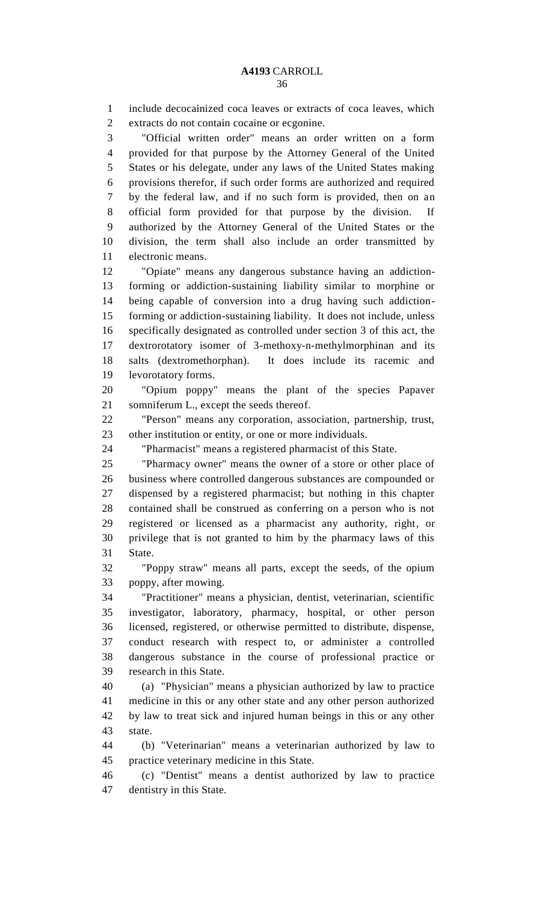include decocainized coca leaves or extracts of coca leaves, which extracts do not contain cocaine or ecgonine.

"Official written order" means an order written on a form provided for that purpose by the Attorney General of the United States or his delegate, under any laws of the United States making provisions therefor, if such order forms are authorized and required by the federal law, and if no such form is provided, then on an official form provided for that purpose by the division. If authorized by the Attorney General of the United States or the division, the term shall also include an order transmitted by electronic means.

"Opiate" means any dangerous substance having an addiction-forming or addiction-sustaining liability similar to morphine or being capable of conversion into a drug having such addiction-forming or addiction-sustaining liability. It does not include, unless specifically designated as controlled under section 3 of this act, the dextrorotatory isomer of 3-methoxy-n-methylmorphinan and its salts (dextromethorphan). It does include its racemic and levorotatory forms.

"Opium poppy" means the plant of the species Papaver somniferum L., except the seeds thereof.

"Person" means any corporation, association, partnership, trust, other institution or entity, or one or more individuals.

"Pharmacist" means a registered pharmacist of this State.

"Pharmacy owner" means the owner of a store or other place of business where controlled dangerous substances are compounded or dispensed by a registered pharmacist; but nothing in this chapter contained shall be construed as conferring on a person who is not registered or licensed as a pharmacist any authority, right, or privilege that is not granted to him by the pharmacy laws of this State.

"Poppy straw" means all parts, except the seeds, of the opium poppy, after mowing.

"Practitioner" means a physician, dentist, veterinarian, scientific investigator, laboratory, pharmacy, hospital, or other person licensed, registered, or otherwise permitted to distribute, dispense, conduct research with respect to, or administer a controlled dangerous substance in the course of professional practice or research in this State.

(a) "Physician" means a physician authorized by law to practice medicine in this or any other state and any other person authorized by law to treat sick and injured human beings in this or any other state.

(b) "Veterinarian" means a veterinarian authorized by law to practice veterinary medicine in this State.

(c) "Dentist" means a dentist authorized by law to practice dentistry in this State.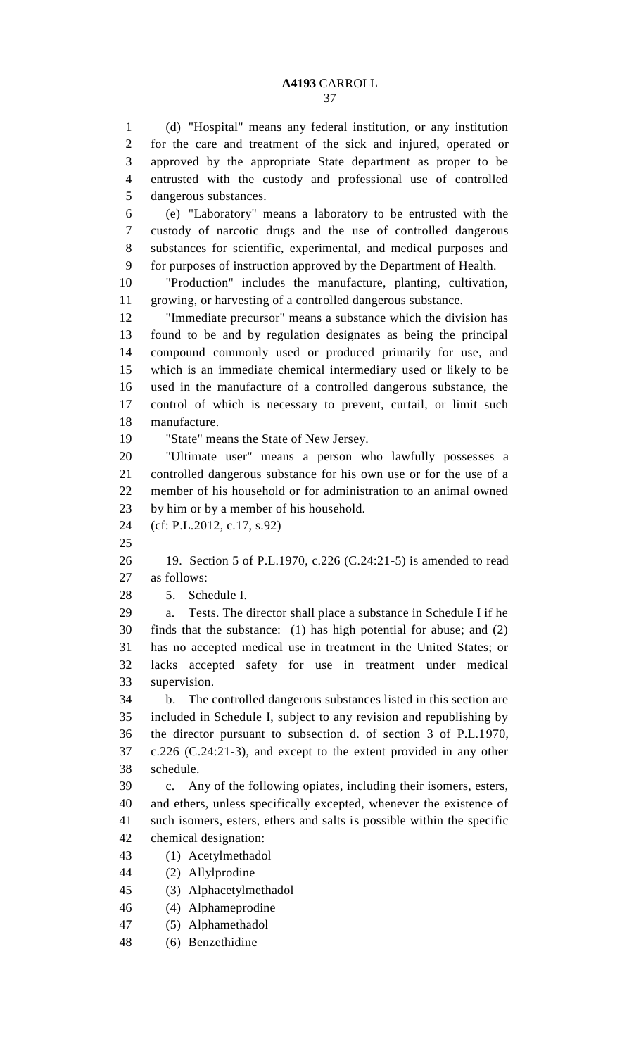(d) "Hospital" means any federal institution, or any institution for the care and treatment of the sick and injured, operated or approved by the appropriate State department as proper to be entrusted with the custody and professional use of controlled dangerous substances.

(e) "Laboratory" means a laboratory to be entrusted with the custody of narcotic drugs and the use of controlled dangerous substances for scientific, experimental, and medical purposes and for purposes of instruction approved by the Department of Health.

"Production" includes the manufacture, planting, cultivation, growing, or harvesting of a controlled dangerous substance.

"Immediate precursor" means a substance which the division has found to be and by regulation designates as being the principal compound commonly used or produced primarily for use, and which is an immediate chemical intermediary used or likely to be used in the manufacture of a controlled dangerous substance, the control of which is necessary to prevent, curtail, or limit such manufacture.

"State" means the State of New Jersey.

"Ultimate user" means a person who lawfully possesses a controlled dangerous substance for his own use or for the use of a member of his household or for administration to an animal owned by him or by a member of his household.

(cf: P.L.2012, c.17, s.92)

19. Section 5 of P.L.1970, c.226 (C.24:21-5) is amended to read as follows:

5. Schedule I.

a. Tests. The director shall place a substance in Schedule I if he finds that the substance: (1) has high potential for abuse; and (2) has no accepted medical use in treatment in the United States; or lacks accepted safety for use in treatment under medical supervision.

b. The controlled dangerous substances listed in this section are included in Schedule I, subject to any revision and republishing by the director pursuant to subsection d. of section 3 of P.L.1970, c.226 (C.24:21-3), and except to the extent provided in any other schedule.

c. Any of the following opiates, including their isomers, esters, and ethers, unless specifically excepted, whenever the existence of such isomers, esters, ethers and salts is possible within the specific chemical designation:

(1) Acetylmethadol

(2) Allylprodine

(3) Alphacetylmethadol

(4) Alphameprodine

(5) Alphamethadol

(6) Benzethidine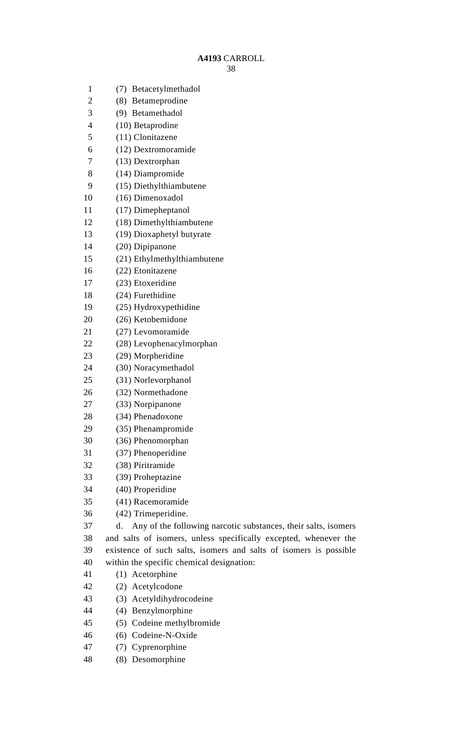(7) Betacetylmethadol

(8) Betameprodine

(9) Betamethadol

(10) Betaprodine

(11) Clonitazene

(12) Dextromoramide

(13) Dextrorphan

(14) Diampromide

(15) Diethylthiambutene

(16) Dimenoxadol

(17) Dimepheptanol

(18) Dimethylthiambutene

(19) Dioxaphetyl butyrate

(20) Dipipanone

(21) Ethylmethylthiambutene

(22) Etonitazene

(23) Etoxeridine

(24) Furethidine

(25) Hydroxypethidine

(26) Ketobemidone

(27) Levomoramide

(28) Levophenacylmorphan

(29) Morpheridine

(30) Noracymethadol

(31) Norlevorphanol

(32) Normethadone

(33) Norpipanone

(34) Phenadoxone

(35) Phenampromide

(36) Phenomorphan

(37) Phenoperidine

(38) Piritramide

(39) Proheptazine

(40) Properidine

(41) Racemoramide

(42) Trimeperidine.

d. Any of the following narcotic substances, their salts, isomers and salts of isomers, unless specifically excepted, whenever the existence of such salts, isomers and salts of isomers is possible within the specific chemical designation:

(1) Acetorphine

(2) Acetylcodone

(3) Acetyldihydrocodeine

(4) Benzylmorphine

(5) Codeine methylbromide

(6) Codeine-N-Oxide

(7) Cyprenorphine

(8) Desomorphine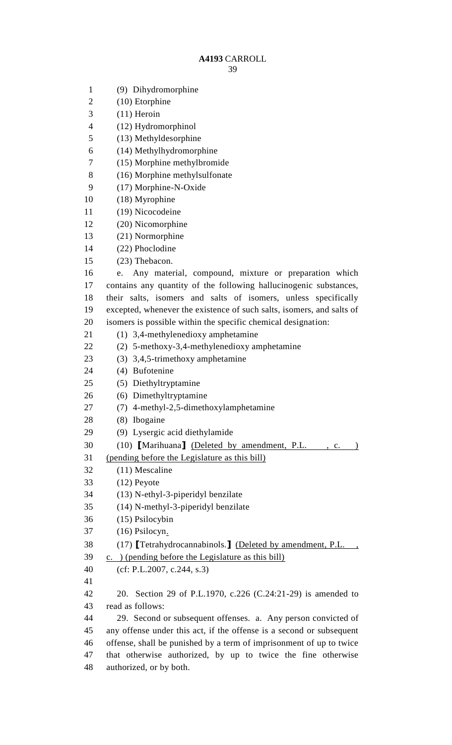(9) Dihydromorphine
(10) Etorphine
(11) Heroin
(12) Hydromorphinol
(13) Methyldesorphine
(14) Methylhydromorphine
(15) Morphine methylbromide
(16) Morphine methylsulfonate
(17) Morphine-N-Oxide
(18) Myrophine
(19) Nicocodeine
(20) Nicomorphine
(21) Normorphine
(22) Phoclodine
(23) Thebacon.

e. Any material, compound, mixture or preparation which contains any quantity of the following hallucinogenic substances, their salts, isomers and salts of isomers, unless specifically excepted, whenever the existence of such salts, isomers, and salts of isomers is possible within the specific chemical designation:

(1) 3,4-methylenedioxy amphetamine
(2) 5-methoxy-3,4-methylenedioxy amphetamine
(3) 3,4,5-trimethoxy amphetamine
(4) Bufotenine
(5) Diethyltryptamine
(6) Dimethyltryptamine
(7) 4-methyl-2,5-dimethoxylamphetamine
(8) Ibogaine
(9) Lysergic acid diethylamide
(10) [Marihuana] (Deleted by amendment, P.L. , c. ) (pending before the Legislature as this bill)
(11) Mescaline
(12) Peyote
(13) N-ethyl-3-piperidyl benzilate
(14) N-methyl-3-piperidyl benzilate
(15) Psilocybin
(16) Psilocyn.
(17) [Tetrahydrocannabinols.] (Deleted by amendment, P.L. , c. ) (pending before the Legislature as this bill)

(cf: P.L.2007, c.244, s.3)

20. Section 29 of P.L.1970, c.226 (C.24:21-29) is amended to read as follows:

29. Second or subsequent offenses. a. Any person convicted of any offense under this act, if the offense is a second or subsequent offense, shall be punished by a term of imprisonment of up to twice that otherwise authorized, by up to twice the fine otherwise authorized, or by both.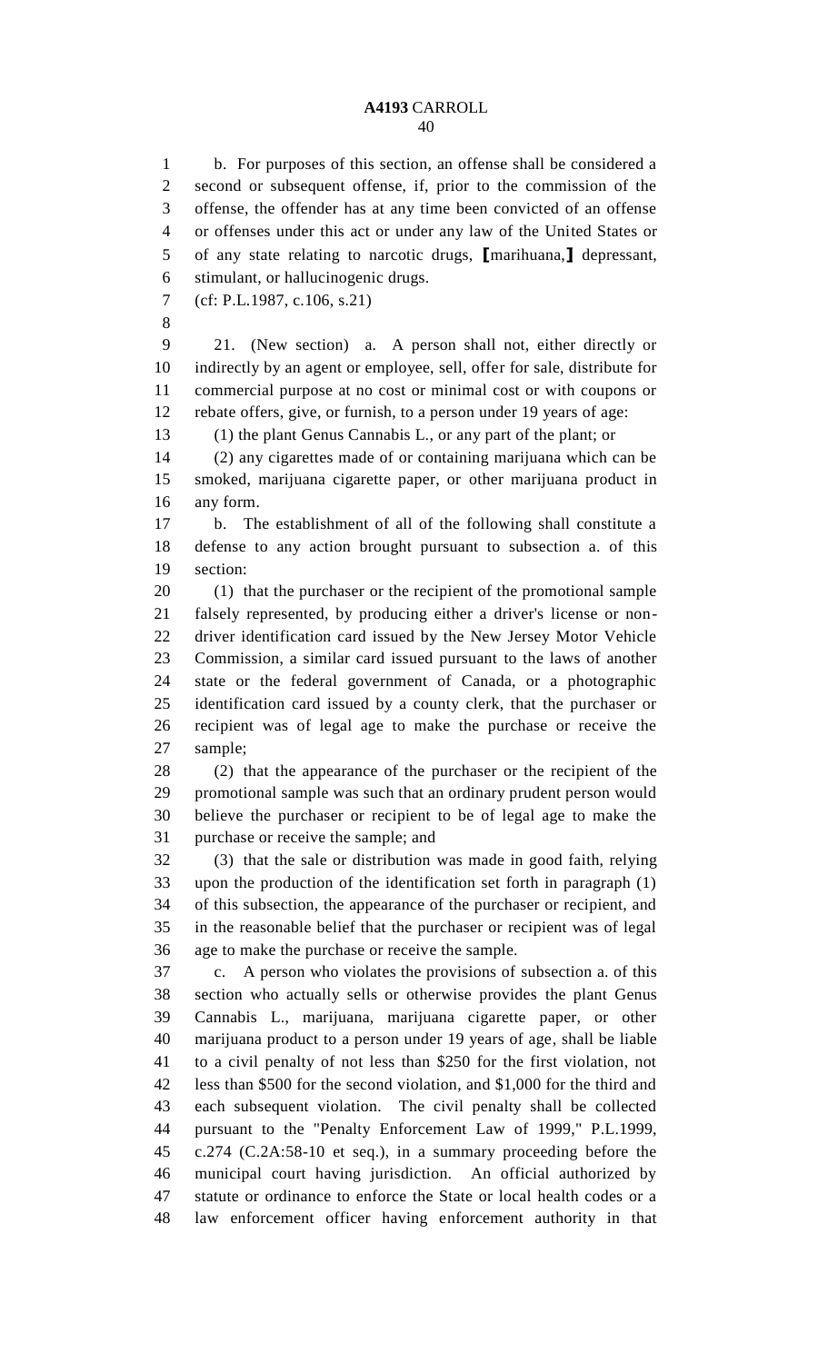b. For purposes of this section, an offense shall be considered a second or subsequent offense, if, prior to the commission of the offense, the offender has at any time been convicted of an offense or offenses under this act or under any law of the United States or of any state relating to narcotic drugs, ⟦marihuana,⟧ depressant, stimulant, or hallucinogenic drugs.

(cf: P.L.1987, c.106, s.21)

21. (New section) a. A person shall not, either directly or indirectly by an agent or employee, sell, offer for sale, distribute for commercial purpose at no cost or minimal cost or with coupons or rebate offers, give, or furnish, to a person under 19 years of age:

(1) the plant Genus Cannabis L., or any part of the plant; or

(2) any cigarettes made of or containing marijuana which can be smoked, marijuana cigarette paper, or other marijuana product in any form.

b. The establishment of all of the following shall constitute a defense to any action brought pursuant to subsection a. of this section:

(1) that the purchaser or the recipient of the promotional sample falsely represented, by producing either a driver's license or non-driver identification card issued by the New Jersey Motor Vehicle Commission, a similar card issued pursuant to the laws of another state or the federal government of Canada, or a photographic identification card issued by a county clerk, that the purchaser or recipient was of legal age to make the purchase or receive the sample;

(2) that the appearance of the purchaser or the recipient of the promotional sample was such that an ordinary prudent person would believe the purchaser or recipient to be of legal age to make the purchase or receive the sample; and

(3) that the sale or distribution was made in good faith, relying upon the production of the identification set forth in paragraph (1) of this subsection, the appearance of the purchaser or recipient, and in the reasonable belief that the purchaser or recipient was of legal age to make the purchase or receive the sample.

c. A person who violates the provisions of subsection a. of this section who actually sells or otherwise provides the plant Genus Cannabis L., marijuana, marijuana cigarette paper, or other marijuana product to a person under 19 years of age, shall be liable to a civil penalty of not less than $250 for the first violation, not less than $500 for the second violation, and $1,000 for the third and each subsequent violation. The civil penalty shall be collected pursuant to the "Penalty Enforcement Law of 1999," P.L.1999, c.274 (C.2A:58-10 et seq.), in a summary proceeding before the municipal court having jurisdiction. An official authorized by statute or ordinance to enforce the State or local health codes or a law enforcement officer having enforcement authority in that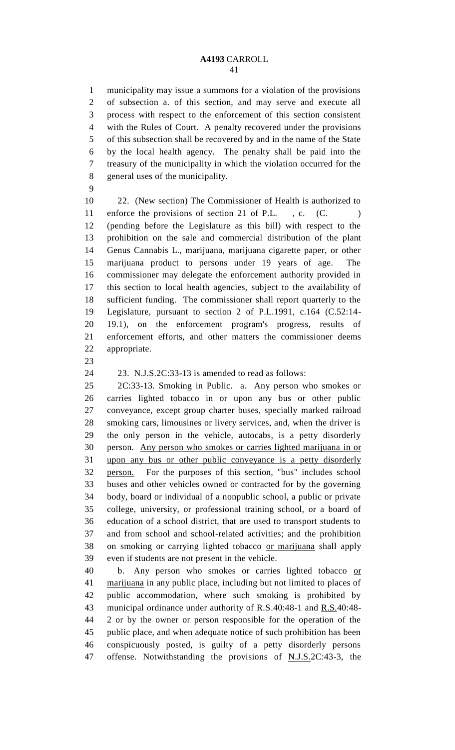municipality may issue a summons for a violation of the provisions of subsection a. of this section, and may serve and execute all process with respect to the enforcement of this section consistent with the Rules of Court. A penalty recovered under the provisions of this subsection shall be recovered by and in the name of the State by the local health agency. The penalty shall be paid into the treasury of the municipality in which the violation occurred for the general uses of the municipality.

22. (New section) The Commissioner of Health is authorized to enforce the provisions of section 21 of P.L. , c. (C. ) (pending before the Legislature as this bill) with respect to the prohibition on the sale and commercial distribution of the plant Genus Cannabis L., marijuana, marijuana cigarette paper, or other marijuana product to persons under 19 years of age. The commissioner may delegate the enforcement authority provided in this section to local health agencies, subject to the availability of sufficient funding. The commissioner shall report quarterly to the Legislature, pursuant to section 2 of P.L.1991, c.164 (C.52:14-19.1), on the enforcement program's progress, results of enforcement efforts, and other matters the commissioner deems appropriate.

23. N.J.S.2C:33-13 is amended to read as follows:

2C:33-13. Smoking in Public. a. Any person who smokes or carries lighted tobacco in or upon any bus or other public conveyance, except group charter buses, specially marked railroad smoking cars, limousines or livery services, and, when the driver is the only person in the vehicle, autocabs, is a petty disorderly person. <u>Any person who smokes or carries lighted marijuana in or upon any bus or other public conveyance is a petty disorderly person.</u> For the purposes of this section, "bus" includes school buses and other vehicles owned or contracted for by the governing body, board or individual of a nonpublic school, a public or private college, university, or professional training school, or a board of education of a school district, that are used to transport students to and from school and school-related activities; and the prohibition on smoking or carrying lighted tobacco <u>or marijuana</u> shall apply even if students are not present in the vehicle.

b. Any person who smokes or carries lighted tobacco <u>or marijuana</u> in any public place, including but not limited to places of public accommodation, where such smoking is prohibited by municipal ordinance under authority of R.S.40:48-1 and <u>R.S.</u>40:48-2 or by the owner or person responsible for the operation of the public place, and when adequate notice of such prohibition has been conspicuously posted, is guilty of a petty disorderly persons offense. Notwithstanding the provisions of <u>N.J.S.</u>2C:43-3, the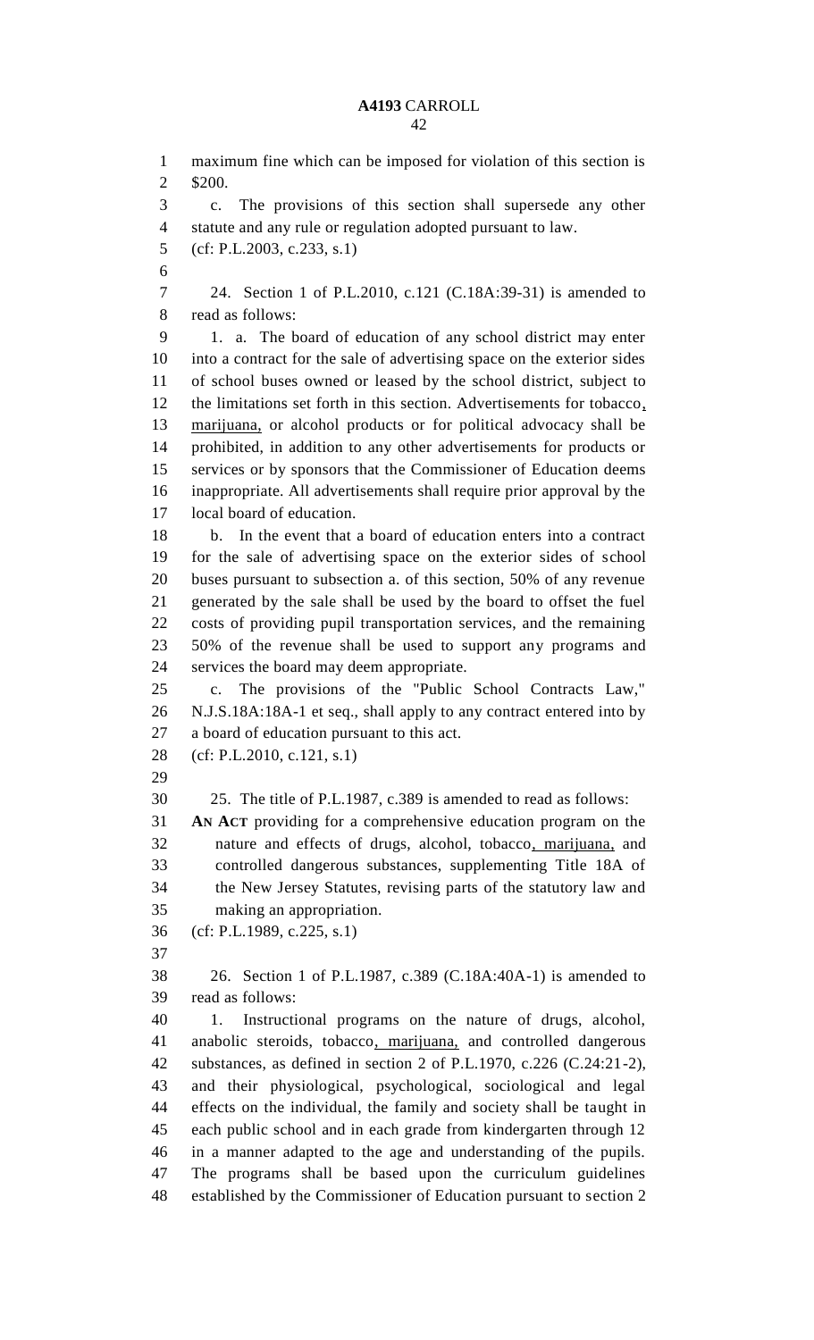maximum fine which can be imposed for violation of this section is $200.

c. The provisions of this section shall supersede any other statute and any rule or regulation adopted pursuant to law.

(cf: P.L.2003, c.233, s.1)

24. Section 1 of P.L.2010, c.121 (C.18A:39-31) is amended to read as follows:

1. a. The board of education of any school district may enter into a contract for the sale of advertising space on the exterior sides of school buses owned or leased by the school district, subject to the limitations set forth in this section. Advertisements for tobacco, marijuana, or alcohol products or for political advocacy shall be prohibited, in addition to any other advertisements for products or services or by sponsors that the Commissioner of Education deems inappropriate. All advertisements shall require prior approval by the local board of education.

b. In the event that a board of education enters into a contract for the sale of advertising space on the exterior sides of school buses pursuant to subsection a. of this section, 50% of any revenue generated by the sale shall be used by the board to offset the fuel costs of providing pupil transportation services, and the remaining 50% of the revenue shall be used to support any programs and services the board may deem appropriate.

c. The provisions of the "Public School Contracts Law," N.J.S.18A:18A-1 et seq., shall apply to any contract entered into by a board of education pursuant to this act.

(cf: P.L.2010, c.121, s.1)

25. The title of P.L.1987, c.389 is amended to read as follows:

**AN ACT** providing for a comprehensive education program on the nature and effects of drugs, alcohol, tobacco, marijuana, and controlled dangerous substances, supplementing Title 18A of the New Jersey Statutes, revising parts of the statutory law and making an appropriation.

(cf: P.L.1989, c.225, s.1)

26. Section 1 of P.L.1987, c.389 (C.18A:40A-1) is amended to read as follows:

1. Instructional programs on the nature of drugs, alcohol, anabolic steroids, tobacco, marijuana, and controlled dangerous substances, as defined in section 2 of P.L.1970, c.226 (C.24:21-2), and their physiological, psychological, sociological and legal effects on the individual, the family and society shall be taught in each public school and in each grade from kindergarten through 12 in a manner adapted to the age and understanding of the pupils. The programs shall be based upon the curriculum guidelines established by the Commissioner of Education pursuant to section 2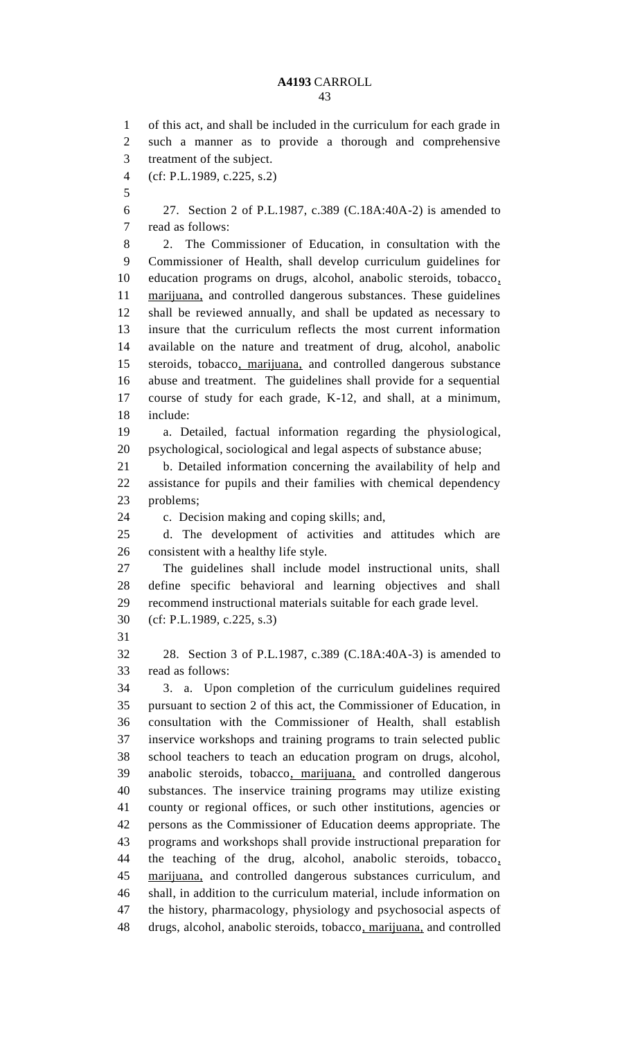of this act, and shall be included in the curriculum for each grade in such a manner as to provide a thorough and comprehensive treatment of the subject.

(cf: P.L.1989, c.225, s.2)

27. Section 2 of P.L.1987, c.389 (C.18A:40A-2) is amended to read as follows:

2. The Commissioner of Education, in consultation with the Commissioner of Health, shall develop curriculum guidelines for education programs on drugs, alcohol, anabolic steroids, tobacco, marijuana, and controlled dangerous substances. These guidelines shall be reviewed annually, and shall be updated as necessary to insure that the curriculum reflects the most current information available on the nature and treatment of drug, alcohol, anabolic steroids, tobacco, marijuana, and controlled dangerous substance abuse and treatment. The guidelines shall provide for a sequential course of study for each grade, K-12, and shall, at a minimum, include:

a. Detailed, factual information regarding the physiological, psychological, sociological and legal aspects of substance abuse;

b. Detailed information concerning the availability of help and assistance for pupils and their families with chemical dependency problems;

c. Decision making and coping skills; and,

d. The development of activities and attitudes which are consistent with a healthy life style.

The guidelines shall include model instructional units, shall define specific behavioral and learning objectives and shall recommend instructional materials suitable for each grade level.

(cf: P.L.1989, c.225, s.3)

28. Section 3 of P.L.1987, c.389 (C.18A:40A-3) is amended to read as follows:

3. a. Upon completion of the curriculum guidelines required pursuant to section 2 of this act, the Commissioner of Education, in consultation with the Commissioner of Health, shall establish inservice workshops and training programs to train selected public school teachers to teach an education program on drugs, alcohol, anabolic steroids, tobacco, marijuana, and controlled dangerous substances. The inservice training programs may utilize existing county or regional offices, or such other institutions, agencies or persons as the Commissioner of Education deems appropriate. The programs and workshops shall provide instructional preparation for the teaching of the drug, alcohol, anabolic steroids, tobacco, marijuana, and controlled dangerous substances curriculum, and shall, in addition to the curriculum material, include information on the history, pharmacology, physiology and psychosocial aspects of drugs, alcohol, anabolic steroids, tobacco, marijuana, and controlled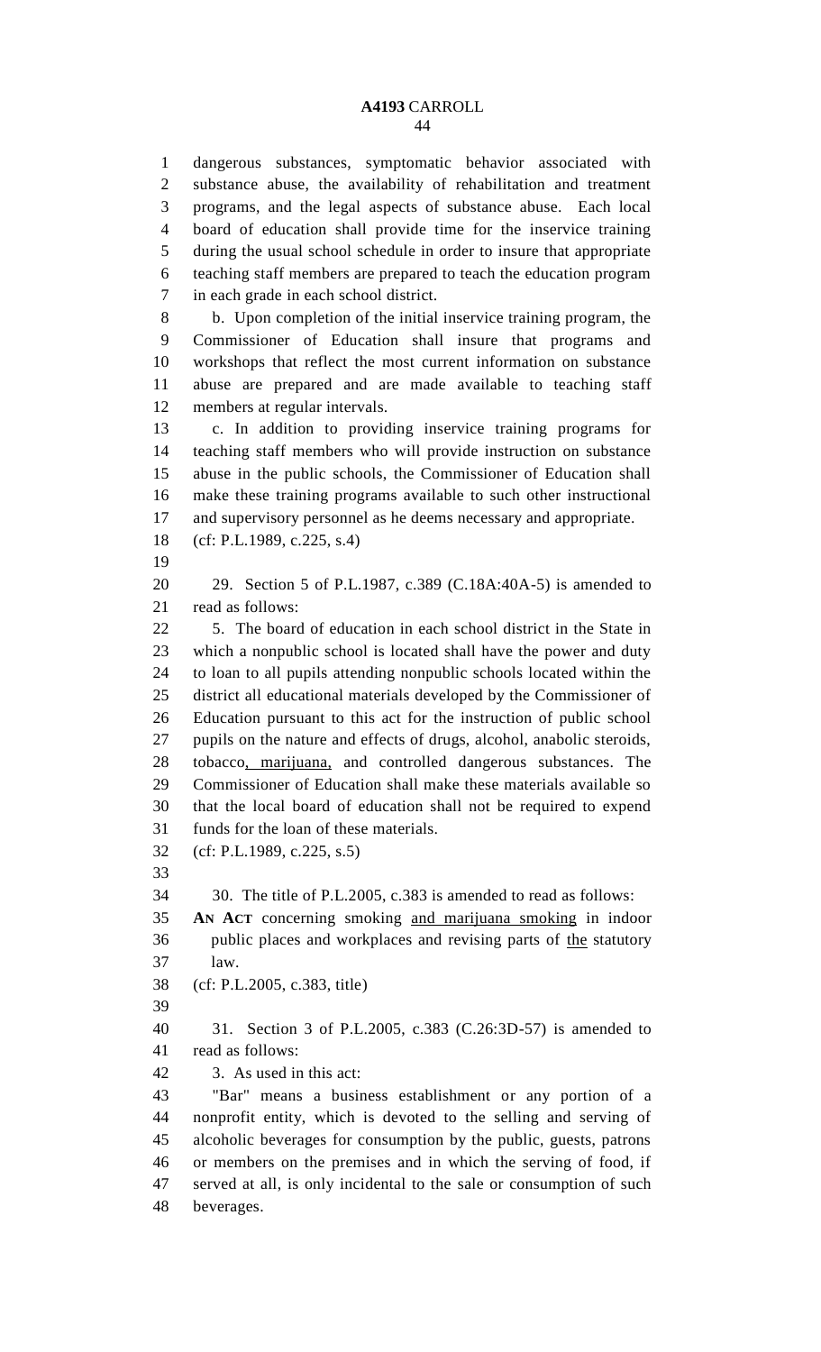dangerous substances, symptomatic behavior associated with substance abuse, the availability of rehabilitation and treatment programs, and the legal aspects of substance abuse. Each local board of education shall provide time for the inservice training during the usual school schedule in order to insure that appropriate teaching staff members are prepared to teach the education program in each grade in each school district.

b. Upon completion of the initial inservice training program, the Commissioner of Education shall insure that programs and workshops that reflect the most current information on substance abuse are prepared and are made available to teaching staff members at regular intervals.

c. In addition to providing inservice training programs for teaching staff members who will provide instruction on substance abuse in the public schools, the Commissioner of Education shall make these training programs available to such other instructional and supervisory personnel as he deems necessary and appropriate.

(cf: P.L.1989, c.225, s.4)

29. Section 5 of P.L.1987, c.389 (C.18A:40A-5) is amended to read as follows:

5. The board of education in each school district in the State in which a nonpublic school is located shall have the power and duty to loan to all pupils attending nonpublic schools located within the district all educational materials developed by the Commissioner of Education pursuant to this act for the instruction of public school pupils on the nature and effects of drugs, alcohol, anabolic steroids, tobacco<u>, marijuana,</u> and controlled dangerous substances. The Commissioner of Education shall make these materials available so that the local board of education shall not be required to expend funds for the loan of these materials.

(cf: P.L.1989, c.225, s.5)

30. The title of P.L.2005, c.383 is amended to read as follows:

**AN ACT** concerning smoking <u>and marijuana smoking</u> in indoor public places and workplaces and revising parts of <u>the</u> statutory law.

(cf: P.L.2005, c.383, title)

31. Section 3 of P.L.2005, c.383 (C.26:3D-57) is amended to read as follows:

3. As used in this act:

"Bar" means a business establishment or any portion of a nonprofit entity, which is devoted to the selling and serving of alcoholic beverages for consumption by the public, guests, patrons or members on the premises and in which the serving of food, if served at all, is only incidental to the sale or consumption of such beverages.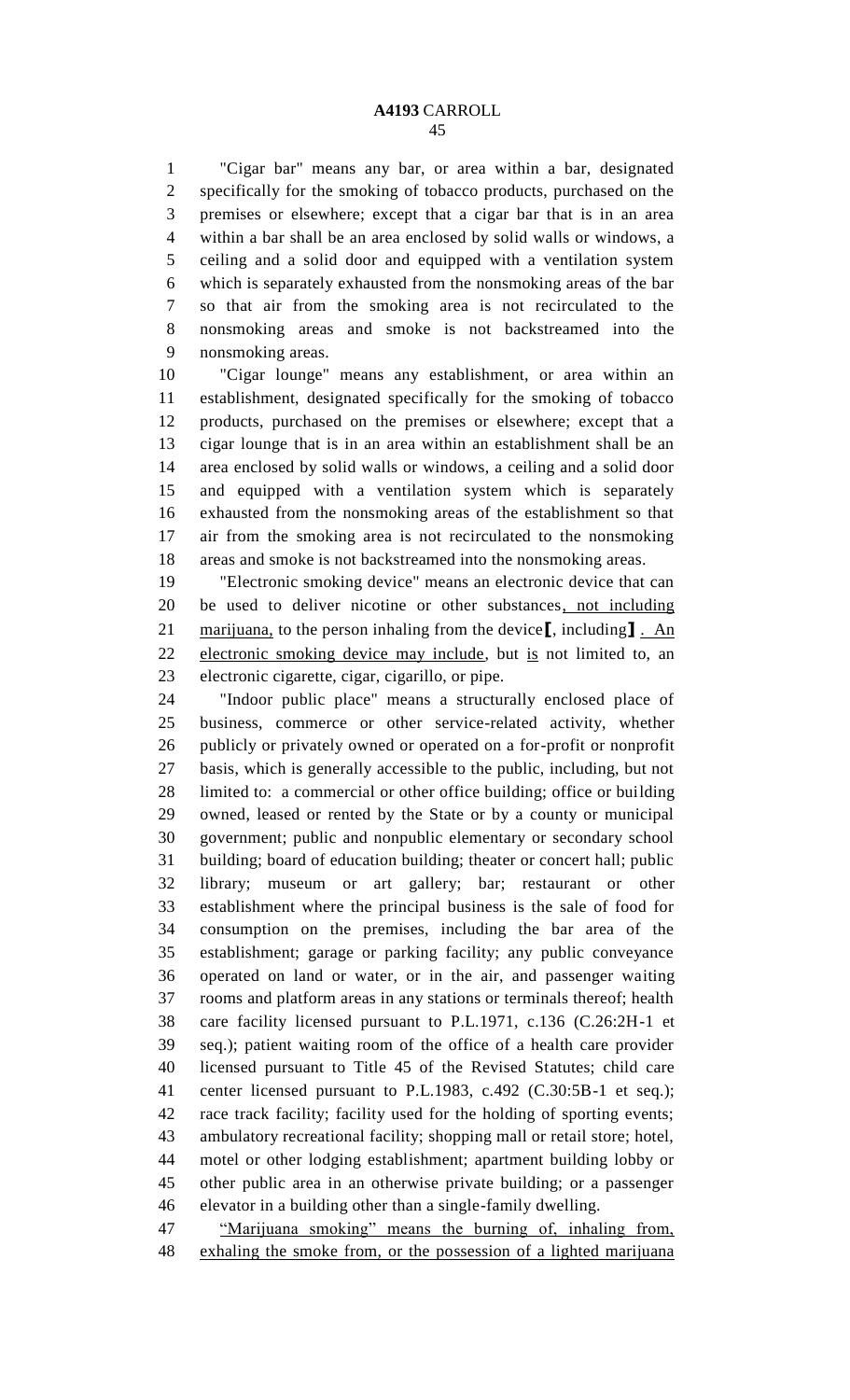"Cigar bar" means any bar, or area within a bar, designated specifically for the smoking of tobacco products, purchased on the premises or elsewhere; except that a cigar bar that is in an area within a bar shall be an area enclosed by solid walls or windows, a ceiling and a solid door and equipped with a ventilation system which is separately exhausted from the nonsmoking areas of the bar so that air from the smoking area is not recirculated to the nonsmoking areas and smoke is not backstreamed into the nonsmoking areas.

"Cigar lounge" means any establishment, or area within an establishment, designated specifically for the smoking of tobacco products, purchased on the premises or elsewhere; except that a cigar lounge that is in an area within an establishment shall be an area enclosed by solid walls or windows, a ceiling and a solid door and equipped with a ventilation system which is separately exhausted from the nonsmoking areas of the establishment so that air from the smoking area is not recirculated to the nonsmoking areas and smoke is not backstreamed into the nonsmoking areas.

"Electronic smoking device" means an electronic device that can be used to deliver nicotine or other substances, not including marijuana, to the person inhaling from the device【, including】. An electronic smoking device may include, but is not limited to, an electronic cigarette, cigar, cigarillo, or pipe.

"Indoor public place" means a structurally enclosed place of business, commerce or other service-related activity, whether publicly or privately owned or operated on a for-profit or nonprofit basis, which is generally accessible to the public, including, but not limited to: a commercial or other office building; office or building owned, leased or rented by the State or by a county or municipal government; public and nonpublic elementary or secondary school building; board of education building; theater or concert hall; public library; museum or art gallery; bar; restaurant or other establishment where the principal business is the sale of food for consumption on the premises, including the bar area of the establishment; garage or parking facility; any public conveyance operated on land or water, or in the air, and passenger waiting rooms and platform areas in any stations or terminals thereof; health care facility licensed pursuant to P.L.1971, c.136 (C.26:2H-1 et seq.); patient waiting room of the office of a health care provider licensed pursuant to Title 45 of the Revised Statutes; child care center licensed pursuant to P.L.1983, c.492 (C.30:5B-1 et seq.); race track facility; facility used for the holding of sporting events; ambulatory recreational facility; shopping mall or retail store; hotel, motel or other lodging establishment; apartment building lobby or other public area in an otherwise private building; or a passenger elevator in a building other than a single-family dwelling.

"Marijuana smoking" means the burning of, inhaling from, exhaling the smoke from, or the possession of a lighted marijuana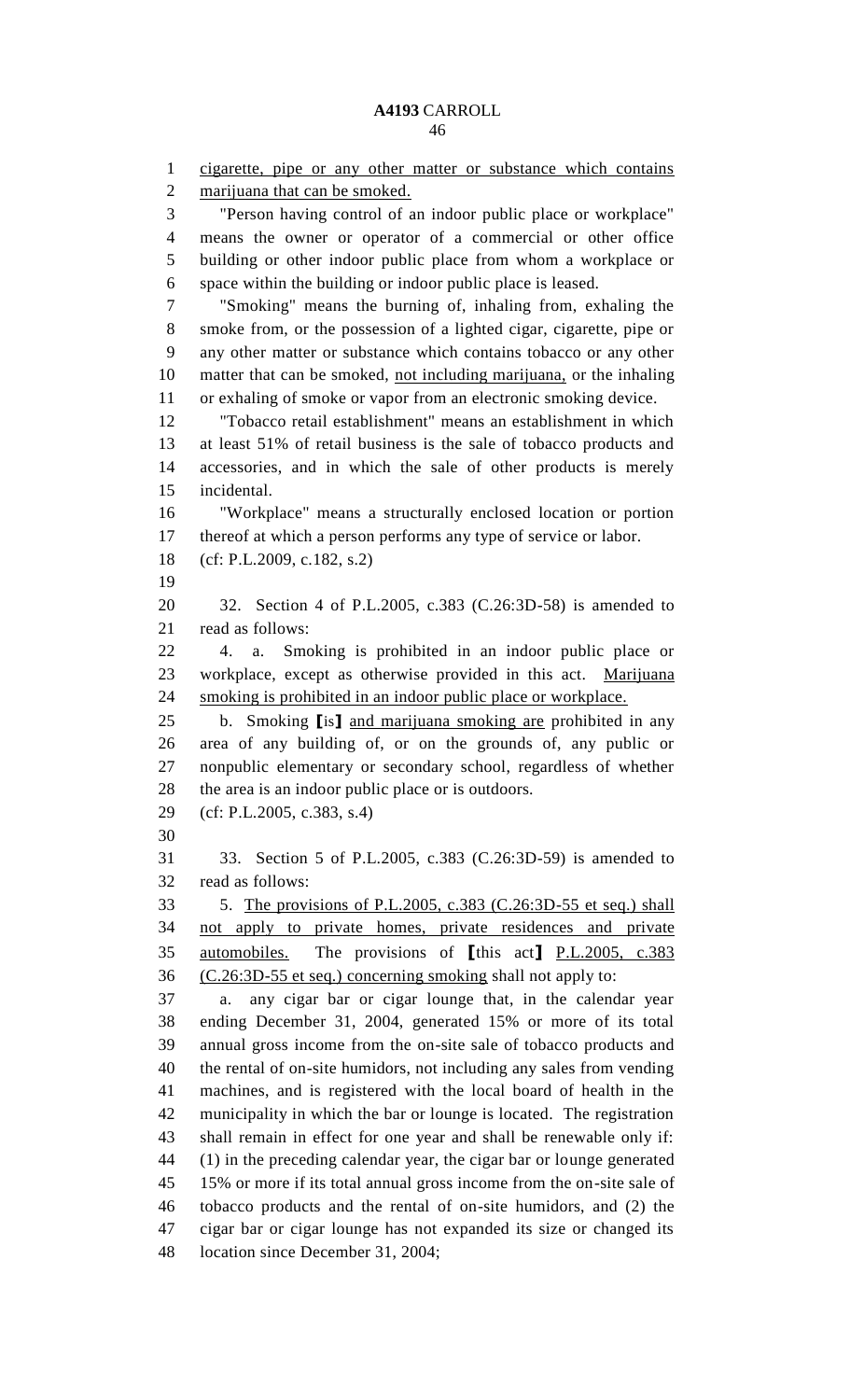cigarette, pipe or any other matter or substance which contains marijuana that can be smoked.

"Person having control of an indoor public place or workplace" means the owner or operator of a commercial or other office building or other indoor public place from whom a workplace or space within the building or indoor public place is leased.

"Smoking" means the burning of, inhaling from, exhaling the smoke from, or the possession of a lighted cigar, cigarette, pipe or any other matter or substance which contains tobacco or any other matter that can be smoked, not including marijuana, or the inhaling or exhaling of smoke or vapor from an electronic smoking device.

"Tobacco retail establishment" means an establishment in which at least 51% of retail business is the sale of tobacco products and accessories, and in which the sale of other products is merely incidental.

"Workplace" means a structurally enclosed location or portion thereof at which a person performs any type of service or labor.

(cf: P.L.2009, c.182, s.2)

32. Section 4 of P.L.2005, c.383 (C.26:3D-58) is amended to read as follows:

4. a. Smoking is prohibited in an indoor public place or workplace, except as otherwise provided in this act. Marijuana smoking is prohibited in an indoor public place or workplace.

b. Smoking [is] and marijuana smoking are prohibited in any area of any building of, or on the grounds of, any public or nonpublic elementary or secondary school, regardless of whether the area is an indoor public place or is outdoors.

(cf: P.L.2005, c.383, s.4)

33. Section 5 of P.L.2005, c.383 (C.26:3D-59) is amended to read as follows:

5. The provisions of P.L.2005, c.383 (C.26:3D-55 et seq.) shall not apply to private homes, private residences and private automobiles. The provisions of [this act] P.L.2005, c.383 (C.26:3D-55 et seq.) concerning smoking shall not apply to:

a. any cigar bar or cigar lounge that, in the calendar year ending December 31, 2004, generated 15% or more of its total annual gross income from the on-site sale of tobacco products and the rental of on-site humidors, not including any sales from vending machines, and is registered with the local board of health in the municipality in which the bar or lounge is located. The registration shall remain in effect for one year and shall be renewable only if: (1) in the preceding calendar year, the cigar bar or lounge generated 15% or more if its total annual gross income from the on-site sale of tobacco products and the rental of on-site humidors, and (2) the cigar bar or cigar lounge has not expanded its size or changed its location since December 31, 2004;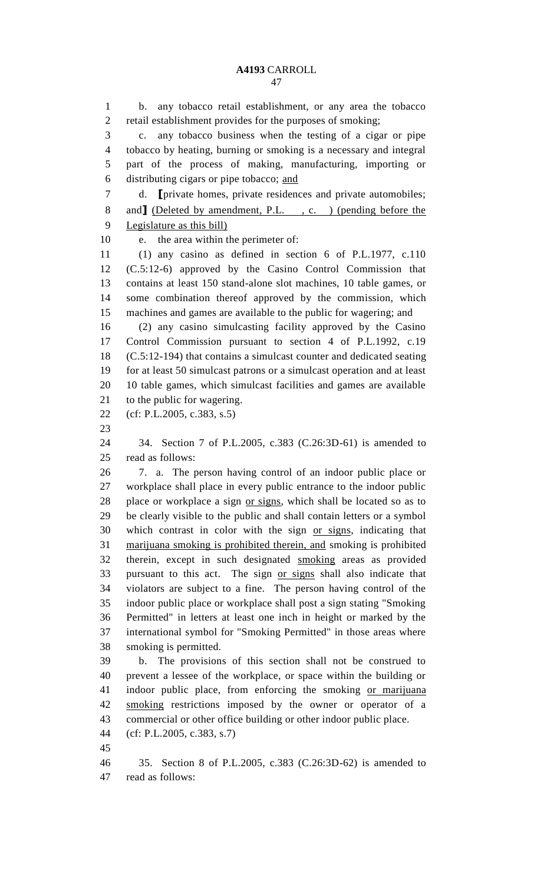b. any tobacco retail establishment, or any area the tobacco retail establishment provides for the purposes of smoking;

c. any tobacco business when the testing of a cigar or pipe tobacco by heating, burning or smoking is a necessary and integral part of the process of making, manufacturing, importing or distributing cigars or pipe tobacco; and

d. [private homes, private residences and private automobiles; and] (Deleted by amendment, P.L. , c. ) (pending before the Legislature as this bill)

e. the area within the perimeter of:

(1) any casino as defined in section 6 of P.L.1977, c.110 (C.5:12-6) approved by the Casino Control Commission that contains at least 150 stand-alone slot machines, 10 table games, or some combination thereof approved by the commission, which machines and games are available to the public for wagering; and

(2) any casino simulcasting facility approved by the Casino Control Commission pursuant to section 4 of P.L.1992, c.19 (C.5:12-194) that contains a simulcast counter and dedicated seating for at least 50 simulcast patrons or a simulcast operation and at least 10 table games, which simulcast facilities and games are available to the public for wagering.

(cf: P.L.2005, c.383, s.5)

34. Section 7 of P.L.2005, c.383 (C.26:3D-61) is amended to read as follows:

7. a. The person having control of an indoor public place or workplace shall place in every public entrance to the indoor public place or workplace a sign or signs, which shall be located so as to be clearly visible to the public and shall contain letters or a symbol which contrast in color with the sign or signs, indicating that marijuana smoking is prohibited therein, and smoking is prohibited therein, except in such designated smoking areas as provided pursuant to this act. The sign or signs shall also indicate that violators are subject to a fine. The person having control of the indoor public place or workplace shall post a sign stating "Smoking Permitted" in letters at least one inch in height or marked by the international symbol for "Smoking Permitted" in those areas where smoking is permitted.

b. The provisions of this section shall not be construed to prevent a lessee of the workplace, or space within the building or indoor public place, from enforcing the smoking or marijuana smoking restrictions imposed by the owner or operator of a commercial or other office building or other indoor public place.

(cf: P.L.2005, c.383, s.7)

35. Section 8 of P.L.2005, c.383 (C.26:3D-62) is amended to read as follows: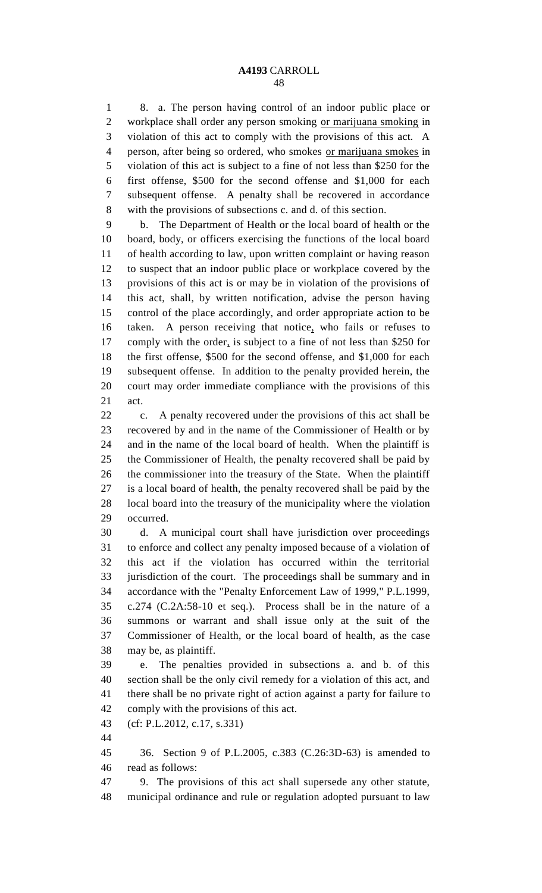8. a. The person having control of an indoor public place or workplace shall order any person smoking or marijuana smoking in violation of this act to comply with the provisions of this act. A person, after being so ordered, who smokes or marijuana smokes in violation of this act is subject to a fine of not less than \$250 for the first offense, \$500 for the second offense and \$1,000 for each subsequent offense. A penalty shall be recovered in accordance with the provisions of subsections c. and d. of this section.

b. The Department of Health or the local board of health or the board, body, or officers exercising the functions of the local board of health according to law, upon written complaint or having reason to suspect that an indoor public place or workplace covered by the provisions of this act is or may be in violation of the provisions of this act, shall, by written notification, advise the person having control of the place accordingly, and order appropriate action to be taken. A person receiving that notice, who fails or refuses to comply with the order, is subject to a fine of not less than \$250 for the first offense, \$500 for the second offense, and \$1,000 for each subsequent offense. In addition to the penalty provided herein, the court may order immediate compliance with the provisions of this act.

c. A penalty recovered under the provisions of this act shall be recovered by and in the name of the Commissioner of Health or by and in the name of the local board of health. When the plaintiff is the Commissioner of Health, the penalty recovered shall be paid by the commissioner into the treasury of the State. When the plaintiff is a local board of health, the penalty recovered shall be paid by the local board into the treasury of the municipality where the violation occurred.

d. A municipal court shall have jurisdiction over proceedings to enforce and collect any penalty imposed because of a violation of this act if the violation has occurred within the territorial jurisdiction of the court. The proceedings shall be summary and in accordance with the "Penalty Enforcement Law of 1999," P.L.1999, c.274 (C.2A:58-10 et seq.). Process shall be in the nature of a summons or warrant and shall issue only at the suit of the Commissioner of Health, or the local board of health, as the case may be, as plaintiff.

e. The penalties provided in subsections a. and b. of this section shall be the only civil remedy for a violation of this act, and there shall be no private right of action against a party for failure to comply with the provisions of this act.

(cf: P.L.2012, c.17, s.331)

36. Section 9 of P.L.2005, c.383 (C.26:3D-63) is amended to read as follows:

9. The provisions of this act shall supersede any other statute, municipal ordinance and rule or regulation adopted pursuant to law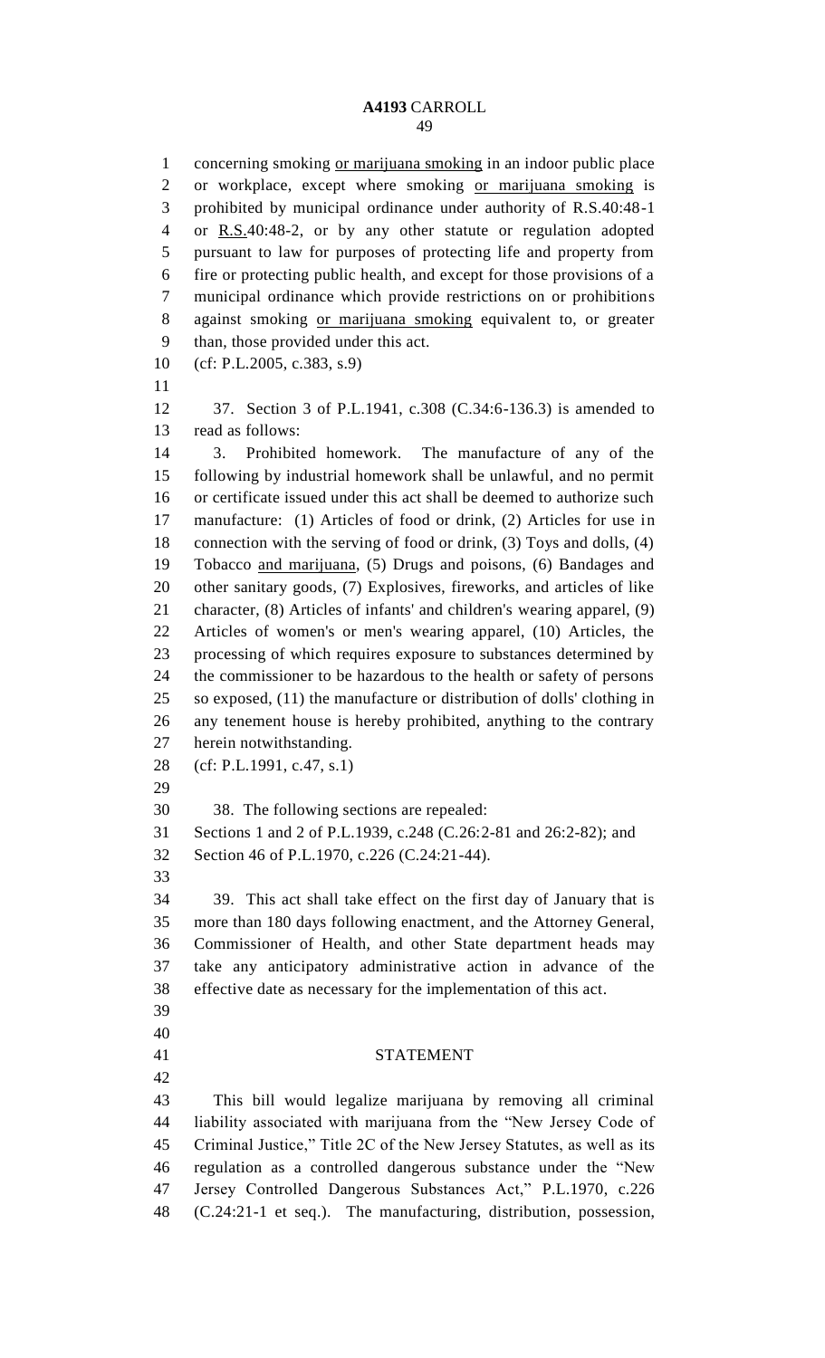concerning smoking <u>or marijuana smoking</u> in an indoor public place or workplace, except where smoking <u>or marijuana smoking</u> is prohibited by municipal ordinance under authority of R.S.40:48-1 or <u>R.S.</u>40:48-2, or by any other statute or regulation adopted pursuant to law for purposes of protecting life and property from fire or protecting public health, and except for those provisions of a municipal ordinance which provide restrictions on or prohibitions against smoking <u>or marijuana smoking</u> equivalent to, or greater than, those provided under this act.

(cf: P.L.2005, c.383, s.9)

37. Section 3 of P.L.1941, c.308 (C.34:6-136.3) is amended to read as follows:

3. Prohibited homework. The manufacture of any of the following by industrial homework shall be unlawful, and no permit or certificate issued under this act shall be deemed to authorize such manufacture: (1) Articles of food or drink, (2) Articles for use in connection with the serving of food or drink, (3) Toys and dolls, (4) Tobacco <u>and marijuana</u>, (5) Drugs and poisons, (6) Bandages and other sanitary goods, (7) Explosives, fireworks, and articles of like character, (8) Articles of infants' and children's wearing apparel, (9) Articles of women's or men's wearing apparel, (10) Articles, the processing of which requires exposure to substances determined by the commissioner to be hazardous to the health or safety of persons so exposed, (11) the manufacture or distribution of dolls' clothing in any tenement house is hereby prohibited, anything to the contrary herein notwithstanding.

(cf: P.L.1991, c.47, s.1)

38. The following sections are repealed:

Sections 1 and 2 of P.L.1939, c.248 (C.26:2-81 and 26:2-82); and

Section 46 of P.L.1970, c.226 (C.24:21-44).

39. This act shall take effect on the first day of January that is more than 180 days following enactment, and the Attorney General, Commissioner of Health, and other State department heads may take any anticipatory administrative action in advance of the effective date as necessary for the implementation of this act.

## STATEMENT

This bill would legalize marijuana by removing all criminal liability associated with marijuana from the "New Jersey Code of Criminal Justice," Title 2C of the New Jersey Statutes, as well as its regulation as a controlled dangerous substance under the "New Jersey Controlled Dangerous Substances Act," P.L.1970, c.226 (C.24:21-1 et seq.). The manufacturing, distribution, possession,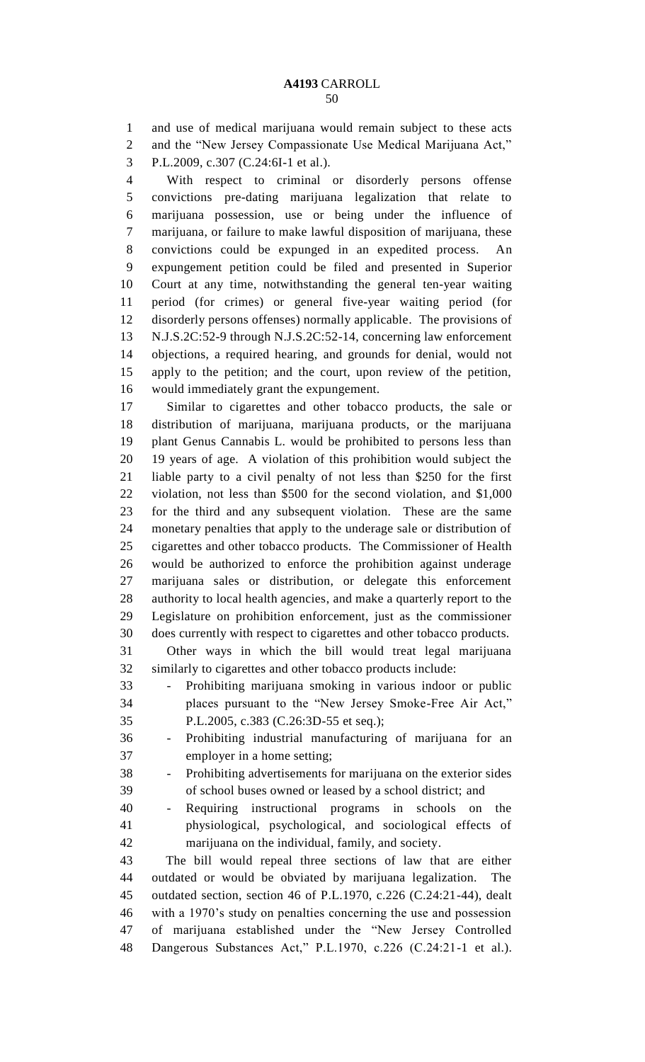and use of medical marijuana would remain subject to these acts and the "New Jersey Compassionate Use Medical Marijuana Act," P.L.2009, c.307 (C.24:6I-1 et al.).

With respect to criminal or disorderly persons offense convictions pre-dating marijuana legalization that relate to marijuana possession, use or being under the influence of marijuana, or failure to make lawful disposition of marijuana, these convictions could be expunged in an expedited process. An expungement petition could be filed and presented in Superior Court at any time, notwithstanding the general ten-year waiting period (for crimes) or general five-year waiting period (for disorderly persons offenses) normally applicable. The provisions of N.J.S.2C:52-9 through N.J.S.2C:52-14, concerning law enforcement objections, a required hearing, and grounds for denial, would not apply to the petition; and the court, upon review of the petition, would immediately grant the expungement.

Similar to cigarettes and other tobacco products, the sale or distribution of marijuana, marijuana products, or the marijuana plant Genus Cannabis L. would be prohibited to persons less than 19 years of age. A violation of this prohibition would subject the liable party to a civil penalty of not less than $250 for the first violation, not less than $500 for the second violation, and $1,000 for the third and any subsequent violation. These are the same monetary penalties that apply to the underage sale or distribution of cigarettes and other tobacco products. The Commissioner of Health would be authorized to enforce the prohibition against underage marijuana sales or distribution, or delegate this enforcement authority to local health agencies, and make a quarterly report to the Legislature on prohibition enforcement, just as the commissioner does currently with respect to cigarettes and other tobacco products.

Other ways in which the bill would treat legal marijuana similarly to cigarettes and other tobacco products include:

- Prohibiting marijuana smoking in various indoor or public places pursuant to the "New Jersey Smoke-Free Air Act," P.L.2005, c.383 (C.26:3D-55 et seq.);
- Prohibiting industrial manufacturing of marijuana for an employer in a home setting;
- Prohibiting advertisements for marijuana on the exterior sides of school buses owned or leased by a school district; and
- Requiring instructional programs in schools on the physiological, psychological, and sociological effects of marijuana on the individual, family, and society.

The bill would repeal three sections of law that are either outdated or would be obviated by marijuana legalization. The outdated section, section 46 of P.L.1970, c.226 (C.24:21-44), dealt with a 1970's study on penalties concerning the use and possession of marijuana established under the "New Jersey Controlled Dangerous Substances Act," P.L.1970, c.226 (C.24:21-1 et al.).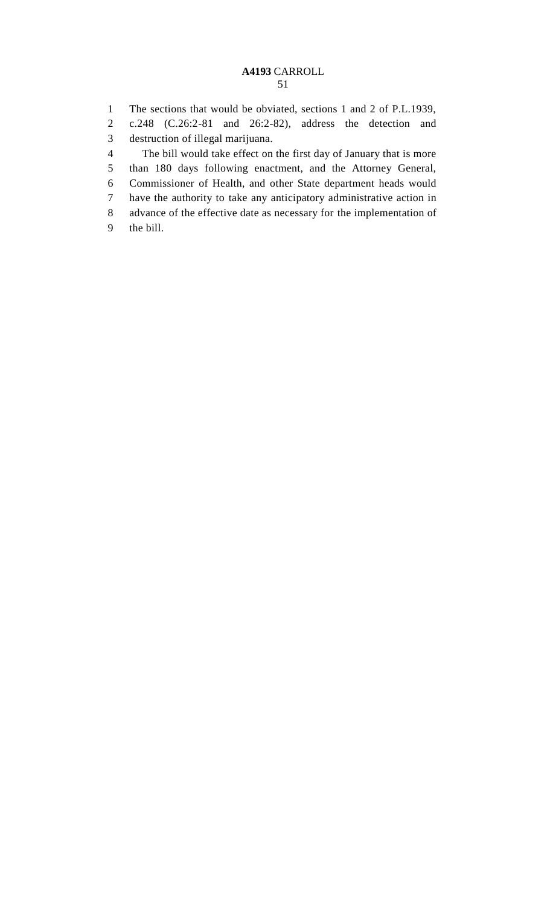The sections that would be obviated, sections 1 and 2 of P.L.1939, c.248 (C.26:2-81 and 26:2-82), address the detection and destruction of illegal marijuana.

The bill would take effect on the first day of January that is more than 180 days following enactment, and the Attorney General, Commissioner of Health, and other State department heads would have the authority to take any anticipatory administrative action in advance of the effective date as necessary for the implementation of the bill.